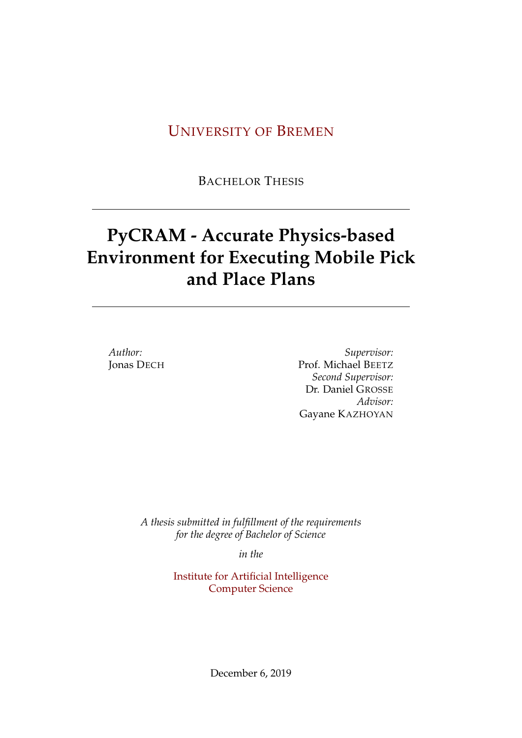UNIVERSITY OF BREMEN

BACHELOR THESIS

# PyCRAM - Accurate Physics-based Environment for Executing Mobile Pick and Place Plans

*Author:*
Jonas DECH

*Supervisor:*
Prof. Michael BEETZ

*Second Supervisor:*
Dr. Daniel GROSSE

*Advisor:*
Gayane KAZHOYAN

*A thesis submitted in fulfillment of the requirements for the degree of Bachelor of Science*

*in the*

Institute for Artificial Intelligence
Computer Science

December 6, 2019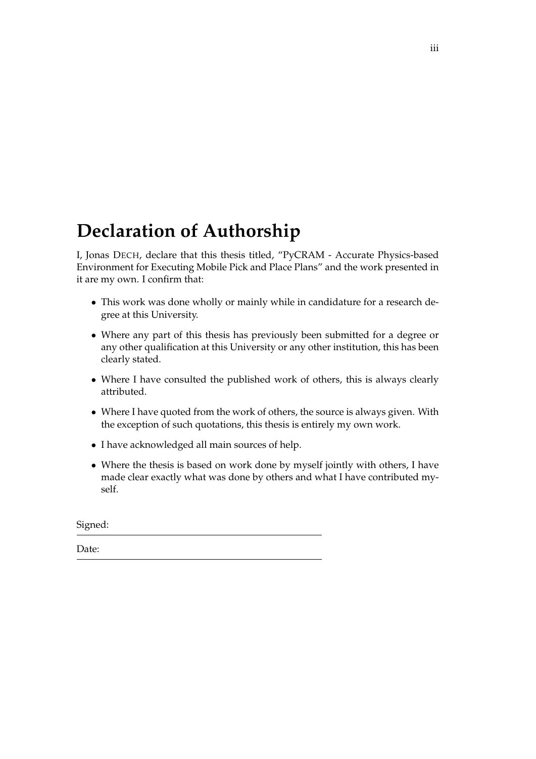# Declaration of Authorship

I, Jonas DECH, declare that this thesis titled, "PyCRAM - Accurate Physics-based Environment for Executing Mobile Pick and Place Plans" and the work presented in it are my own. I confirm that:

- This work was done wholly or mainly while in candidature for a research degree at this University.
- Where any part of this thesis has previously been submitted for a degree or any other qualification at this University or any other institution, this has been clearly stated.
- Where I have consulted the published work of others, this is always clearly attributed.
- Where I have quoted from the work of others, the source is always given. With the exception of such quotations, this thesis is entirely my own work.
- I have acknowledged all main sources of help.
- Where the thesis is based on work done by myself jointly with others, I have made clear exactly what was done by others and what I have contributed myself.

Signed:

Date: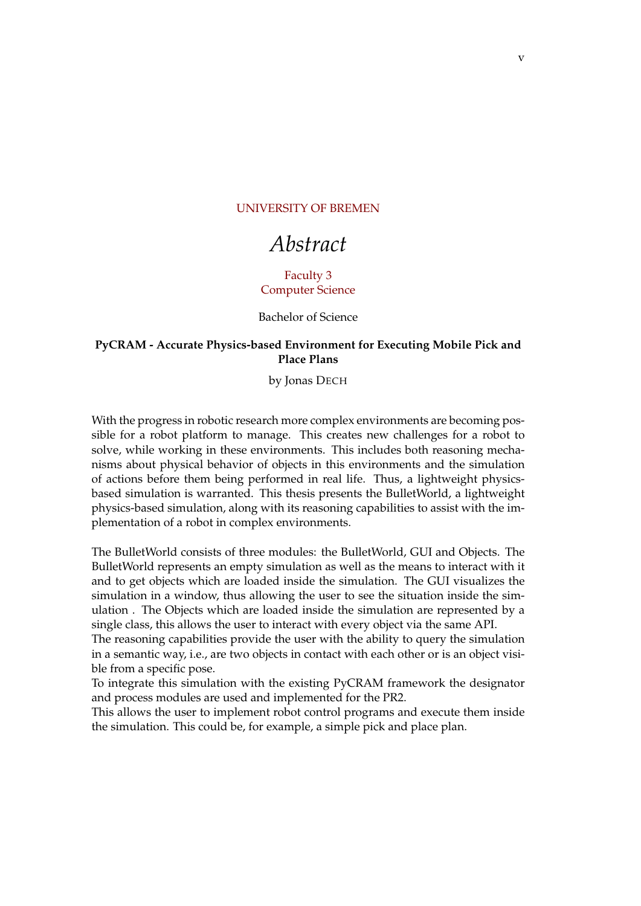UNIVERSITY OF BREMEN

# *Abstract*

Faculty 3
Computer Science

Bachelor of Science

**PyCRAM - Accurate Physics-based Environment for Executing Mobile Pick and Place Plans**

by Jonas DECH

With the progress in robotic research more complex environments are becoming possible for a robot platform to manage. This creates new challenges for a robot to solve, while working in these environments. This includes both reasoning mechanisms about physical behavior of objects in this environments and the simulation of actions before them being performed in real life. Thus, a lightweight physics-based simulation is warranted. This thesis presents the BulletWorld, a lightweight physics-based simulation, along with its reasoning capabilities to assist with the implementation of a robot in complex environments.

The BulletWorld consists of three modules: the BulletWorld, GUI and Objects. The BulletWorld represents an empty simulation as well as the means to interact with it and to get objects which are loaded inside the simulation. The GUI visualizes the simulation in a window, thus allowing the user to see the situation inside the simulation . The Objects which are loaded inside the simulation are represented by a single class, this allows the user to interact with every object via the same API.
The reasoning capabilities provide the user with the ability to query the simulation in a semantic way, i.e., are two objects in contact with each other or is an object visible from a specific pose.
To integrate this simulation with the existing PyCRAM framework the designator and process modules are used and implemented for the PR2.
This allows the user to implement robot control programs and execute them inside the simulation. This could be, for example, a simple pick and place plan.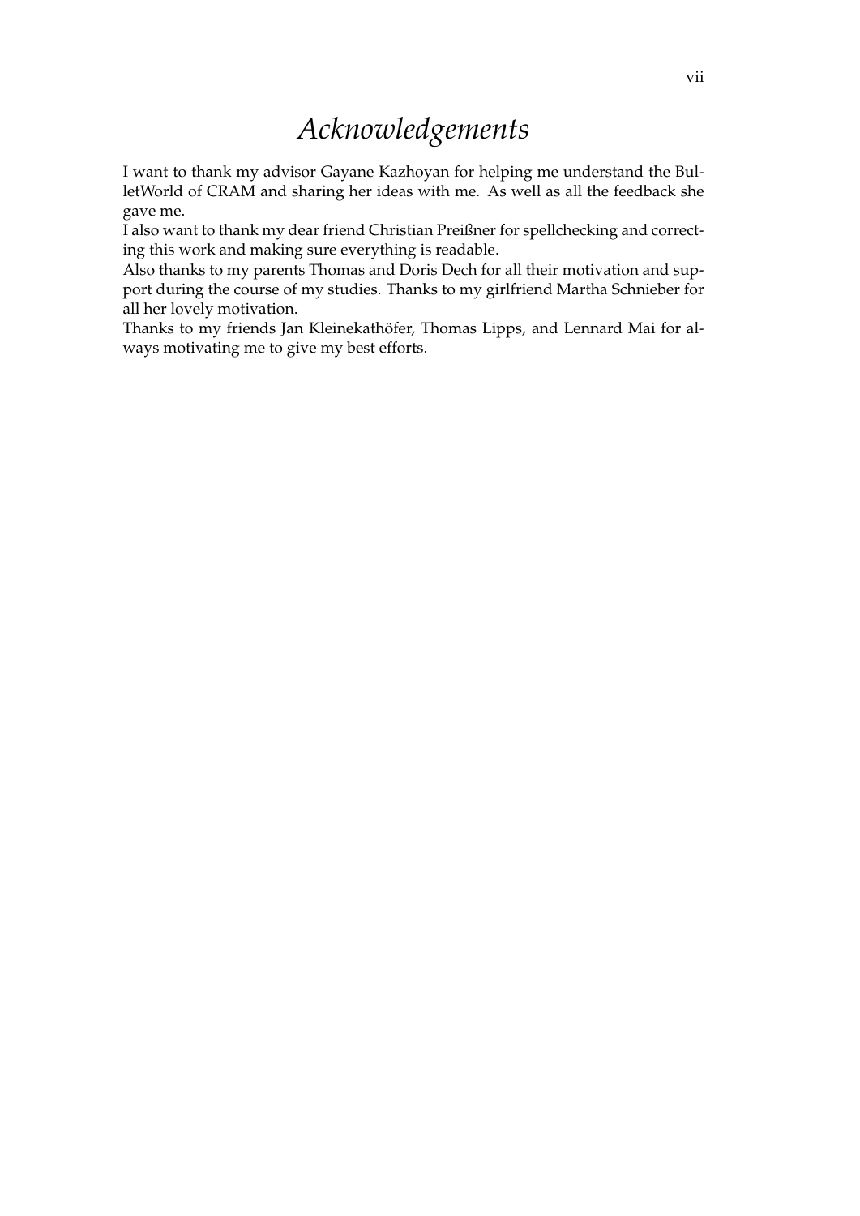# *Acknowledgements*

I want to thank my advisor Gayane Kazhoyan for helping me understand the BulletWorld of CRAM and sharing her ideas with me. As well as all the feedback she gave me.

I also want to thank my dear friend Christian Preißner for spellchecking and correcting this work and making sure everything is readable.

Also thanks to my parents Thomas and Doris Dech for all their motivation and support during the course of my studies. Thanks to my girlfriend Martha Schnieber for all her lovely motivation.

Thanks to my friends Jan Kleinekathöfer, Thomas Lipps, and Lennard Mai for always motivating me to give my best efforts.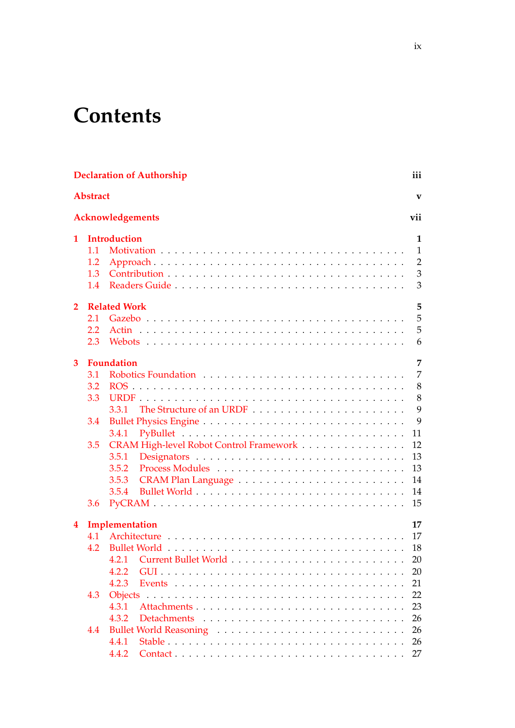# Contents

**Declaration of Authorship** **iii**

**Abstract** **v**

**Acknowledgements** **vii**

**1 Introduction** **1**
- 1.1 Motivation . . . . . . . . . . . . . . . . . . . . . . . . . . . . . 1
- 1.2 Approach . . . . . . . . . . . . . . . . . . . . . . . . . . . . . . 2
- 1.3 Contribution . . . . . . . . . . . . . . . . . . . . . . . . . . . . 3
- 1.4 Readers Guide . . . . . . . . . . . . . . . . . . . . . . . . . . . 3

**2 Related Work** **5**
- 2.1 Gazebo . . . . . . . . . . . . . . . . . . . . . . . . . . . . . . . 5
- 2.2 Actin . . . . . . . . . . . . . . . . . . . . . . . . . . . . . . . . 5
- 2.3 Webots . . . . . . . . . . . . . . . . . . . . . . . . . . . . . . . 6

**3 Foundation** **7**
- 3.1 Robotics Foundation . . . . . . . . . . . . . . . . . . . . . . . 7
- 3.2 ROS . . . . . . . . . . . . . . . . . . . . . . . . . . . . . . . . . 8
- 3.3 URDF . . . . . . . . . . . . . . . . . . . . . . . . . . . . . . . . 8
  - 3.3.1 The Structure of an URDF . . . . . . . . . . . . . . . . . 9
- 3.4 Bullet Physics Engine . . . . . . . . . . . . . . . . . . . . . . . 9
  - 3.4.1 PyBullet . . . . . . . . . . . . . . . . . . . . . . . . . . . 11
- 3.5 CRAM High-level Robot Control Framework . . . . . . . . . . . 12
  - 3.5.1 Designators . . . . . . . . . . . . . . . . . . . . . . . . . 13
  - 3.5.2 Process Modules . . . . . . . . . . . . . . . . . . . . . . 13
  - 3.5.3 CRAM Plan Language . . . . . . . . . . . . . . . . . . . 14
  - 3.5.4 Bullet World . . . . . . . . . . . . . . . . . . . . . . . . 14
- 3.6 PyCRAM . . . . . . . . . . . . . . . . . . . . . . . . . . . . . . 15

**4 Implementation** **17**
- 4.1 Architecture . . . . . . . . . . . . . . . . . . . . . . . . . . . . 17
- 4.2 Bullet World . . . . . . . . . . . . . . . . . . . . . . . . . . . . 18
  - 4.2.1 Current Bullet World . . . . . . . . . . . . . . . . . . . . 20
  - 4.2.2 GUI . . . . . . . . . . . . . . . . . . . . . . . . . . . . . 20
  - 4.2.3 Events . . . . . . . . . . . . . . . . . . . . . . . . . . . . 21
- 4.3 Objects . . . . . . . . . . . . . . . . . . . . . . . . . . . . . . . 22
  - 4.3.1 Attachments . . . . . . . . . . . . . . . . . . . . . . . . 23
  - 4.3.2 Detachments . . . . . . . . . . . . . . . . . . . . . . . . 26
- 4.4 Bullet World Reasoning . . . . . . . . . . . . . . . . . . . . . . 26
  - 4.4.1 Stable . . . . . . . . . . . . . . . . . . . . . . . . . . . . 26
  - 4.4.2 Contact . . . . . . . . . . . . . . . . . . . . . . . . . . . 27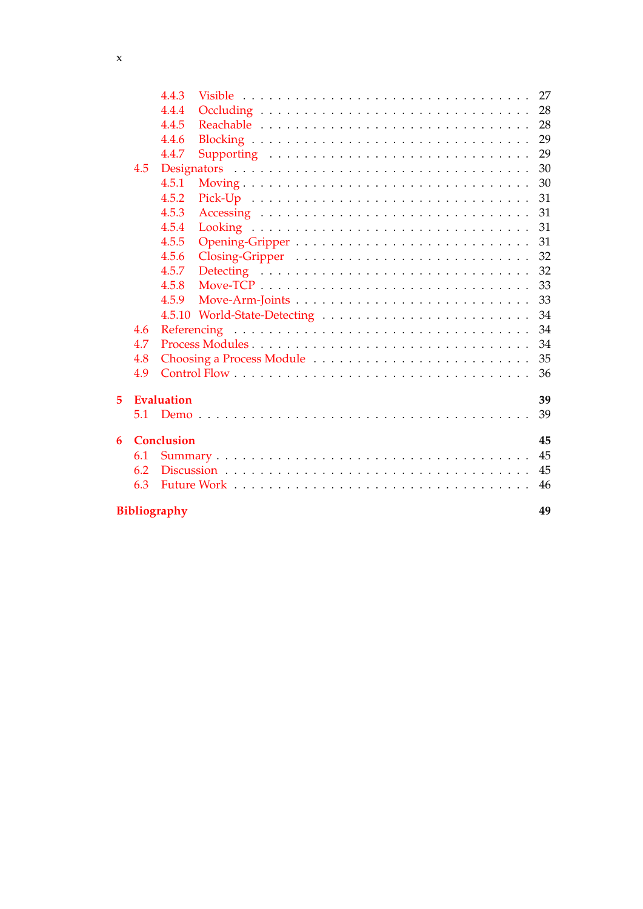- 4.4.3 Visible . . . . . . . . . . . . . . . . . . . . . . . . . . . . . 27
- 4.4.4 Occluding . . . . . . . . . . . . . . . . . . . . . . . . . . . 28
- 4.4.5 Reachable . . . . . . . . . . . . . . . . . . . . . . . . . . . 28
- 4.4.6 Blocking . . . . . . . . . . . . . . . . . . . . . . . . . . . . 29
- 4.4.7 Supporting . . . . . . . . . . . . . . . . . . . . . . . . . . 29

4.5 Designators . . . . . . . . . . . . . . . . . . . . . . . . . . . . . . 30

- 4.5.1 Moving . . . . . . . . . . . . . . . . . . . . . . . . . . . . . 30
- 4.5.2 Pick-Up . . . . . . . . . . . . . . . . . . . . . . . . . . . . 31
- 4.5.3 Accessing . . . . . . . . . . . . . . . . . . . . . . . . . . . 31
- 4.5.4 Looking . . . . . . . . . . . . . . . . . . . . . . . . . . . . 31
- 4.5.5 Opening-Gripper . . . . . . . . . . . . . . . . . . . . . . . 31
- 4.5.6 Closing-Gripper . . . . . . . . . . . . . . . . . . . . . . . 32
- 4.5.7 Detecting . . . . . . . . . . . . . . . . . . . . . . . . . . . 32
- 4.5.8 Move-TCP . . . . . . . . . . . . . . . . . . . . . . . . . . . 33
- 4.5.9 Move-Arm-Joints . . . . . . . . . . . . . . . . . . . . . . . 33
- 4.5.10 World-State-Detecting . . . . . . . . . . . . . . . . . . . 34

4.6 Referencing . . . . . . . . . . . . . . . . . . . . . . . . . . . . . . 34

4.7 Process Modules . . . . . . . . . . . . . . . . . . . . . . . . . . . 34

4.8 Choosing a Process Module . . . . . . . . . . . . . . . . . . . . . 35

4.9 Control Flow . . . . . . . . . . . . . . . . . . . . . . . . . . . . . 36

**5 Evaluation** **39**

5.1 Demo . . . . . . . . . . . . . . . . . . . . . . . . . . . . . . . . . 39

**6 Conclusion** **45**

6.1 Summary . . . . . . . . . . . . . . . . . . . . . . . . . . . . . . . 45

6.2 Discussion . . . . . . . . . . . . . . . . . . . . . . . . . . . . . . 45

6.3 Future Work . . . . . . . . . . . . . . . . . . . . . . . . . . . . . 46

**Bibliography** **49**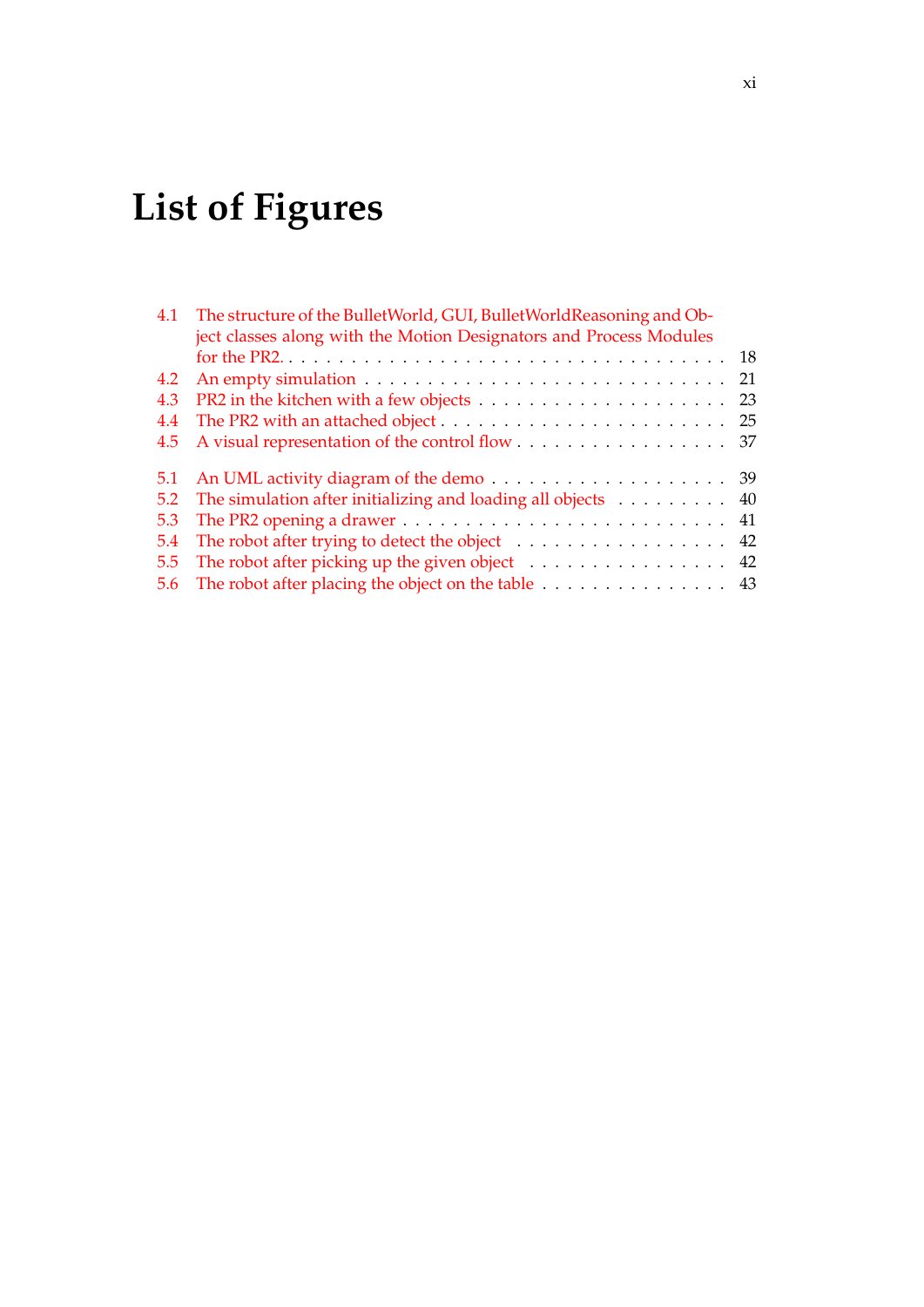# List of Figures

4.1 The structure of the BulletWorld, GUI, BulletWorldReasoning and Object classes along with the Motion Designators and Process Modules for the PR2. . . . . 18
4.2 An empty simulation . . . . . 21
4.3 PR2 in the kitchen with a few objects . . . . . 23
4.4 The PR2 with an attached object . . . . . 25
4.5 A visual representation of the control flow . . . . . 37

5.1 An UML activity diagram of the demo . . . . . 39
5.2 The simulation after initializing and loading all objects . . . . . 40
5.3 The PR2 opening a drawer . . . . . 41
5.4 The robot after trying to detect the object . . . . . 42
5.5 The robot after picking up the given object . . . . . 42
5.6 The robot after placing the object on the table . . . . . 43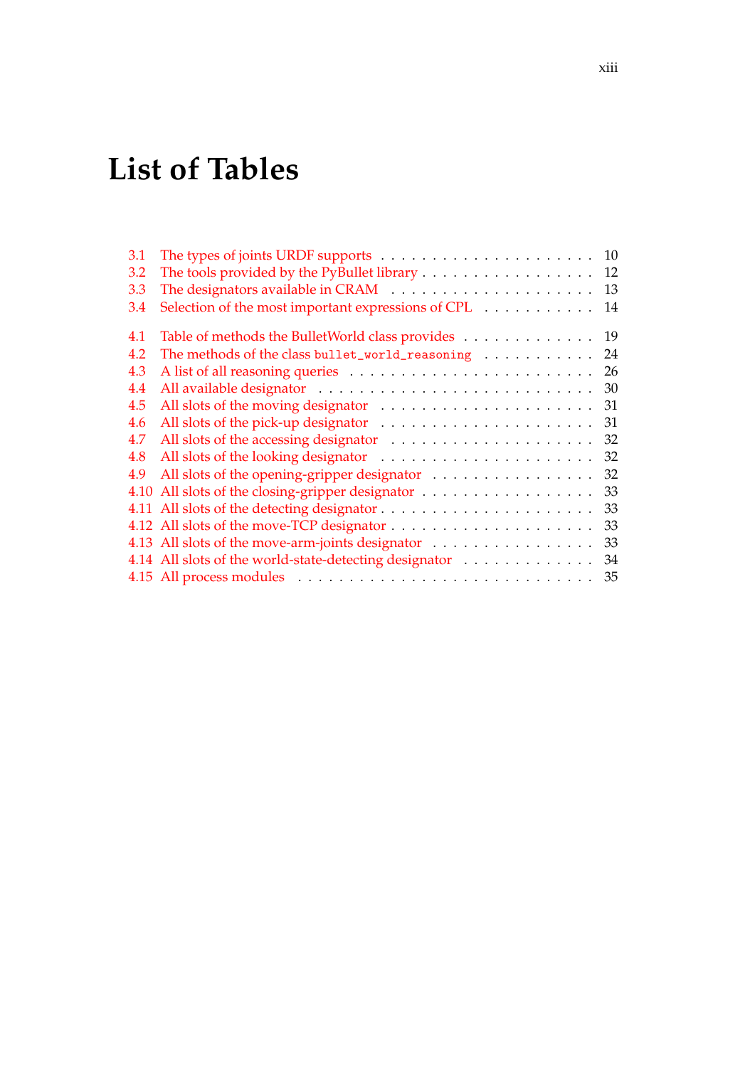# List of Tables

3.1 The types of joints URDF supports . . . . . . . . . . 10
3.2 The tools provided by the PyBullet library . . . . . . . . . . 12
3.3 The designators available in CRAM . . . . . . . . . . 13
3.4 Selection of the most important expressions of CPL . . . . . . . . . . 14

4.1 Table of methods the BulletWorld class provides . . . . . . . . . . 19
4.2 The methods of the class `bullet_world_reasoning` . . . . . . . . . . 24
4.3 A list of all reasoning queries . . . . . . . . . . 26
4.4 All available designator . . . . . . . . . . 30
4.5 All slots of the moving designator . . . . . . . . . . 31
4.6 All slots of the pick-up designator . . . . . . . . . . 31
4.7 All slots of the accessing designator . . . . . . . . . . 32
4.8 All slots of the looking designator . . . . . . . . . . 32
4.9 All slots of the opening-gripper designator . . . . . . . . . . 32
4.10 All slots of the closing-gripper designator . . . . . . . . . . 33
4.11 All slots of the detecting designator . . . . . . . . . . 33
4.12 All slots of the move-TCP designator . . . . . . . . . . 33
4.13 All slots of the move-arm-joints designator . . . . . . . . . . 33
4.14 All slots of the world-state-detecting designator . . . . . . . . . . 34
4.15 All process modules . . . . . . . . . . 35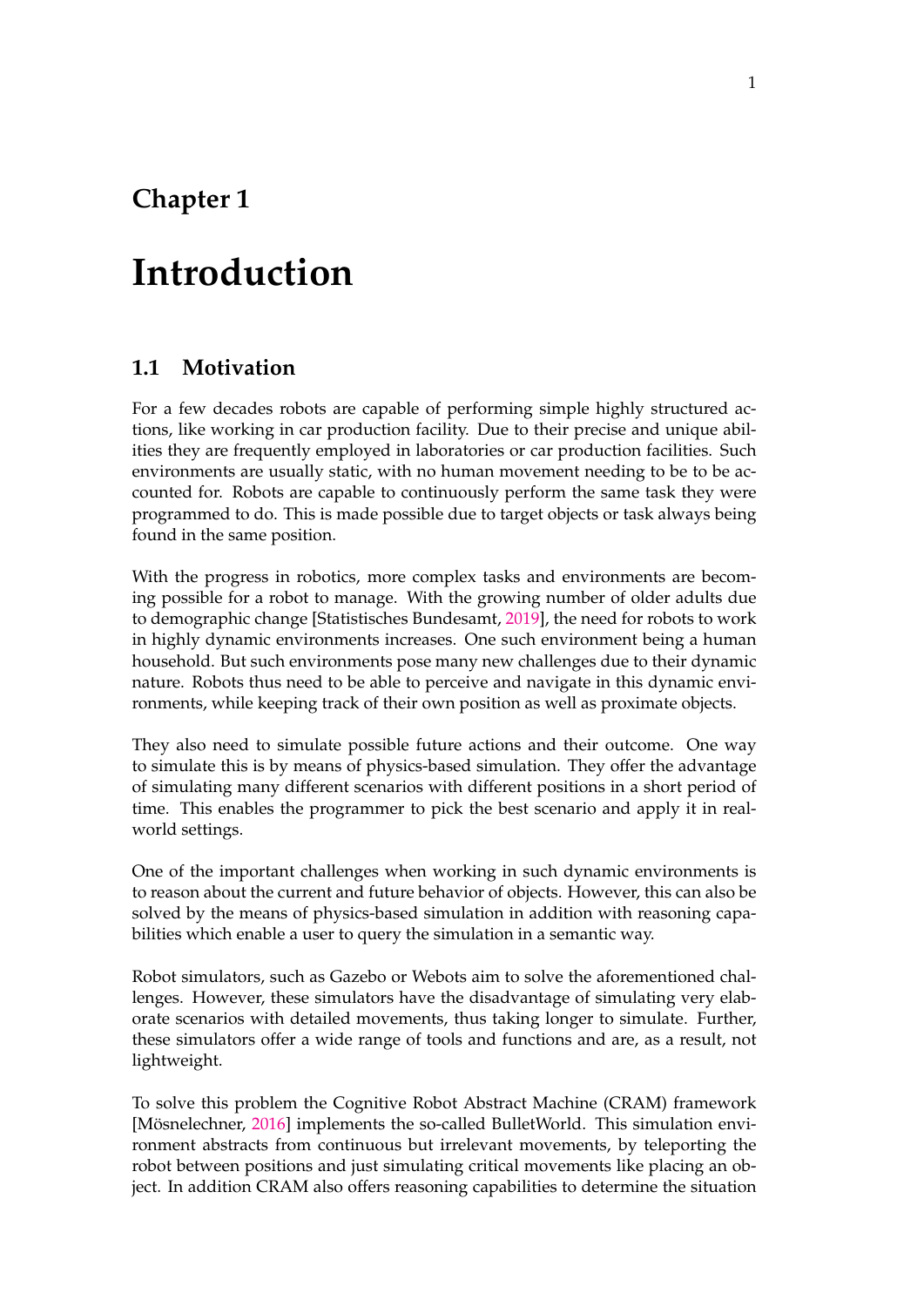# Chapter 1

# Introduction

## 1.1 Motivation

For a few decades robots are capable of performing simple highly structured actions, like working in car production facility. Due to their precise and unique abilities they are frequently employed in laboratories or car production facilities. Such environments are usually static, with no human movement needing to be to be accounted for. Robots are capable to continuously perform the same task they were programmed to do. This is made possible due to target objects or task always being found in the same position.

With the progress in robotics, more complex tasks and environments are becoming possible for a robot to manage. With the growing number of older adults due to demographic change [Statistisches Bundesamt, 2019], the need for robots to work in highly dynamic environments increases. One such environment being a human household. But such environments pose many new challenges due to their dynamic nature. Robots thus need to be able to perceive and navigate in this dynamic environments, while keeping track of their own position as well as proximate objects.

They also need to simulate possible future actions and their outcome. One way to simulate this is by means of physics-based simulation. They offer the advantage of simulating many different scenarios with different positions in a short period of time. This enables the programmer to pick the best scenario and apply it in real-world settings.

One of the important challenges when working in such dynamic environments is to reason about the current and future behavior of objects. However, this can also be solved by the means of physics-based simulation in addition with reasoning capabilities which enable a user to query the simulation in a semantic way.

Robot simulators, such as Gazebo or Webots aim to solve the aforementioned challenges. However, these simulators have the disadvantage of simulating very elaborate scenarios with detailed movements, thus taking longer to simulate. Further, these simulators offer a wide range of tools and functions and are, as a result, not lightweight.

To solve this problem the Cognitive Robot Abstract Machine (CRAM) framework [Mösnelechner, 2016] implements the so-called BulletWorld. This simulation environment abstracts from continuous but irrelevant movements, by teleporting the robot between positions and just simulating critical movements like placing an object. In addition CRAM also offers reasoning capabilities to determine the situation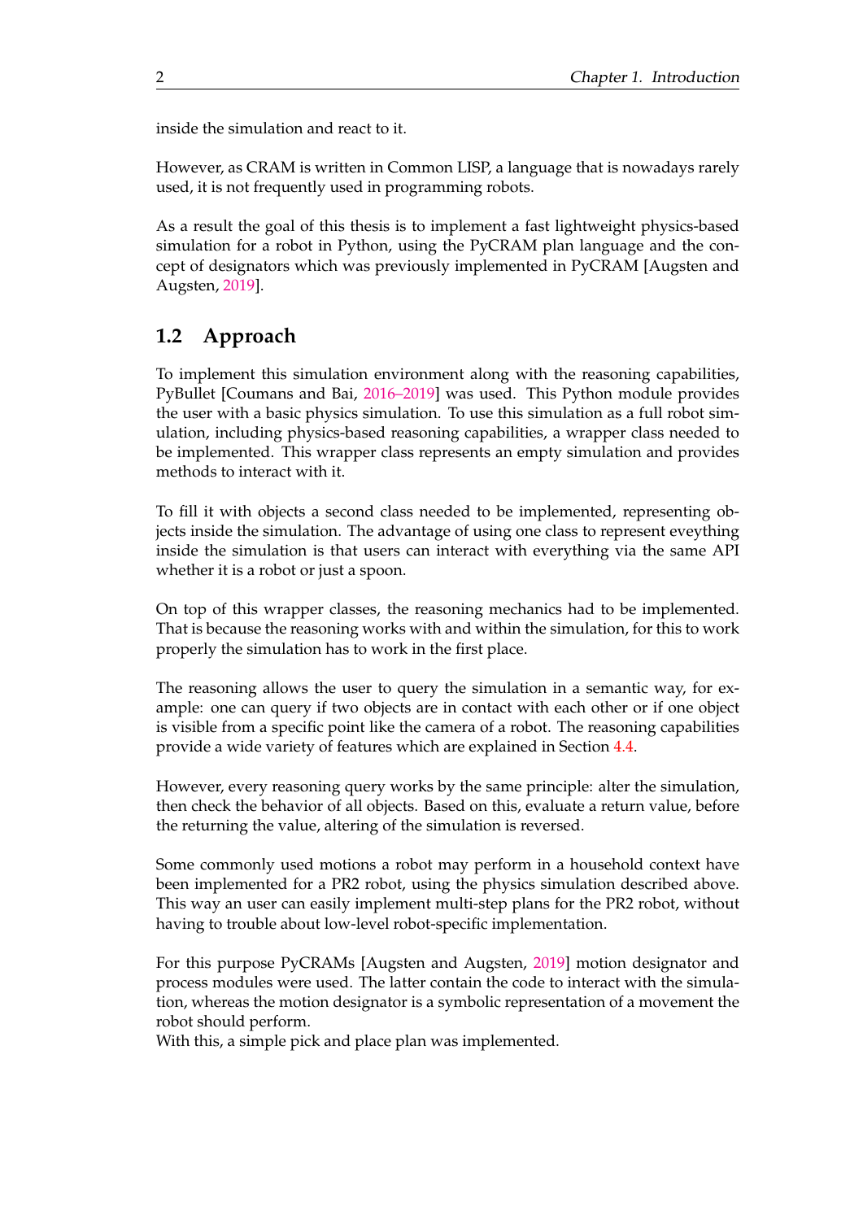inside the simulation and react to it.

However, as CRAM is written in Common LISP, a language that is nowadays rarely used, it is not frequently used in programming robots.

As a result the goal of this thesis is to implement a fast lightweight physics-based simulation for a robot in Python, using the PyCRAM plan language and the concept of designators which was previously implemented in PyCRAM [Augsten and Augsten, 2019].

## 1.2 Approach

To implement this simulation environment along with the reasoning capabilities, PyBullet [Coumans and Bai, 2016–2019] was used. This Python module provides the user with a basic physics simulation. To use this simulation as a full robot simulation, including physics-based reasoning capabilities, a wrapper class needed to be implemented. This wrapper class represents an empty simulation and provides methods to interact with it.

To fill it with objects a second class needed to be implemented, representing objects inside the simulation. The advantage of using one class to represent eveything inside the simulation is that users can interact with everything via the same API whether it is a robot or just a spoon.

On top of this wrapper classes, the reasoning mechanics had to be implemented. That is because the reasoning works with and within the simulation, for this to work properly the simulation has to work in the first place.

The reasoning allows the user to query the simulation in a semantic way, for example: one can query if two objects are in contact with each other or if one object is visible from a specific point like the camera of a robot. The reasoning capabilities provide a wide variety of features which are explained in Section 4.4.

However, every reasoning query works by the same principle: alter the simulation, then check the behavior of all objects. Based on this, evaluate a return value, before the returning the value, altering of the simulation is reversed.

Some commonly used motions a robot may perform in a household context have been implemented for a PR2 robot, using the physics simulation described above. This way an user can easily implement multi-step plans for the PR2 robot, without having to trouble about low-level robot-specific implementation.

For this purpose PyCRAMs [Augsten and Augsten, 2019] motion designator and process modules were used. The latter contain the code to interact with the simulation, whereas the motion designator is a symbolic representation of a movement the robot should perform.
With this, a simple pick and place plan was implemented.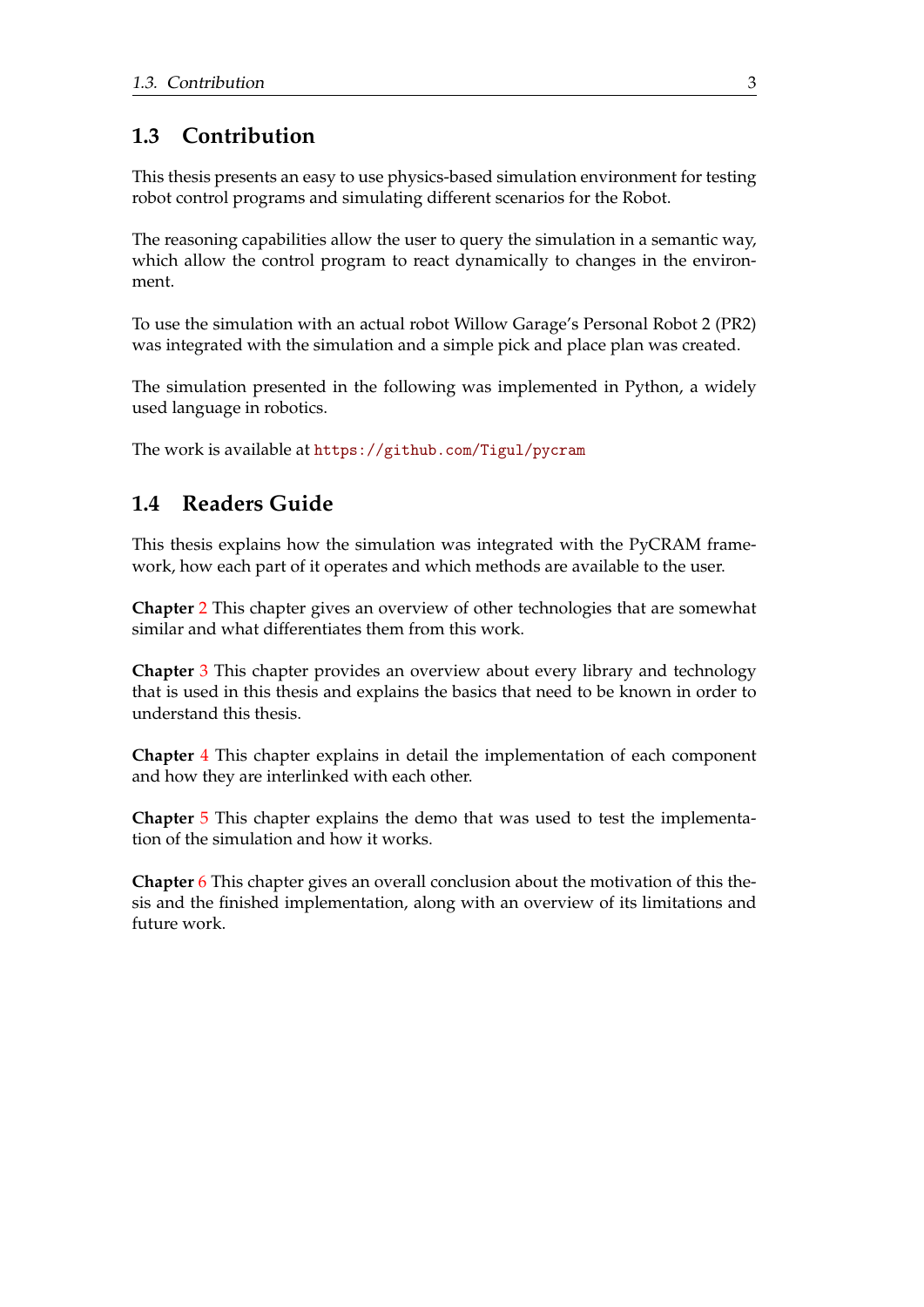## 1.3 Contribution

This thesis presents an easy to use physics-based simulation environment for testing robot control programs and simulating different scenarios for the Robot.

The reasoning capabilities allow the user to query the simulation in a semantic way, which allow the control program to react dynamically to changes in the environment.

To use the simulation with an actual robot Willow Garage's Personal Robot 2 (PR2) was integrated with the simulation and a simple pick and place plan was created.

The simulation presented in the following was implemented in Python, a widely used language in robotics.

The work is available at https://github.com/Tigul/pycram

## 1.4 Readers Guide

This thesis explains how the simulation was integrated with the PyCRAM framework, how each part of it operates and which methods are available to the user.

**Chapter** 2 This chapter gives an overview of other technologies that are somewhat similar and what differentiates them from this work.

**Chapter** 3 This chapter provides an overview about every library and technology that is used in this thesis and explains the basics that need to be known in order to understand this thesis.

**Chapter** 4 This chapter explains in detail the implementation of each component and how they are interlinked with each other.

**Chapter** 5 This chapter explains the demo that was used to test the implementation of the simulation and how it works.

**Chapter** 6 This chapter gives an overall conclusion about the motivation of this thesis and the finished implementation, along with an overview of its limitations and future work.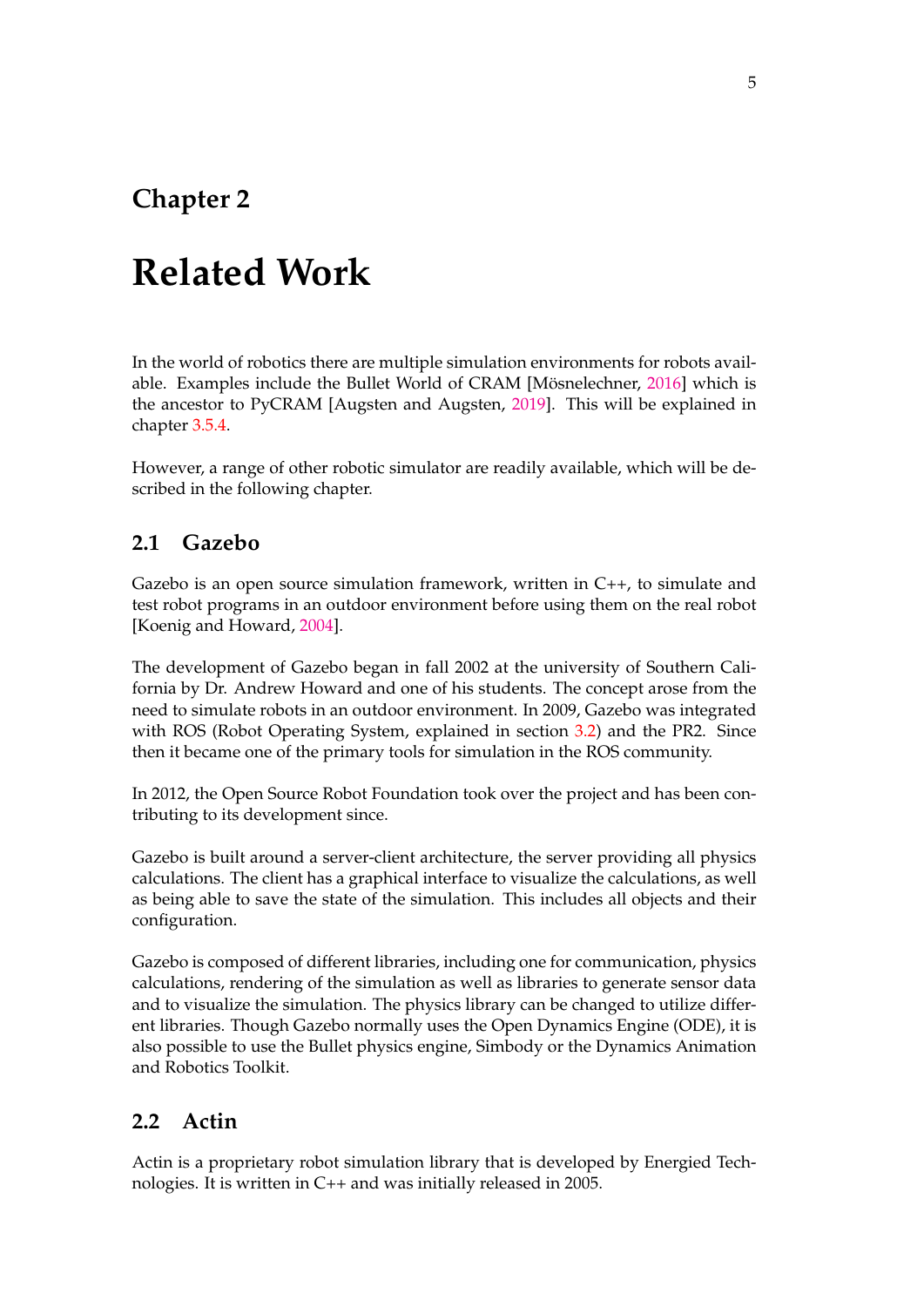# Chapter 2

# Related Work

In the world of robotics there are multiple simulation environments for robots available. Examples include the Bullet World of CRAM [Mösnelechner, 2016] which is the ancestor to PyCRAM [Augsten and Augsten, 2019]. This will be explained in chapter 3.5.4.

However, a range of other robotic simulator are readily available, which will be described in the following chapter.

## 2.1 Gazebo

Gazebo is an open source simulation framework, written in C++, to simulate and test robot programs in an outdoor environment before using them on the real robot [Koenig and Howard, 2004].

The development of Gazebo began in fall 2002 at the university of Southern California by Dr. Andrew Howard and one of his students. The concept arose from the need to simulate robots in an outdoor environment. In 2009, Gazebo was integrated with ROS (Robot Operating System, explained in section 3.2) and the PR2. Since then it became one of the primary tools for simulation in the ROS community.

In 2012, the Open Source Robot Foundation took over the project and has been contributing to its development since.

Gazebo is built around a server-client architecture, the server providing all physics calculations. The client has a graphical interface to visualize the calculations, as well as being able to save the state of the simulation. This includes all objects and their configuration.

Gazebo is composed of different libraries, including one for communication, physics calculations, rendering of the simulation as well as libraries to generate sensor data and to visualize the simulation. The physics library can be changed to utilize different libraries. Though Gazebo normally uses the Open Dynamics Engine (ODE), it is also possible to use the Bullet physics engine, Simbody or the Dynamics Animation and Robotics Toolkit.

## 2.2 Actin

Actin is a proprietary robot simulation library that is developed by Energied Technologies. It is written in C++ and was initially released in 2005.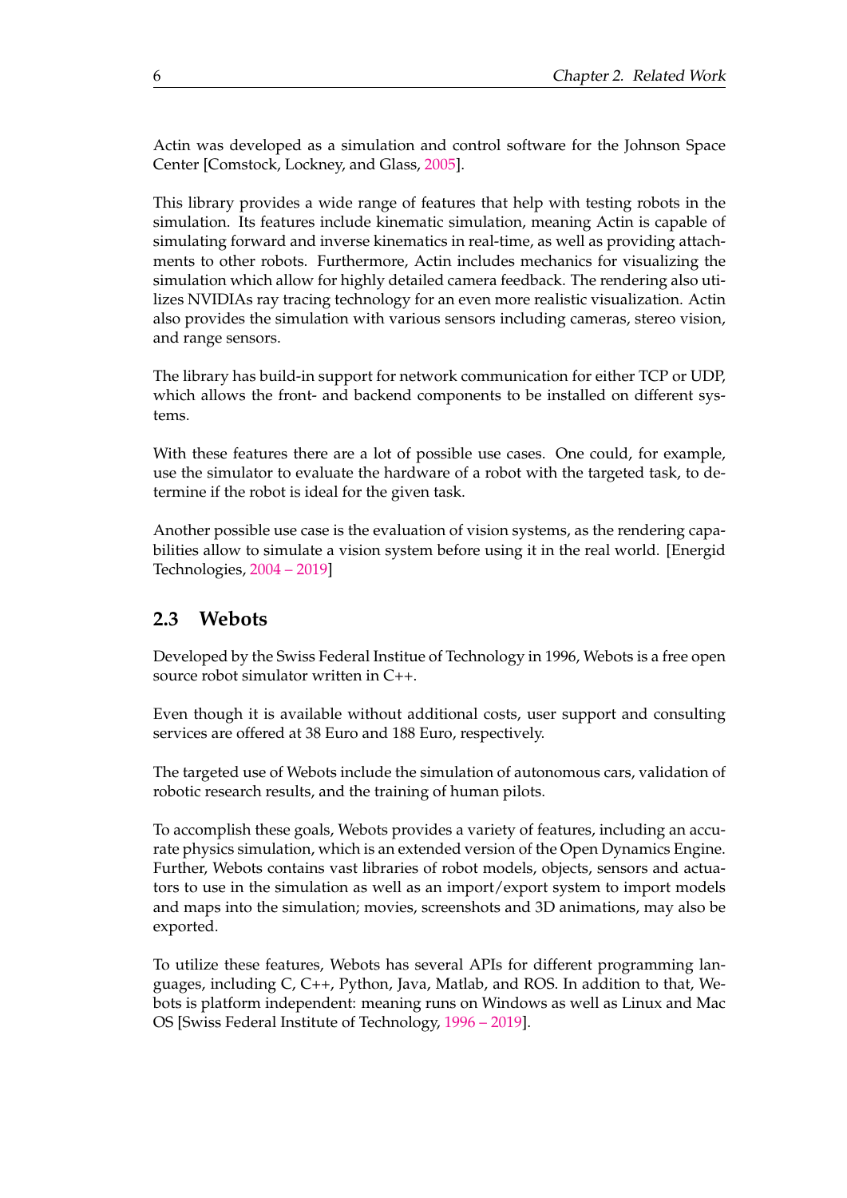Actin was developed as a simulation and control software for the Johnson Space Center [Comstock, Lockney, and Glass, 2005].

This library provides a wide range of features that help with testing robots in the simulation. Its features include kinematic simulation, meaning Actin is capable of simulating forward and inverse kinematics in real-time, as well as providing attachments to other robots. Furthermore, Actin includes mechanics for visualizing the simulation which allow for highly detailed camera feedback. The rendering also utilizes NVIDIAs ray tracing technology for an even more realistic visualization. Actin also provides the simulation with various sensors including cameras, stereo vision, and range sensors.

The library has build-in support for network communication for either TCP or UDP, which allows the front- and backend components to be installed on different systems.

With these features there are a lot of possible use cases. One could, for example, use the simulator to evaluate the hardware of a robot with the targeted task, to determine if the robot is ideal for the given task.

Another possible use case is the evaluation of vision systems, as the rendering capabilities allow to simulate a vision system before using it in the real world. [Energid Technologies, 2004 – 2019]

## 2.3 Webots

Developed by the Swiss Federal Institue of Technology in 1996, Webots is a free open source robot simulator written in C++.

Even though it is available without additional costs, user support and consulting services are offered at 38 Euro and 188 Euro, respectively.

The targeted use of Webots include the simulation of autonomous cars, validation of robotic research results, and the training of human pilots.

To accomplish these goals, Webots provides a variety of features, including an accurate physics simulation, which is an extended version of the Open Dynamics Engine. Further, Webots contains vast libraries of robot models, objects, sensors and actuators to use in the simulation as well as an import/export system to import models and maps into the simulation; movies, screenshots and 3D animations, may also be exported.

To utilize these features, Webots has several APIs for different programming languages, including C, C++, Python, Java, Matlab, and ROS. In addition to that, Webots is platform independent: meaning runs on Windows as well as Linux and Mac OS [Swiss Federal Institute of Technology, 1996 – 2019].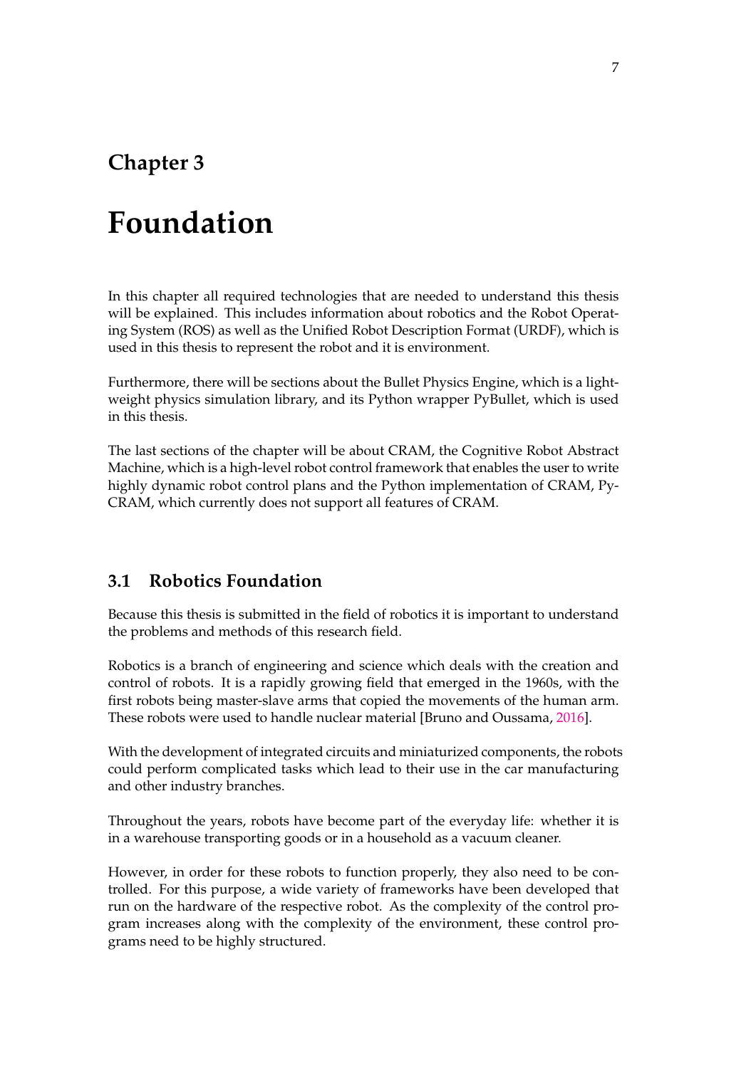# Chapter 3

# Foundation

In this chapter all required technologies that are needed to understand this thesis will be explained. This includes information about robotics and the Robot Operating System (ROS) as well as the Unified Robot Description Format (URDF), which is used in this thesis to represent the robot and it is environment.

Furthermore, there will be sections about the Bullet Physics Engine, which is a lightweight physics simulation library, and its Python wrapper PyBullet, which is used in this thesis.

The last sections of the chapter will be about CRAM, the Cognitive Robot Abstract Machine, which is a high-level robot control framework that enables the user to write highly dynamic robot control plans and the Python implementation of CRAM, PyCRAM, which currently does not support all features of CRAM.

## 3.1 Robotics Foundation

Because this thesis is submitted in the field of robotics it is important to understand the problems and methods of this research field.

Robotics is a branch of engineering and science which deals with the creation and control of robots. It is a rapidly growing field that emerged in the 1960s, with the first robots being master-slave arms that copied the movements of the human arm. These robots were used to handle nuclear material [Bruno and Oussama, 2016].

With the development of integrated circuits and miniaturized components, the robots could perform complicated tasks which lead to their use in the car manufacturing and other industry branches.

Throughout the years, robots have become part of the everyday life: whether it is in a warehouse transporting goods or in a household as a vacuum cleaner.

However, in order for these robots to function properly, they also need to be controlled. For this purpose, a wide variety of frameworks have been developed that run on the hardware of the respective robot. As the complexity of the control program increases along with the complexity of the environment, these control programs need to be highly structured.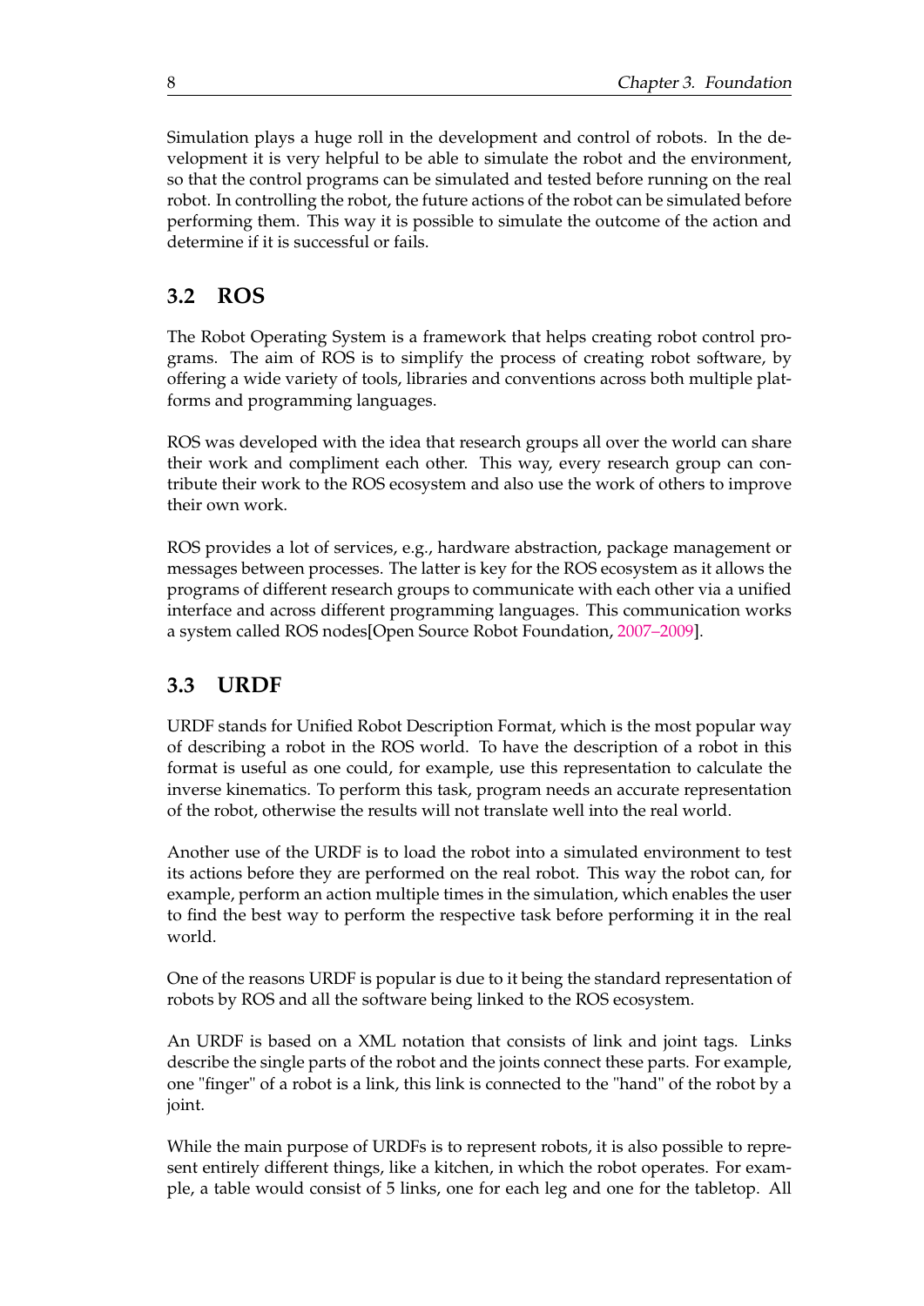Simulation plays a huge roll in the development and control of robots. In the development it is very helpful to be able to simulate the robot and the environment, so that the control programs can be simulated and tested before running on the real robot. In controlling the robot, the future actions of the robot can be simulated before performing them. This way it is possible to simulate the outcome of the action and determine if it is successful or fails.

## 3.2 ROS

The Robot Operating System is a framework that helps creating robot control programs. The aim of ROS is to simplify the process of creating robot software, by offering a wide variety of tools, libraries and conventions across both multiple platforms and programming languages.

ROS was developed with the idea that research groups all over the world can share their work and compliment each other. This way, every research group can contribute their work to the ROS ecosystem and also use the work of others to improve their own work.

ROS provides a lot of services, e.g., hardware abstraction, package management or messages between processes. The latter is key for the ROS ecosystem as it allows the programs of different research groups to communicate with each other via a unified interface and across different programming languages. This communication works a system called ROS nodes[Open Source Robot Foundation, 2007–2009].

## 3.3 URDF

URDF stands for Unified Robot Description Format, which is the most popular way of describing a robot in the ROS world. To have the description of a robot in this format is useful as one could, for example, use this representation to calculate the inverse kinematics. To perform this task, program needs an accurate representation of the robot, otherwise the results will not translate well into the real world.

Another use of the URDF is to load the robot into a simulated environment to test its actions before they are performed on the real robot. This way the robot can, for example, perform an action multiple times in the simulation, which enables the user to find the best way to perform the respective task before performing it in the real world.

One of the reasons URDF is popular is due to it being the standard representation of robots by ROS and all the software being linked to the ROS ecosystem.

An URDF is based on a XML notation that consists of link and joint tags. Links describe the single parts of the robot and the joints connect these parts. For example, one "finger" of a robot is a link, this link is connected to the "hand" of the robot by a joint.

While the main purpose of URDFs is to represent robots, it is also possible to represent entirely different things, like a kitchen, in which the robot operates. For example, a table would consist of 5 links, one for each leg and one for the tabletop. All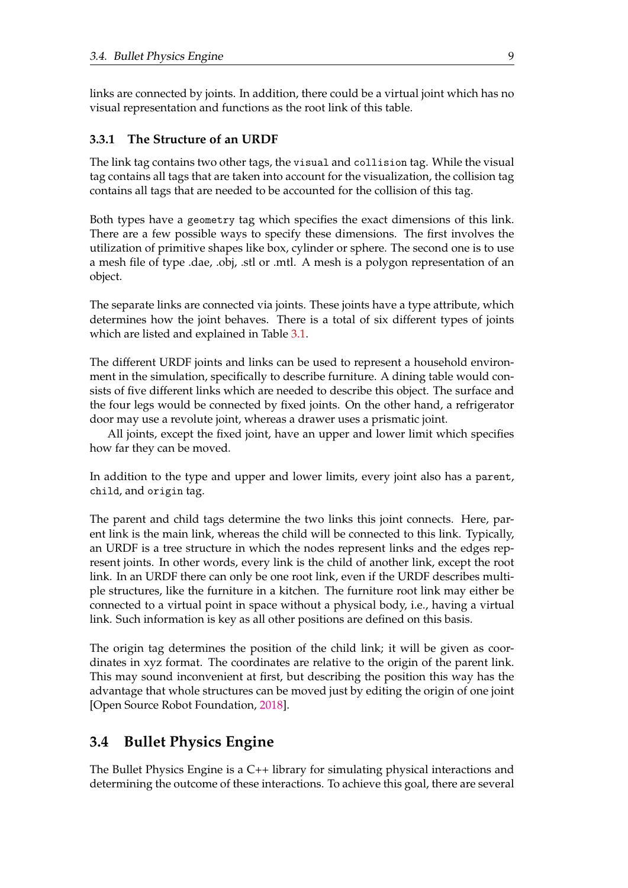links are connected by joints. In addition, there could be a virtual joint which has no visual representation and functions as the root link of this table.

### 3.3.1 The Structure of an URDF

The link tag contains two other tags, the `visual` and `collision` tag. While the visual tag contains all tags that are taken into account for the visualization, the collision tag contains all tags that are needed to be accounted for the collision of this tag.

Both types have a `geometry` tag which specifies the exact dimensions of this link. There are a few possible ways to specify these dimensions. The first involves the utilization of primitive shapes like box, cylinder or sphere. The second one is to use a mesh file of type .dae, .obj, .stl or .mtl. A mesh is a polygon representation of an object.

The separate links are connected via joints. These joints have a type attribute, which determines how the joint behaves. There is a total of six different types of joints which are listed and explained in Table 3.1.

The different URDF joints and links can be used to represent a household environment in the simulation, specifically to describe furniture. A dining table would consists of five different links which are needed to describe this object. The surface and the four legs would be connected by fixed joints. On the other hand, a refrigerator door may use a revolute joint, whereas a drawer uses a prismatic joint.

All joints, except the fixed joint, have an upper and lower limit which specifies how far they can be moved.

In addition to the type and upper and lower limits, every joint also has a `parent`, `child`, and `origin` tag.

The parent and child tags determine the two links this joint connects. Here, parent link is the main link, whereas the child will be connected to this link. Typically, an URDF is a tree structure in which the nodes represent links and the edges represent joints. In other words, every link is the child of another link, except the root link. In an URDF there can only be one root link, even if the URDF describes multiple structures, like the furniture in a kitchen. The furniture root link may either be connected to a virtual point in space without a physical body, i.e., having a virtual link. Such information is key as all other positions are defined on this basis.

The origin tag determines the position of the child link; it will be given as coordinates in xyz format. The coordinates are relative to the origin of the parent link. This may sound inconvenient at first, but describing the position this way has the advantage that whole structures can be moved just by editing the origin of one joint [Open Source Robot Foundation, 2018].

## 3.4 Bullet Physics Engine

The Bullet Physics Engine is a C++ library for simulating physical interactions and determining the outcome of these interactions. To achieve this goal, there are several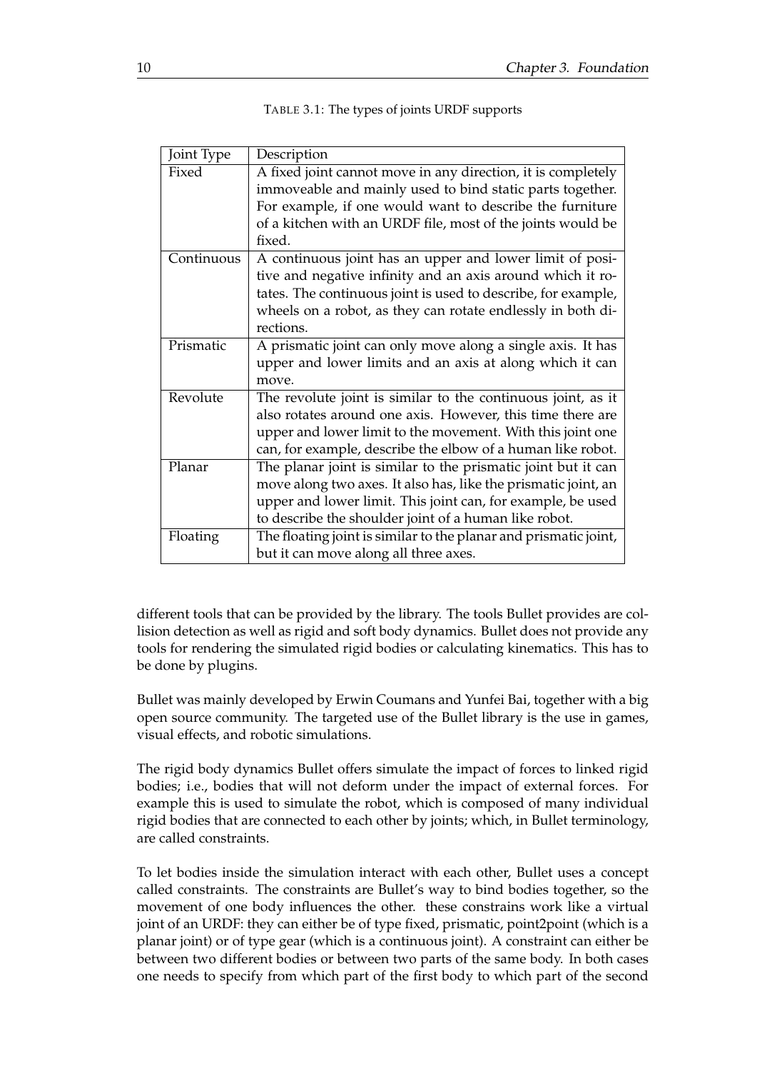TABLE 3.1: The types of joints URDF supports

| Joint Type | Description |
| --- | --- |
| Fixed | A fixed joint cannot move in any direction, it is completely immoveable and mainly used to bind static parts together. For example, if one would want to describe the furniture of a kitchen with an URDF file, most of the joints would be fixed. |
| Continuous | A continuous joint has an upper and lower limit of positive and negative infinity and an axis around which it rotates. The continuous joint is used to describe, for example, wheels on a robot, as they can rotate endlessly in both directions. |
| Prismatic | A prismatic joint can only move along a single axis. It has upper and lower limits and an axis at along which it can move. |
| Revolute | The revolute joint is similar to the continuous joint, as it also rotates around one axis. However, this time there are upper and lower limit to the movement. With this joint one can, for example, describe the elbow of a human like robot. |
| Planar | The planar joint is similar to the prismatic joint but it can move along two axes. It also has, like the prismatic joint, an upper and lower limit. This joint can, for example, be used to describe the shoulder joint of a human like robot. |
| Floating | The floating joint is similar to the planar and prismatic joint, but it can move along all three axes. |

different tools that can be provided by the library. The tools Bullet provides are collision detection as well as rigid and soft body dynamics. Bullet does not provide any tools for rendering the simulated rigid bodies or calculating kinematics. This has to be done by plugins.

Bullet was mainly developed by Erwin Coumans and Yunfei Bai, together with a big open source community. The targeted use of the Bullet library is the use in games, visual effects, and robotic simulations.

The rigid body dynamics Bullet offers simulate the impact of forces to linked rigid bodies; i.e., bodies that will not deform under the impact of external forces. For example this is used to simulate the robot, which is composed of many individual rigid bodies that are connected to each other by joints; which, in Bullet terminology, are called constraints.

To let bodies inside the simulation interact with each other, Bullet uses a concept called constraints. The constraints are Bullet's way to bind bodies together, so the movement of one body influences the other. these constrains work like a virtual joint of an URDF: they can either be of type fixed, prismatic, point2point (which is a planar joint) or of type gear (which is a continuous joint). A constraint can either be between two different bodies or between two parts of the same body. In both cases one needs to specify from which part of the first body to which part of the second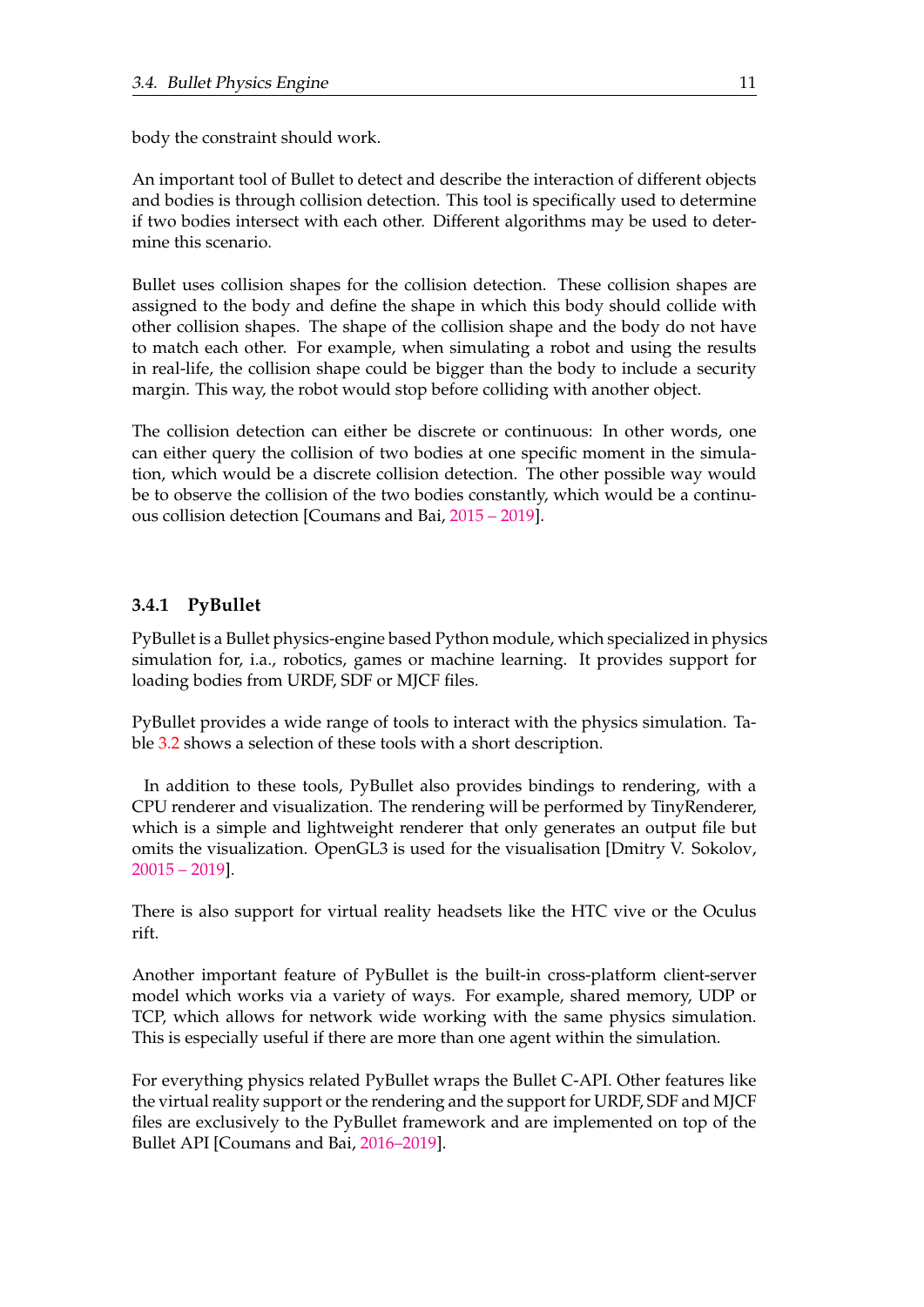body the constraint should work.

An important tool of Bullet to detect and describe the interaction of different objects and bodies is through collision detection. This tool is specifically used to determine if two bodies intersect with each other. Different algorithms may be used to determine this scenario.

Bullet uses collision shapes for the collision detection. These collision shapes are assigned to the body and define the shape in which this body should collide with other collision shapes. The shape of the collision shape and the body do not have to match each other. For example, when simulating a robot and using the results in real-life, the collision shape could be bigger than the body to include a security margin. This way, the robot would stop before colliding with another object.

The collision detection can either be discrete or continuous: In other words, one can either query the collision of two bodies at one specific moment in the simulation, which would be a discrete collision detection. The other possible way would be to observe the collision of the two bodies constantly, which would be a continuous collision detection [Coumans and Bai, 2015 – 2019].

### 3.4.1 PyBullet

PyBullet is a Bullet physics-engine based Python module, which specialized in physics simulation for, i.a., robotics, games or machine learning. It provides support for loading bodies from URDF, SDF or MJCF files.

PyBullet provides a wide range of tools to interact with the physics simulation. Table 3.2 shows a selection of these tools with a short description.

In addition to these tools, PyBullet also provides bindings to rendering, with a CPU renderer and visualization. The rendering will be performed by TinyRenderer, which is a simple and lightweight renderer that only generates an output file but omits the visualization. OpenGL3 is used for the visualisation [Dmitry V. Sokolov, 20015 – 2019].

There is also support for virtual reality headsets like the HTC vive or the Oculus rift.

Another important feature of PyBullet is the built-in cross-platform client-server model which works via a variety of ways. For example, shared memory, UDP or TCP, which allows for network wide working with the same physics simulation. This is especially useful if there are more than one agent within the simulation.

For everything physics related PyBullet wraps the Bullet C-API. Other features like the virtual reality support or the rendering and the support for URDF, SDF and MJCF files are exclusively to the PyBullet framework and are implemented on top of the Bullet API [Coumans and Bai, 2016–2019].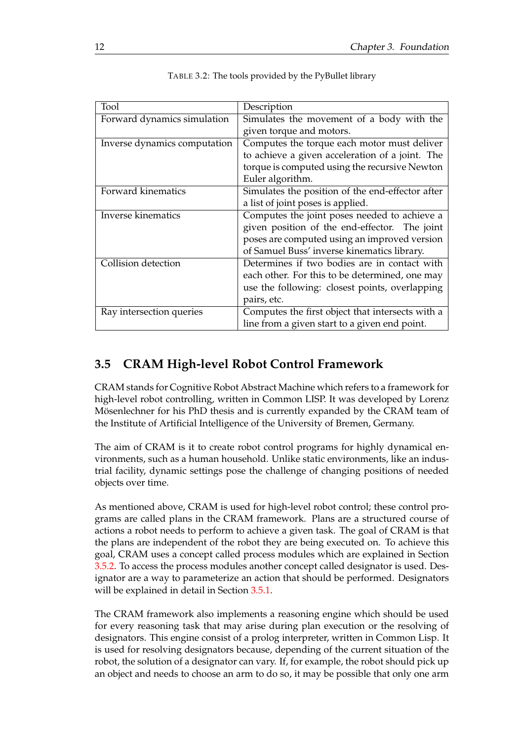TABLE 3.2: The tools provided by the PyBullet library

| Tool | Description |
| --- | --- |
| Forward dynamics simulation | Simulates the movement of a body with the given torque and motors. |
| Inverse dynamics computation | Computes the torque each motor must deliver to achieve a given acceleration of a joint. The torque is computed using the recursive Newton Euler algorithm. |
| Forward kinematics | Simulates the position of the end-effector after a list of joint poses is applied. |
| Inverse kinematics | Computes the joint poses needed to achieve a given position of the end-effector. The joint poses are computed using an improved version of Samuel Buss' inverse kinematics library. |
| Collision detection | Determines if two bodies are in contact with each other. For this to be determined, one may use the following: closest points, overlapping pairs, etc. |
| Ray intersection queries | Computes the first object that intersects with a line from a given start to a given end point. |

## 3.5 CRAM High-level Robot Control Framework

CRAM stands for Cognitive Robot Abstract Machine which refers to a framework for high-level robot controlling, written in Common LISP. It was developed by Lorenz Mösenlechner for his PhD thesis and is currently expanded by the CRAM team of the Institute of Artificial Intelligence of the University of Bremen, Germany.

The aim of CRAM is it to create robot control programs for highly dynamical environments, such as a human household. Unlike static environments, like an industrial facility, dynamic settings pose the challenge of changing positions of needed objects over time.

As mentioned above, CRAM is used for high-level robot control; these control programs are called plans in the CRAM framework. Plans are a structured course of actions a robot needs to perform to achieve a given task. The goal of CRAM is that the plans are independent of the robot they are being executed on. To achieve this goal, CRAM uses a concept called process modules which are explained in Section 3.5.2. To access the process modules another concept called designator is used. Designator are a way to parameterize an action that should be performed. Designators will be explained in detail in Section 3.5.1.

The CRAM framework also implements a reasoning engine which should be used for every reasoning task that may arise during plan execution or the resolving of designators. This engine consist of a prolog interpreter, written in Common Lisp. It is used for resolving designators because, depending of the current situation of the robot, the solution of a designator can vary. If, for example, the robot should pick up an object and needs to choose an arm to do so, it may be possible that only one arm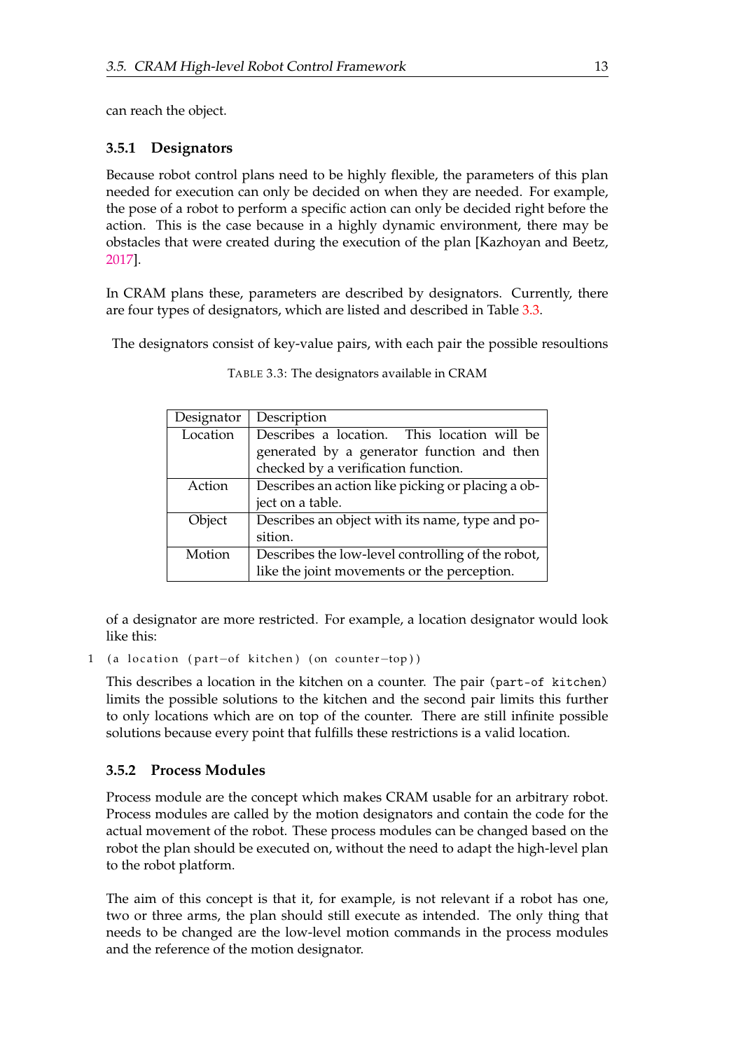can reach the object.

### 3.5.1 Designators

Because robot control plans need to be highly flexible, the parameters of this plan needed for execution can only be decided on when they are needed. For example, the pose of a robot to perform a specific action can only be decided right before the action. This is the case because in a highly dynamic environment, there may be obstacles that were created during the execution of the plan [Kazhoyan and Beetz, 2017].

In CRAM plans these, parameters are described by designators. Currently, there are four types of designators, which are listed and described in Table 3.3.

The designators consist of key-value pairs, with each pair the possible resoultions of a designator are more restricted. For example, a location designator would look like this:

TABLE 3.3: The designators available in CRAM

| Designator | Description |
|---|---|
| Location | Describes a location. This location will be generated by a generator function and then checked by a verification function. |
| Action | Describes an action like picking or placing a object on a table. |
| Object | Describes an object with its name, type and position. |
| Motion | Describes the low-level controlling of the robot, like the joint movements or the perception. |

```
(a location (part-of kitchen) (on counter-top))
```

This describes a location in the kitchen on a counter. The pair (part-of kitchen) limits the possible solutions to the kitchen and the second pair limits this further to only locations which are on top of the counter. There are still infinite possible solutions because every point that fulfills these restrictions is a valid location.

### 3.5.2 Process Modules

Process module are the concept which makes CRAM usable for an arbitrary robot. Process modules are called by the motion designators and contain the code for the actual movement of the robot. These process modules can be changed based on the robot the plan should be executed on, without the need to adapt the high-level plan to the robot platform.

The aim of this concept is that it, for example, is not relevant if a robot has one, two or three arms, the plan should still execute as intended. The only thing that needs to be changed are the low-level motion commands in the process modules and the reference of the motion designator.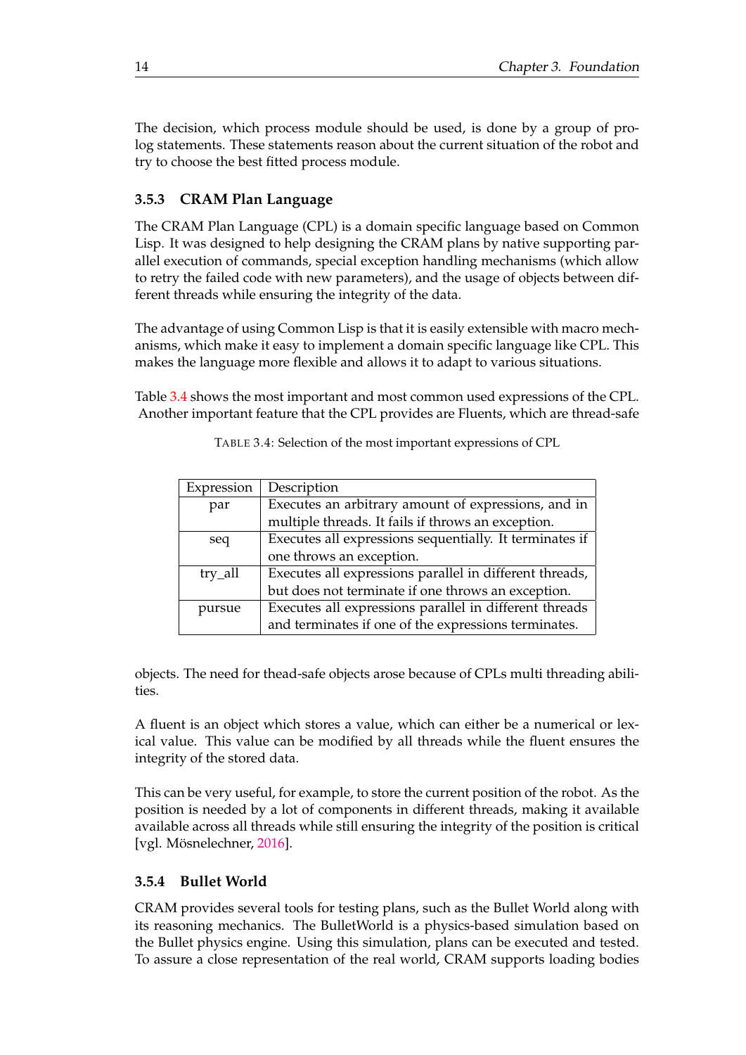The decision, which process module should be used, is done by a group of prolog statements. These statements reason about the current situation of the robot and try to choose the best fitted process module.

### 3.5.3 CRAM Plan Language

The CRAM Plan Language (CPL) is a domain specific language based on Common Lisp. It was designed to help designing the CRAM plans by native supporting parallel execution of commands, special exception handling mechanisms (which allow to retry the failed code with new parameters), and the usage of objects between different threads while ensuring the integrity of the data.

The advantage of using Common Lisp is that it is easily extensible with macro mechanisms, which make it easy to implement a domain specific language like CPL. This makes the language more flexible and allows it to adapt to various situations.

Table 3.4 shows the most important and most common used expressions of the CPL. Another important feature that the CPL provides are Fluents, which are thread-safe objects. The need for thead-safe objects arose because of CPLs multi threading abilities.

TABLE 3.4: Selection of the most important expressions of CPL

| Expression | Description |
|---|---|
| par | Executes an arbitrary amount of expressions, and in multiple threads. It fails if throws an exception. |
| seq | Executes all expressions sequentially. It terminates if one throws an exception. |
| try_all | Executes all expressions parallel in different threads, but does not terminate if one throws an exception. |
| pursue | Executes all expressions parallel in different threads and terminates if one of the expressions terminates. |

A fluent is an object which stores a value, which can either be a numerical or lexical value. This value can be modified by all threads while the fluent ensures the integrity of the stored data.

This can be very useful, for example, to store the current position of the robot. As the position is needed by a lot of components in different threads, making it available available across all threads while still ensuring the integrity of the position is critical [vgl. Mösnelechner, 2016].

### 3.5.4 Bullet World

CRAM provides several tools for testing plans, such as the Bullet World along with its reasoning mechanics. The BulletWorld is a physics-based simulation based on the Bullet physics engine. Using this simulation, plans can be executed and tested. To assure a close representation of the real world, CRAM supports loading bodies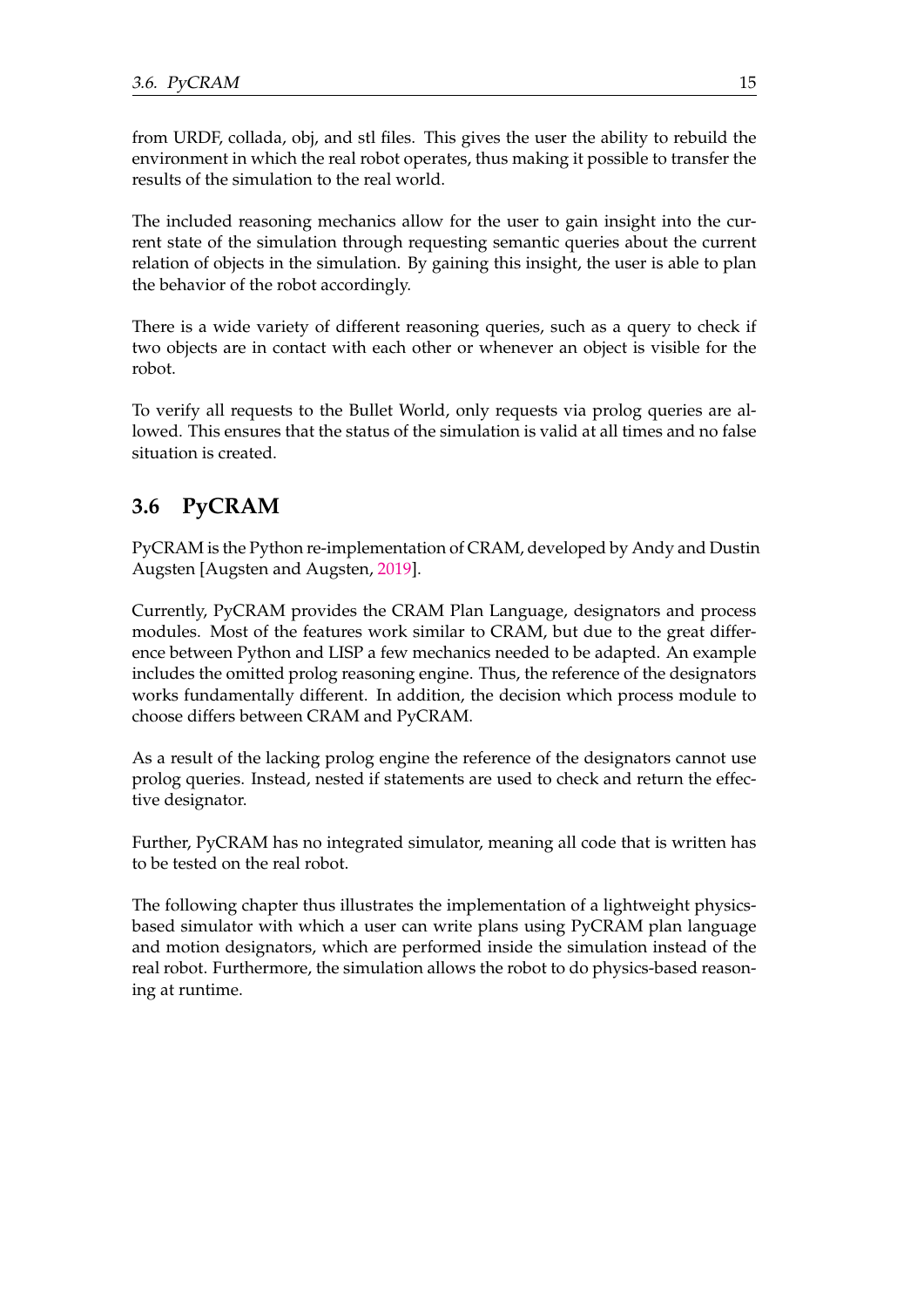from URDF, collada, obj, and stl files. This gives the user the ability to rebuild the environment in which the real robot operates, thus making it possible to transfer the results of the simulation to the real world.

The included reasoning mechanics allow for the user to gain insight into the current state of the simulation through requesting semantic queries about the current relation of objects in the simulation. By gaining this insight, the user is able to plan the behavior of the robot accordingly.

There is a wide variety of different reasoning queries, such as a query to check if two objects are in contact with each other or whenever an object is visible for the robot.

To verify all requests to the Bullet World, only requests via prolog queries are allowed. This ensures that the status of the simulation is valid at all times and no false situation is created.

## 3.6 PyCRAM

PyCRAM is the Python re-implementation of CRAM, developed by Andy and Dustin Augsten [Augsten and Augsten, 2019].

Currently, PyCRAM provides the CRAM Plan Language, designators and process modules. Most of the features work similar to CRAM, but due to the great difference between Python and LISP a few mechanics needed to be adapted. An example includes the omitted prolog reasoning engine. Thus, the reference of the designators works fundamentally different. In addition, the decision which process module to choose differs between CRAM and PyCRAM.

As a result of the lacking prolog engine the reference of the designators cannot use prolog queries. Instead, nested if statements are used to check and return the effective designator.

Further, PyCRAM has no integrated simulator, meaning all code that is written has to be tested on the real robot.

The following chapter thus illustrates the implementation of a lightweight physics-based simulator with which a user can write plans using PyCRAM plan language and motion designators, which are performed inside the simulation instead of the real robot. Furthermore, the simulation allows the robot to do physics-based reasoning at runtime.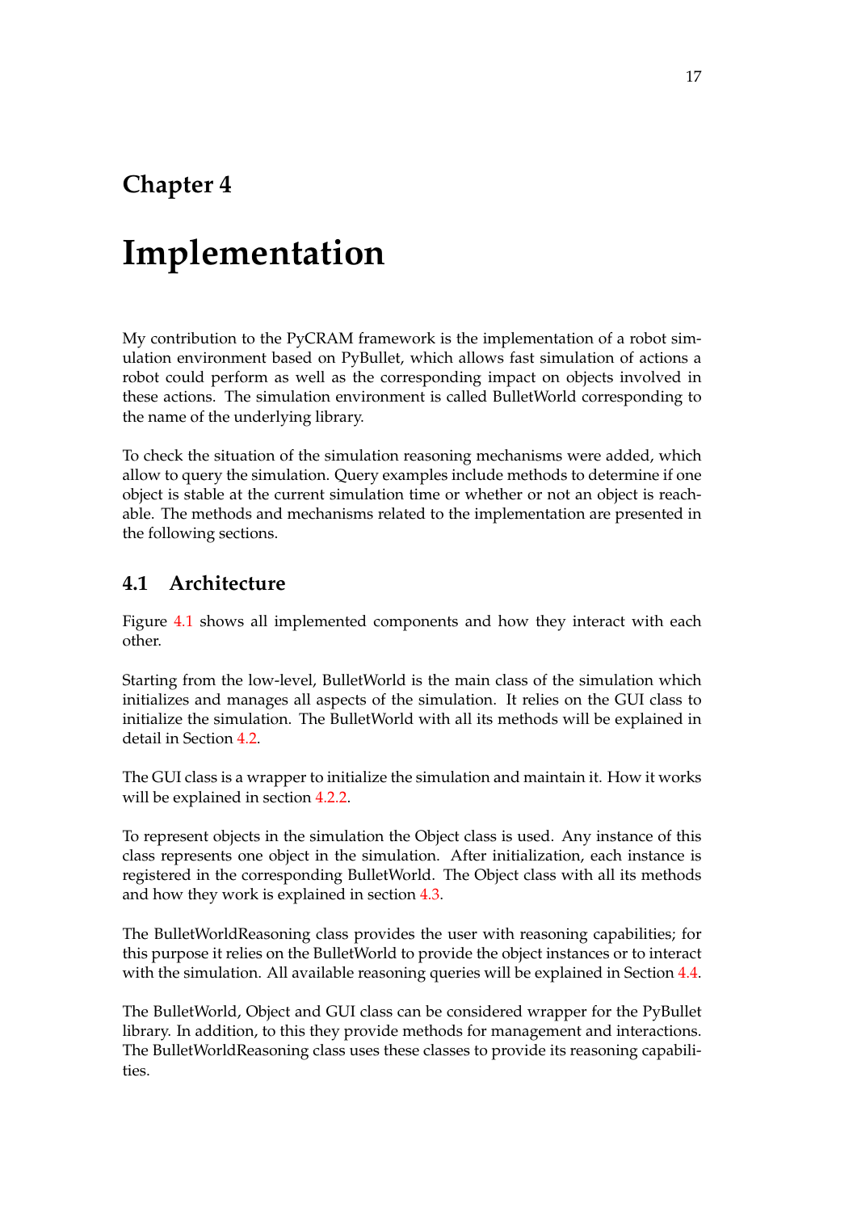# Chapter 4

# Implementation

My contribution to the PyCRAM framework is the implementation of a robot simulation environment based on PyBullet, which allows fast simulation of actions a robot could perform as well as the corresponding impact on objects involved in these actions. The simulation environment is called BulletWorld corresponding to the name of the underlying library.

To check the situation of the simulation reasoning mechanisms were added, which allow to query the simulation. Query examples include methods to determine if one object is stable at the current simulation time or whether or not an object is reachable. The methods and mechanisms related to the implementation are presented in the following sections.

## 4.1 Architecture

Figure 4.1 shows all implemented components and how they interact with each other.

Starting from the low-level, BulletWorld is the main class of the simulation which initializes and manages all aspects of the simulation. It relies on the GUI class to initialize the simulation. The BulletWorld with all its methods will be explained in detail in Section 4.2.

The GUI class is a wrapper to initialize the simulation and maintain it. How it works will be explained in section 4.2.2.

To represent objects in the simulation the Object class is used. Any instance of this class represents one object in the simulation. After initialization, each instance is registered in the corresponding BulletWorld. The Object class with all its methods and how they work is explained in section 4.3.

The BulletWorldReasoning class provides the user with reasoning capabilities; for this purpose it relies on the BulletWorld to provide the object instances or to interact with the simulation. All available reasoning queries will be explained in Section 4.4.

The BulletWorld, Object and GUI class can be considered wrapper for the PyBullet library. In addition, to this they provide methods for management and interactions. The BulletWorldReasoning class uses these classes to provide its reasoning capabilities.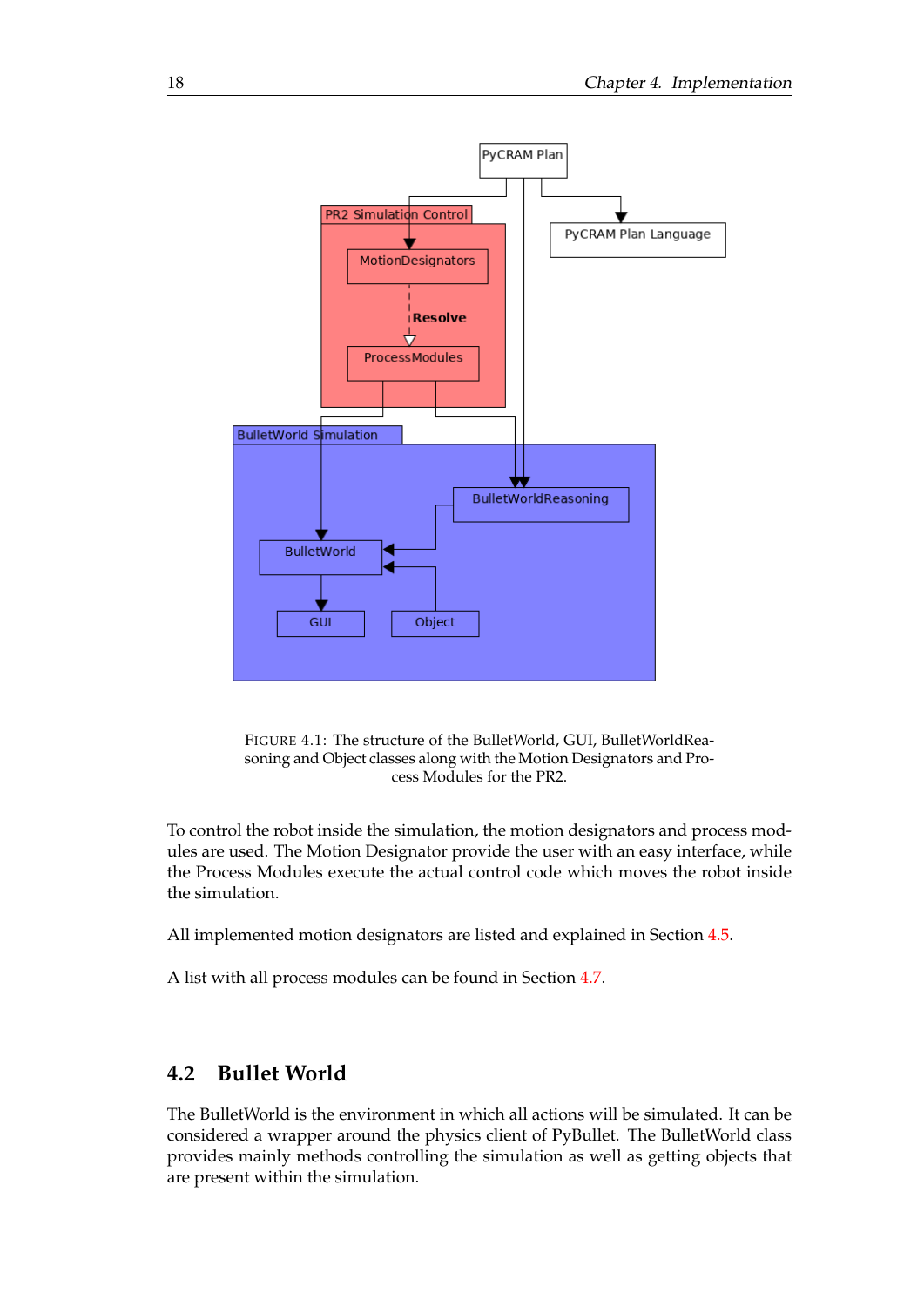FIGURE 4.1: The structure of the BulletWorld, GUI, BulletWorldReasoning and Object classes along with the Motion Designators and Process Modules for the PR2.

To control the robot inside the simulation, the motion designators and process modules are used. The Motion Designator provide the user with an easy interface, while the Process Modules execute the actual control code which moves the robot inside the simulation.

All implemented motion designators are listed and explained in Section 4.5.

A list with all process modules can be found in Section 4.7.

## 4.2 Bullet World

The BulletWorld is the environment in which all actions will be simulated. It can be considered a wrapper around the physics client of PyBullet. The BulletWorld class provides mainly methods controlling the simulation as well as getting objects that are present within the simulation.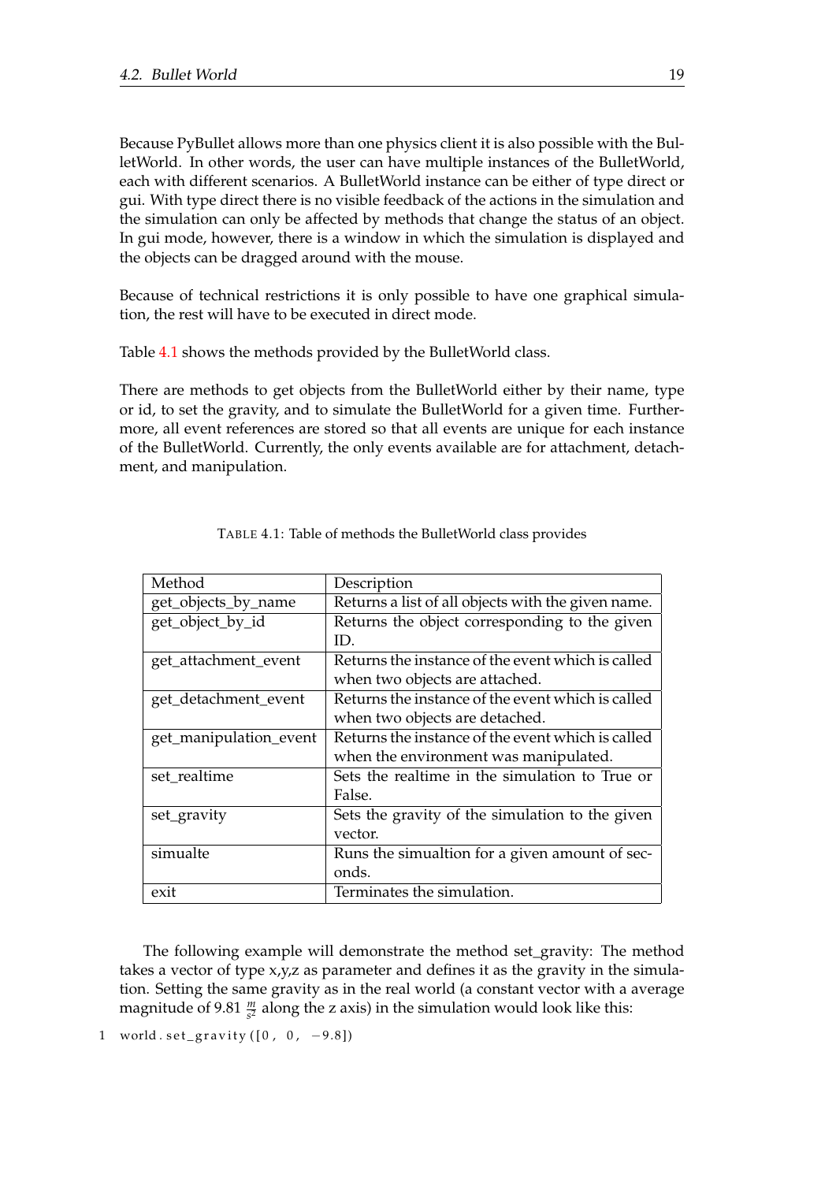Because PyBullet allows more than one physics client it is also possible with the BulletWorld. In other words, the user can have multiple instances of the BulletWorld, each with different scenarios. A BulletWorld instance can be either of type direct or gui. With type direct there is no visible feedback of the actions in the simulation and the simulation can only be affected by methods that change the status of an object. In gui mode, however, there is a window in which the simulation is displayed and the objects can be dragged around with the mouse.

Because of technical restrictions it is only possible to have one graphical simulation, the rest will have to be executed in direct mode.

Table 4.1 shows the methods provided by the BulletWorld class.

There are methods to get objects from the BulletWorld either by their name, type or id, to set the gravity, and to simulate the BulletWorld for a given time. Furthermore, all event references are stored so that all events are unique for each instance of the BulletWorld. Currently, the only events available are for attachment, detachment, and manipulation.

TABLE 4.1: Table of methods the BulletWorld class provides

| Method | Description |
| --- | --- |
| get_objects_by_name | Returns a list of all objects with the given name. |
| get_object_by_id | Returns the object corresponding to the given ID. |
| get_attachment_event | Returns the instance of the event which is called when two objects are attached. |
| get_detachment_event | Returns the instance of the event which is called when two objects are detached. |
| get_manipulation_event | Returns the instance of the event which is called when the environment was manipulated. |
| set_realtime | Sets the realtime in the simulation to True or False. |
| set_gravity | Sets the gravity of the simulation to the given vector. |
| simualte | Runs the simualtion for a given amount of seconds. |
| exit | Terminates the simulation. |

The following example will demonstrate the method set_gravity: The method takes a vector of type x,y,z as parameter and defines it as the gravity in the simulation. Setting the same gravity as in the real world (a constant vector with a average magnitude of 9.81 $\frac{m}{s^2}$ along the z axis) in the simulation would look like this:

```
world.set_gravity([0, 0, -9.8])
```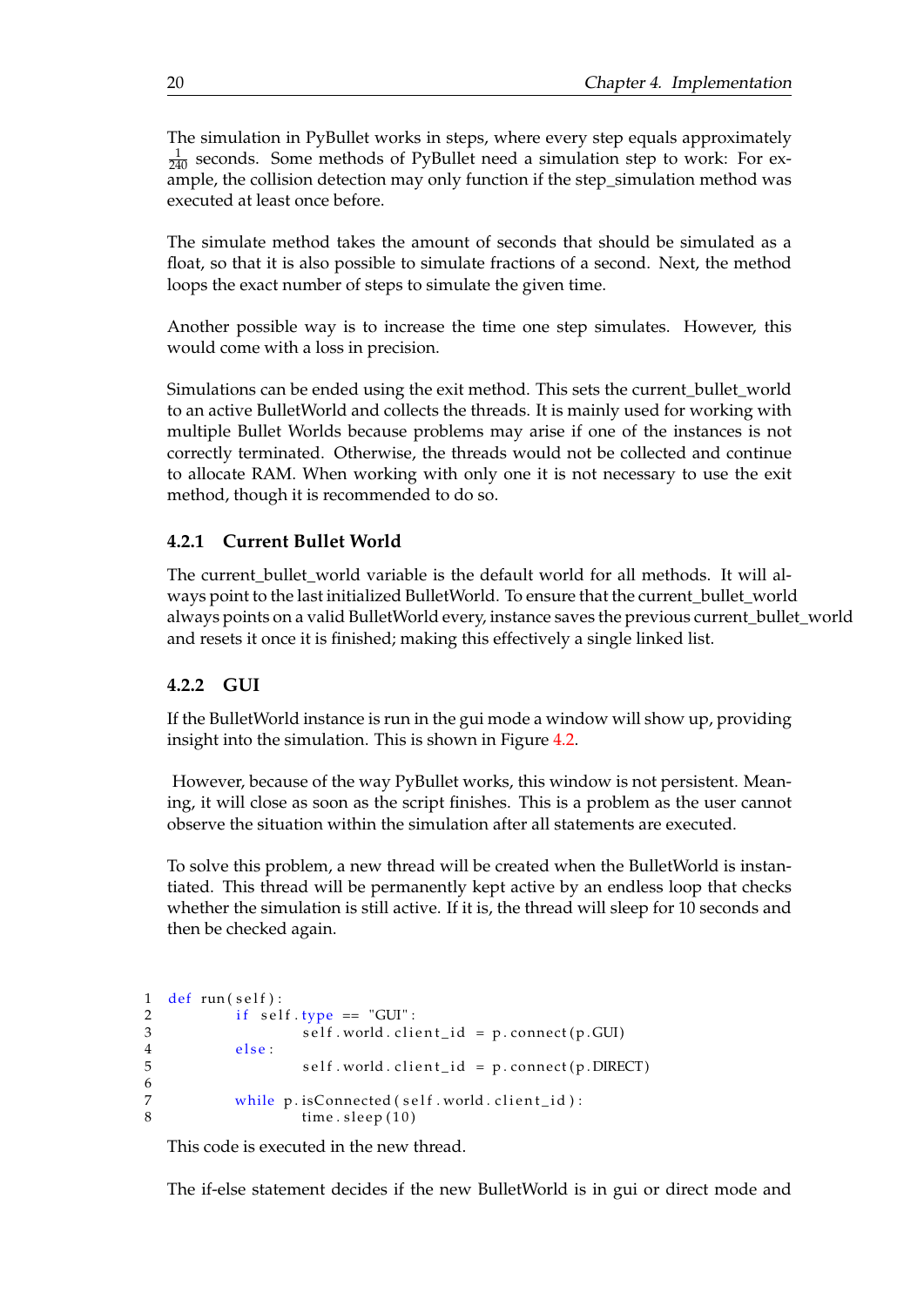The simulation in PyBullet works in steps, where every step equals approximately $\frac{1}{240}$ seconds. Some methods of PyBullet need a simulation step to work: For example, the collision detection may only function if the step_simulation method was executed at least once before.

The simulate method takes the amount of seconds that should be simulated as a float, so that it is also possible to simulate fractions of a second. Next, the method loops the exact number of steps to simulate the given time.

Another possible way is to increase the time one step simulates. However, this would come with a loss in precision.

Simulations can be ended using the exit method. This sets the current_bullet_world to an active BulletWorld and collects the threads. It is mainly used for working with multiple Bullet Worlds because problems may arise if one of the instances is not correctly terminated. Otherwise, the threads would not be collected and continue to allocate RAM. When working with only one it is not necessary to use the exit method, though it is recommended to do so.

### 4.2.1 Current Bullet World

The current_bullet_world variable is the default world for all methods. It will always point to the last initialized BulletWorld. To ensure that the current_bullet_world always points on a valid BulletWorld every, instance saves the previous current_bullet_world and resets it once it is finished; making this effectively a single linked list.

### 4.2.2 GUI

If the BulletWorld instance is run in the gui mode a window will show up, providing insight into the simulation. This is shown in Figure 4.2.

However, because of the way PyBullet works, this window is not persistent. Meaning, it will close as soon as the script finishes. This is a problem as the user cannot observe the situation within the simulation after all statements are executed.

To solve this problem, a new thread will be created when the BulletWorld is instantiated. This thread will be permanently kept active by an endless loop that checks whether the simulation is still active. If it is, the thread will sleep for 10 seconds and then be checked again.

```
def run(self):
        if self.type == "GUI":
                self.world.client_id = p.connect(p.GUI)
        else:
                self.world.client_id = p.connect(p.DIRECT)

        while p.isConnected(self.world.client_id):
                time.sleep(10)
```

This code is executed in the new thread.

The if-else statement decides if the new BulletWorld is in gui or direct mode and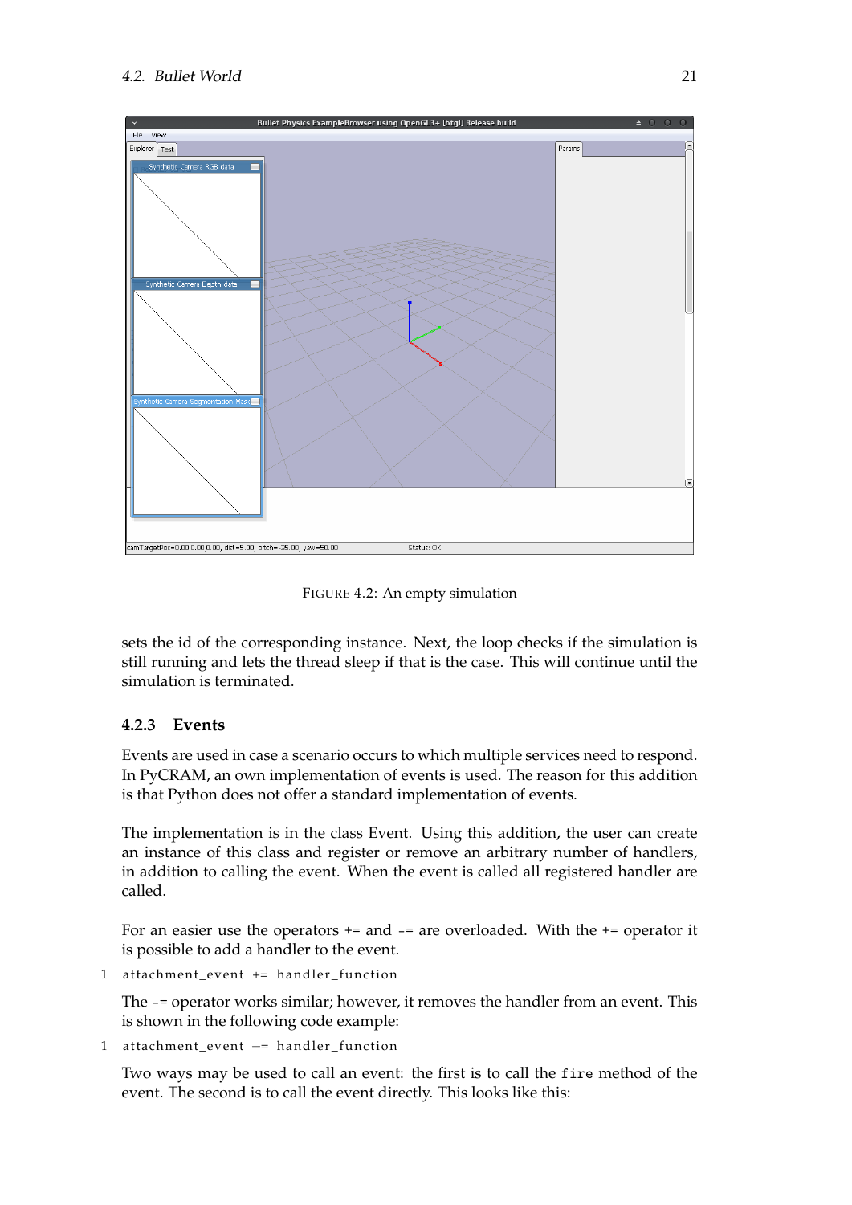FIGURE 4.2: An empty simulation

sets the id of the corresponding instance. Next, the loop checks if the simulation is still running and lets the thread sleep if that is the case. This will continue until the simulation is terminated.

### 4.2.3 Events

Events are used in case a scenario occurs to which multiple services need to respond. In PyCRAM, an own implementation of events is used. The reason for this addition is that Python does not offer a standard implementation of events.

The implementation is in the class Event. Using this addition, the user can create an instance of this class and register or remove an arbitrary number of handlers, in addition to calling the event. When the event is called all registered handler are called.

For an easier use the operators += and -= are overloaded. With the += operator it is possible to add a handler to the event.

```
attachment_event += handler_function
```

The -= operator works similar; however, it removes the handler from an event. This is shown in the following code example:

```
attachment_event -= handler_function
```

Two ways may be used to call an event: the first is to call the `fire` method of the event. The second is to call the event directly. This looks like this: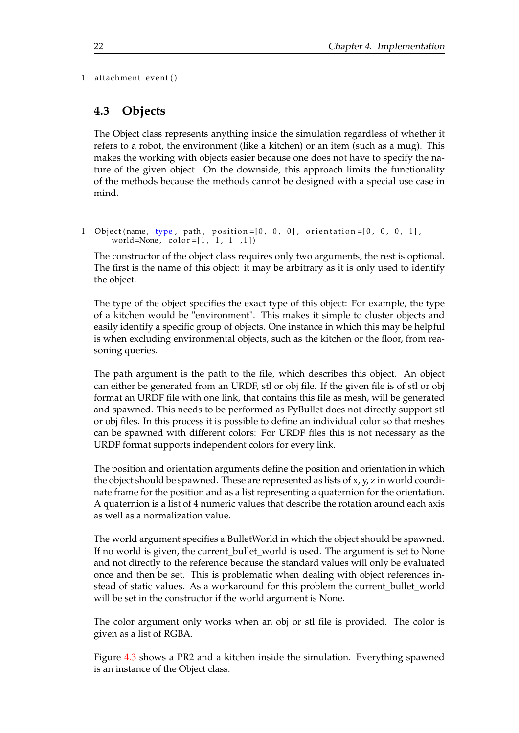```
attachment_event()
```

## 4.3 Objects

The Object class represents anything inside the simulation regardless of whether it refers to a robot, the environment (like a kitchen) or an item (such as a mug). This makes the working with objects easier because one does not have to specify the nature of the given object. On the downside, this approach limits the functionality of the methods because the methods cannot be designed with a special use case in mind.

```
Object(name, type, path, position=[0, 0, 0], orientation=[0, 0, 0, 1],
    world=None, color=[1, 1, 1 ,1])
```

The constructor of the object class requires only two arguments, the rest is optional. The first is the name of this object: it may be arbitrary as it is only used to identify the object.

The type of the object specifies the exact type of this object: For example, the type of a kitchen would be "environment". This makes it simple to cluster objects and easily identify a specific group of objects. One instance in which this may be helpful is when excluding environmental objects, such as the kitchen or the floor, from reasoning queries.

The path argument is the path to the file, which describes this object. An object can either be generated from an URDF, stl or obj file. If the given file is of stl or obj format an URDF file with one link, that contains this file as mesh, will be generated and spawned. This needs to be performed as PyBullet does not directly support stl or obj files. In this process it is possible to define an individual color so that meshes can be spawned with different colors: For URDF files this is not necessary as the URDF format supports independent colors for every link.

The position and orientation arguments define the position and orientation in which the object should be spawned. These are represented as lists of x, y, z in world coordinate frame for the position and as a list representing a quaternion for the orientation. A quaternion is a list of 4 numeric values that describe the rotation around each axis as well as a normalization value.

The world argument specifies a BulletWorld in which the object should be spawned. If no world is given, the current_bullet_world is used. The argument is set to None and not directly to the reference because the standard values will only be evaluated once and then be set. This is problematic when dealing with object references instead of static values. As a workaround for this problem the current_bullet_world will be set in the constructor if the world argument is None.

The color argument only works when an obj or stl file is provided. The color is given as a list of RGBA.

Figure 4.3 shows a PR2 and a kitchen inside the simulation. Everything spawned is an instance of the Object class.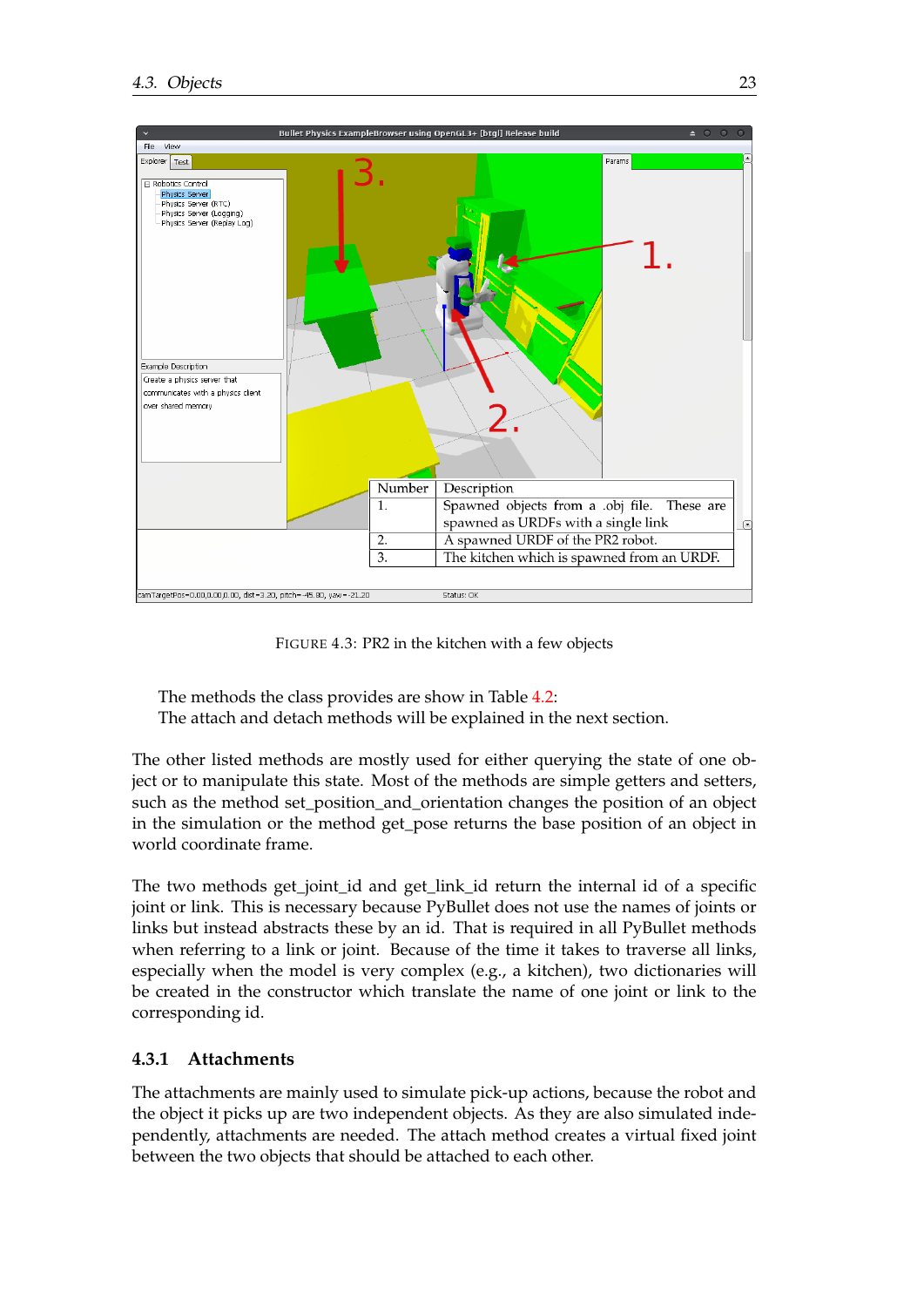| Number | Description |
|---|---|
| 1. | Spawned objects from a .obj file. These are spawned as URDFs with a single link |
| 2. | A spawned URDF of the PR2 robot. |
| 3. | The kitchen which is spawned from an URDF. |

FIGURE 4.3: PR2 in the kitchen with a few objects

The methods the class provides are show in Table 4.2:
The attach and detach methods will be explained in the next section.

The other listed methods are mostly used for either querying the state of one object or to manipulate this state. Most of the methods are simple getters and setters, such as the method set_position_and_orientation changes the position of an object in the simulation or the method get_pose returns the base position of an object in world coordinate frame.

The two methods get_joint_id and get_link_id return the internal id of a specific joint or link. This is necessary because PyBullet does not use the names of joints or links but instead abstracts these by an id. That is required in all PyBullet methods when referring to a link or joint. Because of the time it takes to traverse all links, especially when the model is very complex (e.g., a kitchen), two dictionaries will be created in the constructor which translate the name of one joint or link to the corresponding id.

### 4.3.1 Attachments

The attachments are mainly used to simulate pick-up actions, because the robot and the object it picks up are two independent objects. As they are also simulated independently, attachments are needed. The attach method creates a virtual fixed joint between the two objects that should be attached to each other.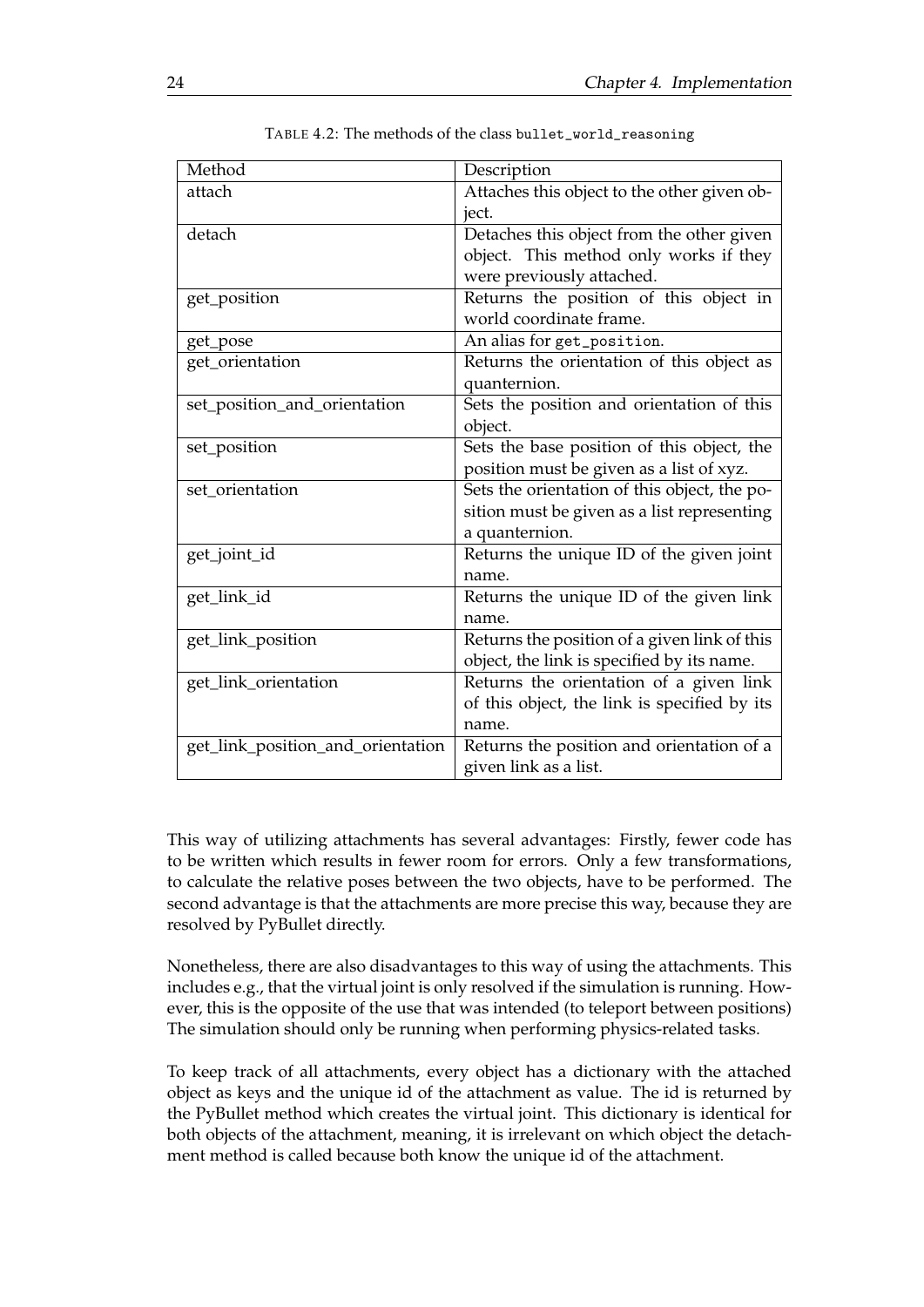TABLE 4.2: The methods of the class `bullet_world_reasoning`

| Method | Description |
|---|---|
| attach | Attaches this object to the other given object. |
| detach | Detaches this object from the other given object. This method only works if they were previously attached. |
| get_position | Returns the position of this object in world coordinate frame. |
| get_pose | An alias for `get_position`. |
| get_orientation | Returns the orientation of this object as quanternion. |
| set_position_and_orientation | Sets the position and orientation of this object. |
| set_position | Sets the base position of this object, the position must be given as a list of xyz. |
| set_orientation | Sets the orientation of this object, the position must be given as a list representing a quanternion. |
| get_joint_id | Returns the unique ID of the given joint name. |
| get_link_id | Returns the unique ID of the given link name. |
| get_link_position | Returns the position of a given link of this object, the link is specified by its name. |
| get_link_orientation | Returns the orientation of a given link of this object, the link is specified by its name. |
| get_link_position_and_orientation | Returns the position and orientation of a given link as a list. |

This way of utilizing attachments has several advantages: Firstly, fewer code has to be written which results in fewer room for errors. Only a few transformations, to calculate the relative poses between the two objects, have to be performed. The second advantage is that the attachments are more precise this way, because they are resolved by PyBullet directly.

Nonetheless, there are also disadvantages to this way of using the attachments. This includes e.g., that the virtual joint is only resolved if the simulation is running. However, this is the opposite of the use that was intended (to teleport between positions) The simulation should only be running when performing physics-related tasks.

To keep track of all attachments, every object has a dictionary with the attached object as keys and the unique id of the attachment as value. The id is returned by the PyBullet method which creates the virtual joint. This dictionary is identical for both objects of the attachment, meaning, it is irrelevant on which object the detachment method is called because both know the unique id of the attachment.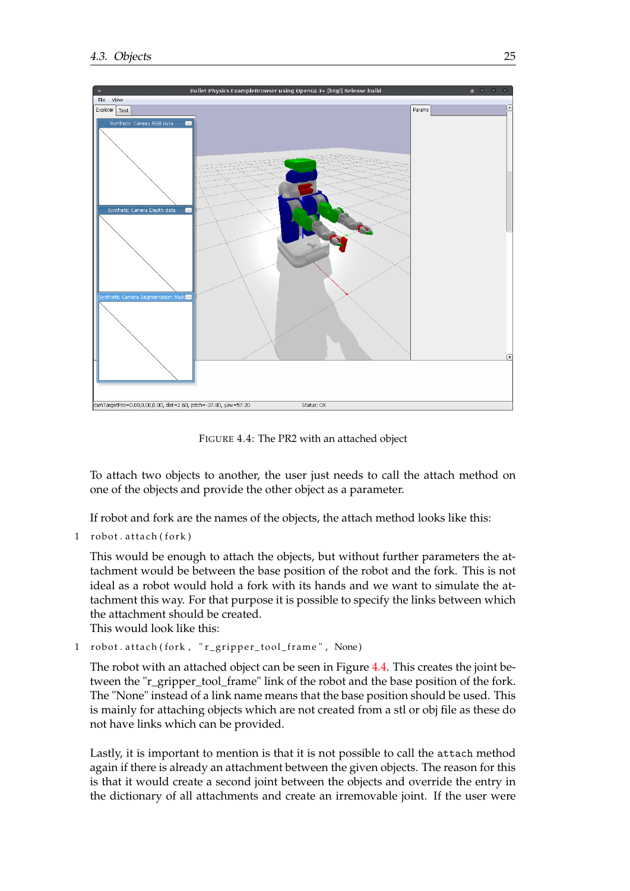FIGURE 4.4: The PR2 with an attached object

To attach two objects to another, the user just needs to call the attach method on one of the objects and provide the other object as a parameter.

If robot and fork are the names of the objects, the attach method looks like this:

```
robot.attach(fork)
```

This would be enough to attach the objects, but without further parameters the attachment would be between the base position of the robot and the fork. This is not ideal as a robot would hold a fork with its hands and we want to simulate the attachment this way. For that purpose it is possible to specify the links between which the attachment should be created.
This would look like this:

```
robot.attach(fork, "r_gripper_tool_frame", None)
```

The robot with an attached object can be seen in Figure 4.4. This creates the joint between the "r_gripper_tool_frame" link of the robot and the base position of the fork. The "None" instead of a link name means that the base position should be used. This is mainly for attaching objects which are not created from a stl or obj file as these do not have links which can be provided.

Lastly, it is important to mention is that it is not possible to call the `attach` method again if there is already an attachment between the given objects. The reason for this is that it would create a second joint between the objects and override the entry in the dictionary of all attachments and create an irremovable joint. If the user were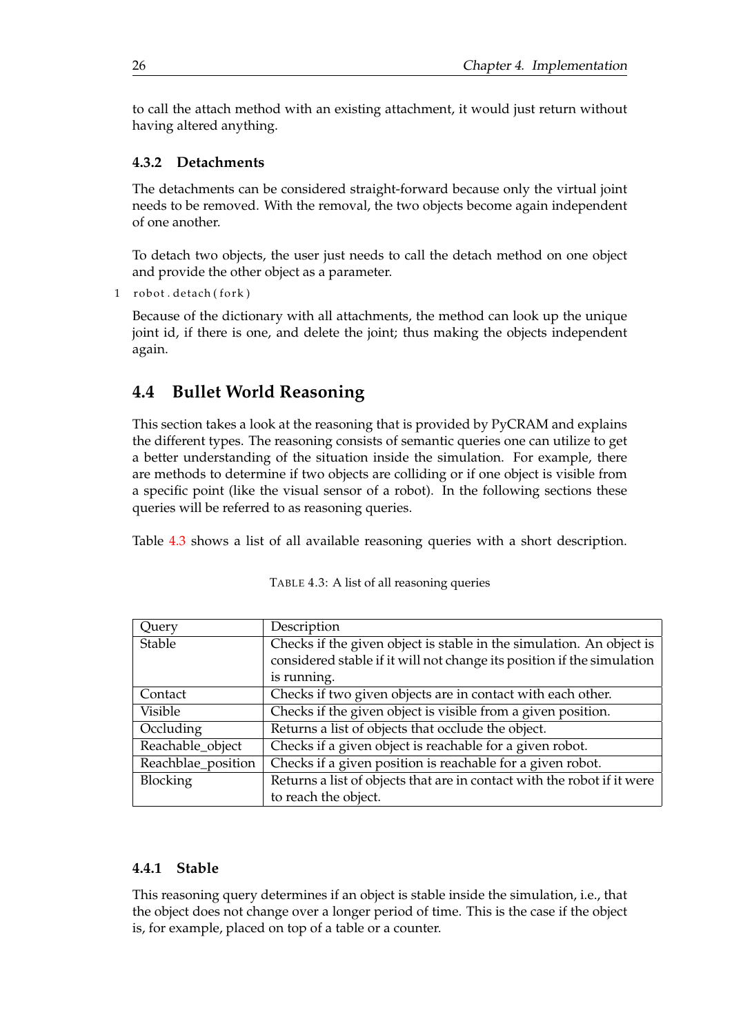to call the attach method with an existing attachment, it would just return without having altered anything.

### 4.3.2 Detachments

The detachments can be considered straight-forward because only the virtual joint needs to be removed. With the removal, the two objects become again independent of one another.

To detach two objects, the user just needs to call the detach method on one object and provide the other object as a parameter.

```
1 robot.detach(fork)
```

Because of the dictionary with all attachments, the method can look up the unique joint id, if there is one, and delete the joint; thus making the objects independent again.

## 4.4 Bullet World Reasoning

This section takes a look at the reasoning that is provided by PyCRAM and explains the different types. The reasoning consists of semantic queries one can utilize to get a better understanding of the situation inside the simulation. For example, there are methods to determine if two objects are colliding or if one object is visible from a specific point (like the visual sensor of a robot). In the following sections these queries will be referred to as reasoning queries.

Table 4.3 shows a list of all available reasoning queries with a short description.

TABLE 4.3: A list of all reasoning queries

| Query | Description |
|---|---|
| Stable | Checks if the given object is stable in the simulation. An object is considered stable if it will not change its position if the simulation is running. |
| Contact | Checks if two given objects are in contact with each other. |
| Visible | Checks if the given object is visible from a given position. |
| Occluding | Returns a list of objects that occlude the object. |
| Reachable_object | Checks if a given object is reachable for a given robot. |
| Reachblae_position | Checks if a given position is reachable for a given robot. |
| Blocking | Returns a list of objects that are in contact with the robot if it were to reach the object. |

### 4.4.1 Stable

This reasoning query determines if an object is stable inside the simulation, i.e., that the object does not change over a longer period of time. This is the case if the object is, for example, placed on top of a table or a counter.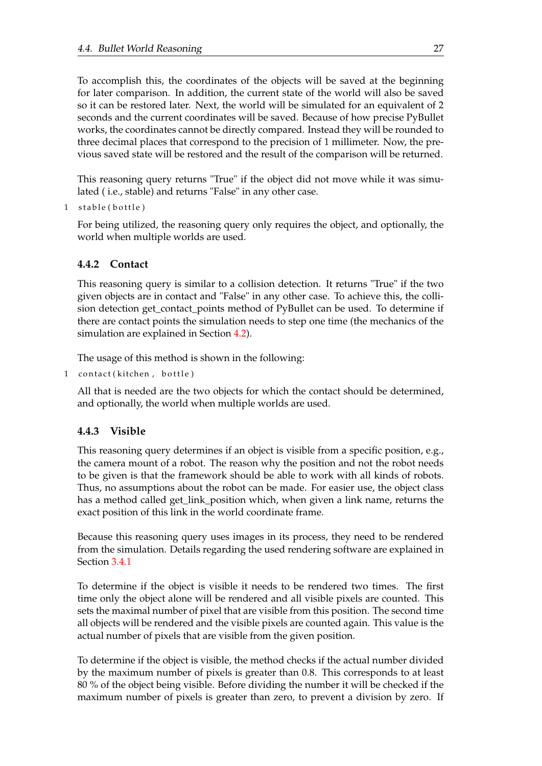To accomplish this, the coordinates of the objects will be saved at the beginning for later comparison. In addition, the current state of the world will also be saved so it can be restored later. Next, the world will be simulated for an equivalent of 2 seconds and the current coordinates will be saved. Because of how precise PyBullet works, the coordinates cannot be directly compared. Instead they will be rounded to three decimal places that correspond to the precision of 1 millimeter. Now, the previous saved state will be restored and the result of the comparison will be returned.

This reasoning query returns "True" if the object did not move while it was simulated ( i.e., stable) and returns "False" in any other case.

```
1 stable(bottle)
```

For being utilized, the reasoning query only requires the object, and optionally, the world when multiple worlds are used.

### 4.4.2 Contact

This reasoning query is similar to a collision detection. It returns "True" if the two given objects are in contact and "False" in any other case. To achieve this, the collision detection get_contact_points method of PyBullet can be used. To determine if there are contact points the simulation needs to step one time (the mechanics of the simulation are explained in Section 4.2).

The usage of this method is shown in the following:

```
1 contact(kitchen, bottle)
```

All that is needed are the two objects for which the contact should be determined, and optionally, the world when multiple worlds are used.

### 4.4.3 Visible

This reasoning query determines if an object is visible from a specific position, e.g., the camera mount of a robot. The reason why the position and not the robot needs to be given is that the framework should be able to work with all kinds of robots. Thus, no assumptions about the robot can be made. For easier use, the object class has a method called get_link_position which, when given a link name, returns the exact position of this link in the world coordinate frame.

Because this reasoning query uses images in its process, they need to be rendered from the simulation. Details regarding the used rendering software are explained in Section 3.4.1

To determine if the object is visible it needs to be rendered two times. The first time only the object alone will be rendered and all visible pixels are counted. This sets the maximal number of pixel that are visible from this position. The second time all objects will be rendered and the visible pixels are counted again. This value is the actual number of pixels that are visible from the given position.

To determine if the object is visible, the method checks if the actual number divided by the maximum number of pixels is greater than 0.8. This corresponds to at least 80 % of the object being visible. Before dividing the number it will be checked if the maximum number of pixels is greater than zero, to prevent a division by zero. If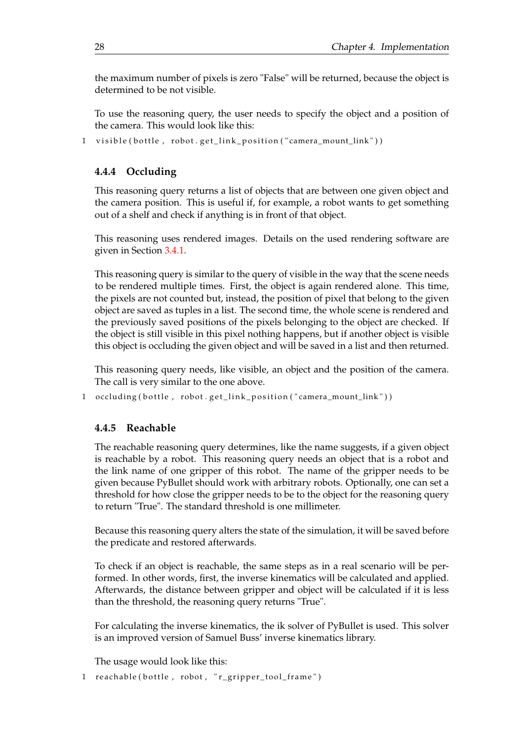the maximum number of pixels is zero "False" will be returned, because the object is determined to be not visible.

To use the reasoning query, the user needs to specify the object and a position of the camera. This would look like this:

```
visible(bottle, robot.get_link_position("camera_mount_link"))
```

### 4.4.4 Occluding

This reasoning query returns a list of objects that are between one given object and the camera position. This is useful if, for example, a robot wants to get something out of a shelf and check if anything is in front of that object.

This reasoning uses rendered images. Details on the used rendering software are given in Section 3.4.1.

This reasoning query is similar to the query of visible in the way that the scene needs to be rendered multiple times. First, the object is again rendered alone. This time, the pixels are not counted but, instead, the position of pixel that belong to the given object are saved as tuples in a list. The second time, the whole scene is rendered and the previously saved positions of the pixels belonging to the object are checked. If the object is still visible in this pixel nothing happens, but if another object is visible this object is occluding the given object and will be saved in a list and then returned.

This reasoning query needs, like visible, an object and the position of the camera. The call is very similar to the one above.

```
occluding(bottle, robot.get_link_position("camera_mount_link"))
```

### 4.4.5 Reachable

The reachable reasoning query determines, like the name suggests, if a given object is reachable by a robot. This reasoning query needs an object that is a robot and the link name of one gripper of this robot. The name of the gripper needs to be given because PyBullet should work with arbitrary robots. Optionally, one can set a threshold for how close the gripper needs to be to the object for the reasoning query to return "True". The standard threshold is one millimeter.

Because this reasoning query alters the state of the simulation, it will be saved before the predicate and restored afterwards.

To check if an object is reachable, the same steps as in a real scenario will be performed. In other words, first, the inverse kinematics will be calculated and applied. Afterwards, the distance between gripper and object will be calculated if it is less than the threshold, the reasoning query returns "True".

For calculating the inverse kinematics, the ik solver of PyBullet is used. This solver is an improved version of Samuel Buss' inverse kinematics library.

The usage would look like this:

```
reachable(bottle, robot, "r_gripper_tool_frame")
```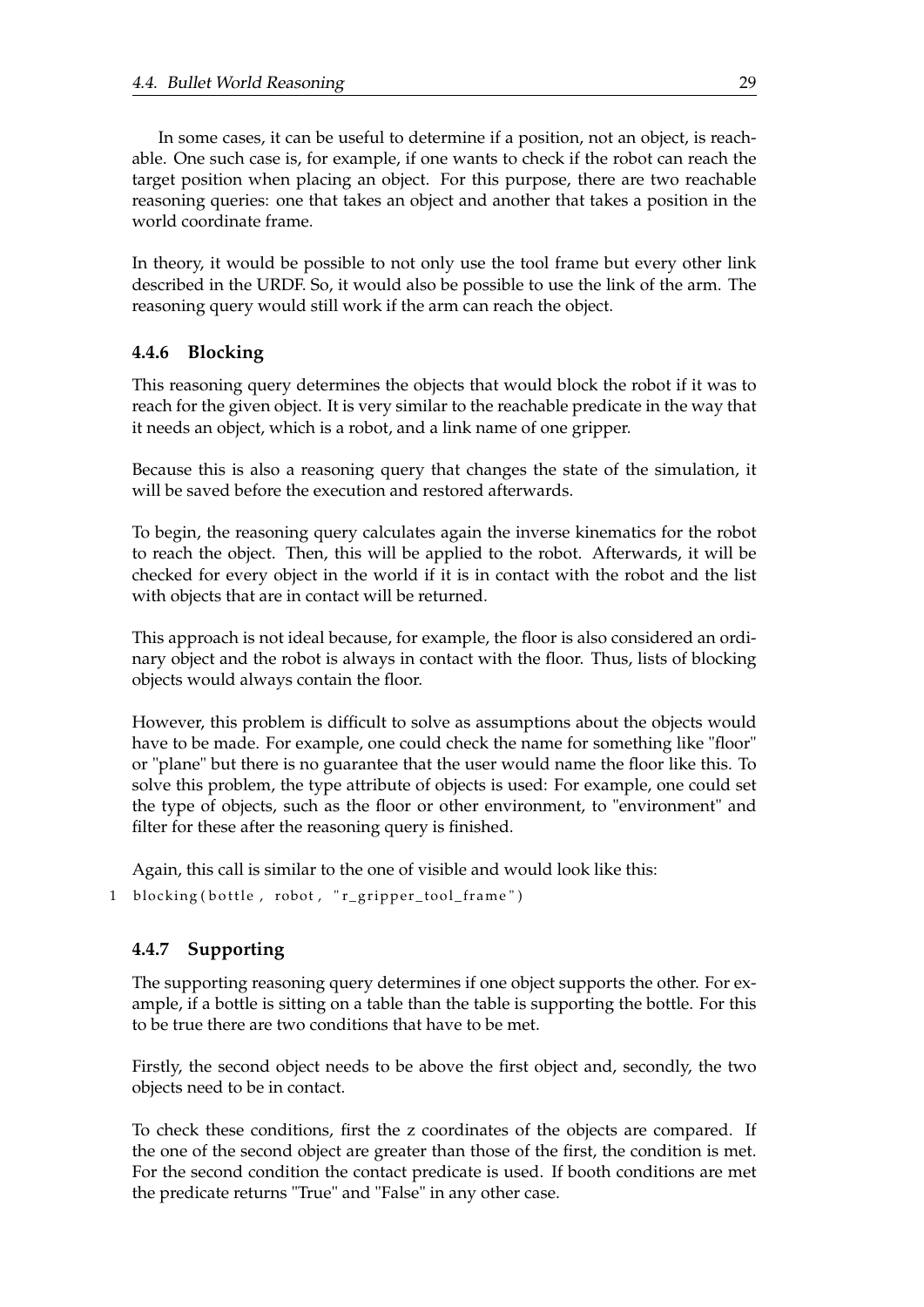In some cases, it can be useful to determine if a position, not an object, is reachable. One such case is, for example, if one wants to check if the robot can reach the target position when placing an object. For this purpose, there are two reachable reasoning queries: one that takes an object and another that takes a position in the world coordinate frame.

In theory, it would be possible to not only use the tool frame but every other link described in the URDF. So, it would also be possible to use the link of the arm. The reasoning query would still work if the arm can reach the object.

### 4.4.6 Blocking

This reasoning query determines the objects that would block the robot if it was to reach for the given object. It is very similar to the reachable predicate in the way that it needs an object, which is a robot, and a link name of one gripper.

Because this is also a reasoning query that changes the state of the simulation, it will be saved before the execution and restored afterwards.

To begin, the reasoning query calculates again the inverse kinematics for the robot to reach the object. Then, this will be applied to the robot. Afterwards, it will be checked for every object in the world if it is in contact with the robot and the list with objects that are in contact will be returned.

This approach is not ideal because, for example, the floor is also considered an ordinary object and the robot is always in contact with the floor. Thus, lists of blocking objects would always contain the floor.

However, this problem is difficult to solve as assumptions about the objects would have to be made. For example, one could check the name for something like "floor" or "plane" but there is no guarantee that the user would name the floor like this. To solve this problem, the type attribute of objects is used: For example, one could set the type of objects, such as the floor or other environment, to "environment" and filter for these after the reasoning query is finished.

Again, this call is similar to the one of visible and would look like this:

```
1 blocking(bottle, robot, "r_gripper_tool_frame")
```

### 4.4.7 Supporting

The supporting reasoning query determines if one object supports the other. For example, if a bottle is sitting on a table than the table is supporting the bottle. For this to be true there are two conditions that have to be met.

Firstly, the second object needs to be above the first object and, secondly, the two objects need to be in contact.

To check these conditions, first the z coordinates of the objects are compared. If the one of the second object are greater than those of the first, the condition is met. For the second condition the contact predicate is used. If booth conditions are met the predicate returns "True" and "False" in any other case.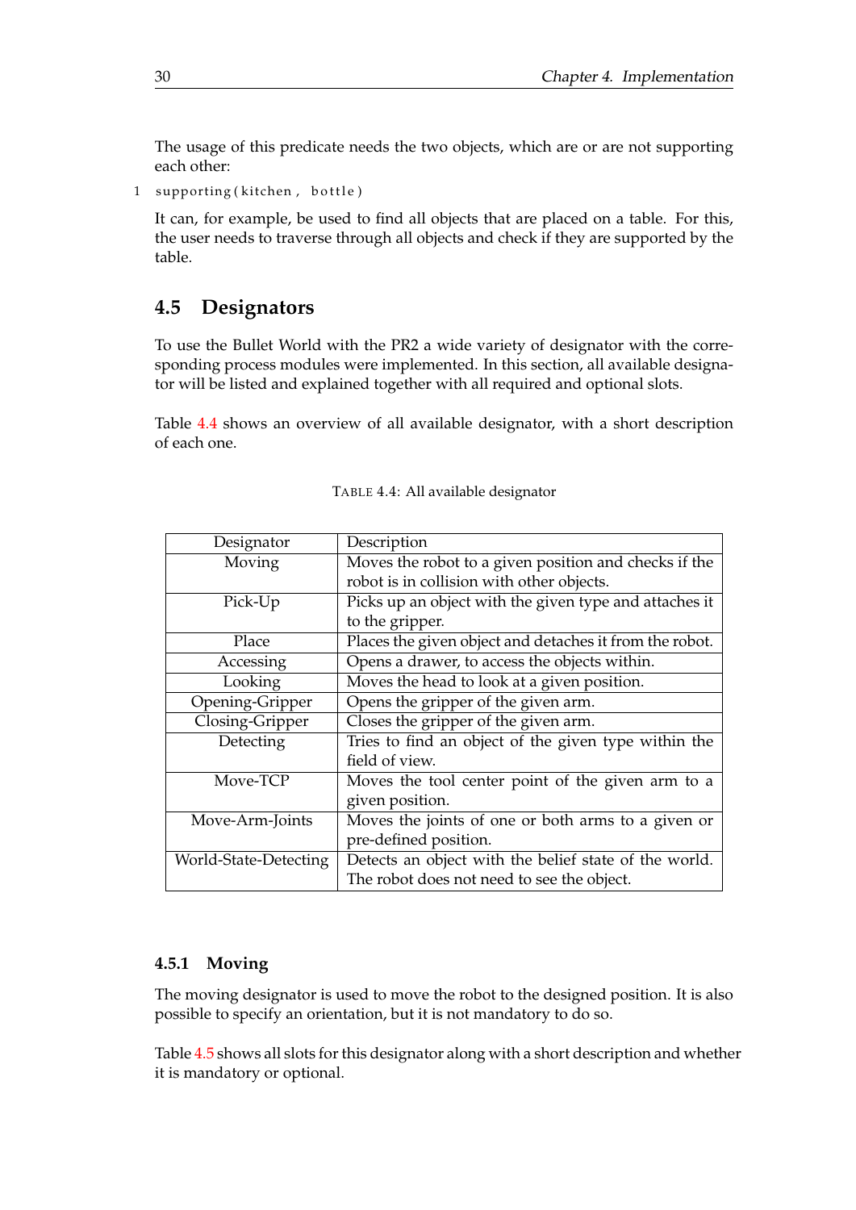The usage of this predicate needs the two objects, which are or are not supporting each other:

```
supporting(kitchen, bottle)
```

It can, for example, be used to find all objects that are placed on a table. For this, the user needs to traverse through all objects and check if they are supported by the table.

## 4.5 Designators

To use the Bullet World with the PR2 a wide variety of designator with the corresponding process modules were implemented. In this section, all available designator will be listed and explained together with all required and optional slots.

Table 4.4 shows an overview of all available designator, with a short description of each one.

TABLE 4.4: All available designator

| Designator | Description |
|---|---|
| Moving | Moves the robot to a given position and checks if the robot is in collision with other objects. |
| Pick-Up | Picks up an object with the given type and attaches it to the gripper. |
| Place | Places the given object and detaches it from the robot. |
| Accessing | Opens a drawer, to access the objects within. |
| Looking | Moves the head to look at a given position. |
| Opening-Gripper | Opens the gripper of the given arm. |
| Closing-Gripper | Closes the gripper of the given arm. |
| Detecting | Tries to find an object of the given type within the field of view. |
| Move-TCP | Moves the tool center point of the given arm to a given position. |
| Move-Arm-Joints | Moves the joints of one or both arms to a given or pre-defined position. |
| World-State-Detecting | Detects an object with the belief state of the world. The robot does not need to see the object. |

### 4.5.1 Moving

The moving designator is used to move the robot to the designed position. It is also possible to specify an orientation, but it is not mandatory to do so.

Table 4.5 shows all slots for this designator along with a short description and whether it is mandatory or optional.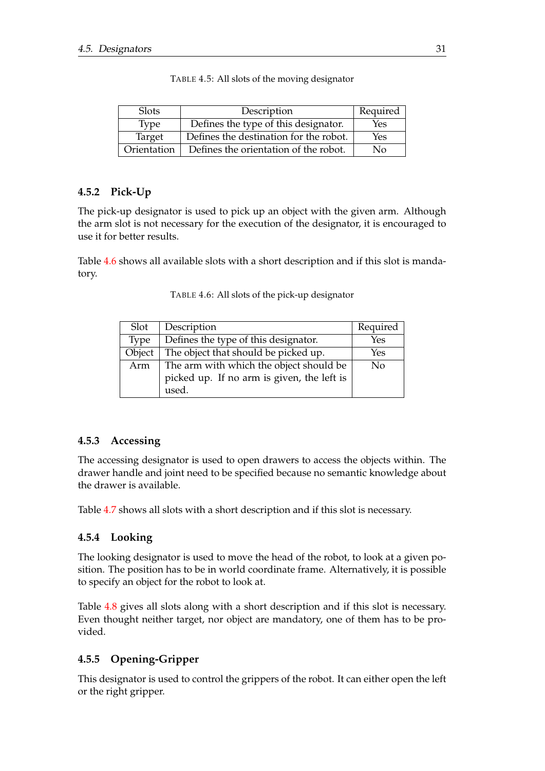TABLE 4.5: All slots of the moving designator

| Slots | Description | Required |
| --- | --- | --- |
| Type | Defines the type of this designator. | Yes |
| Target | Defines the destination for the robot. | Yes |
| Orientation | Defines the orientation of the robot. | No |

### 4.5.2 Pick-Up

The pick-up designator is used to pick up an object with the given arm. Although the arm slot is not necessary for the execution of the designator, it is encouraged to use it for better results.

Table 4.6 shows all available slots with a short description and if this slot is mandatory.

TABLE 4.6: All slots of the pick-up designator

| Slot | Description | Required |
| --- | --- | --- |
| Type | Defines the type of this designator. | Yes |
| Object | The object that should be picked up. | Yes |
| Arm | The arm with which the object should be picked up. If no arm is given, the left is used. | No |

### 4.5.3 Accessing

The accessing designator is used to open drawers to access the objects within. The drawer handle and joint need to be specified because no semantic knowledge about the drawer is available.

Table 4.7 shows all slots with a short description and if this slot is necessary.

### 4.5.4 Looking

The looking designator is used to move the head of the robot, to look at a given position. The position has to be in world coordinate frame. Alternatively, it is possible to specify an object for the robot to look at.

Table 4.8 gives all slots along with a short description and if this slot is necessary. Even thought neither target, nor object are mandatory, one of them has to be provided.

### 4.5.5 Opening-Gripper

This designator is used to control the grippers of the robot. It can either open the left or the right gripper.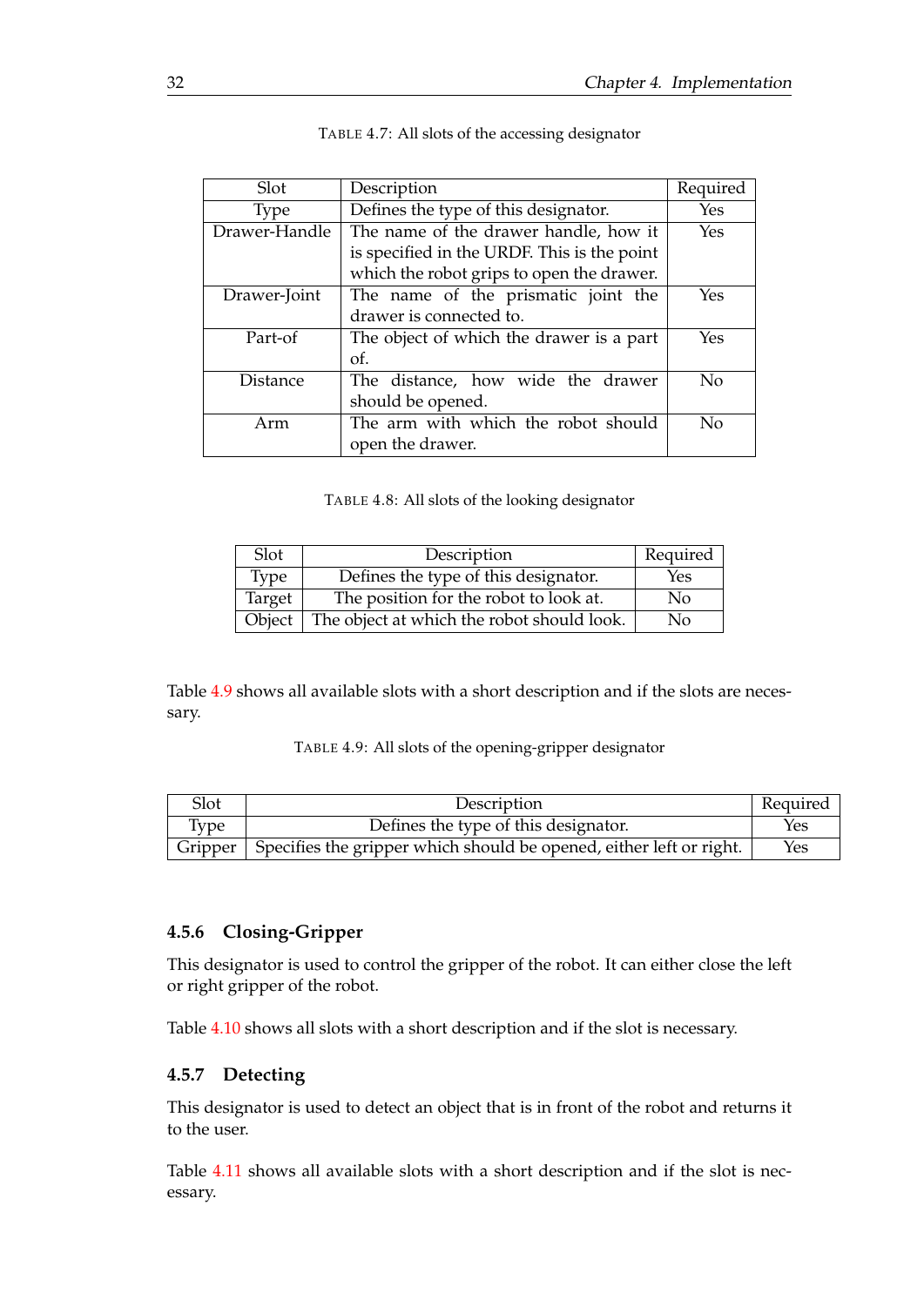TABLE 4.7: All slots of the accessing designator

| Slot | Description | Required |
| --- | --- | --- |
| Type | Defines the type of this designator. | Yes |
| Drawer-Handle | The name of the drawer handle, how it is specified in the URDF. This is the point which the robot grips to open the drawer. | Yes |
| Drawer-Joint | The name of the prismatic joint the drawer is connected to. | Yes |
| Part-of | The object of which the drawer is a part of. | Yes |
| Distance | The distance, how wide the drawer should be opened. | No |
| Arm | The arm with which the robot should open the drawer. | No |

TABLE 4.8: All slots of the looking designator

| Slot | Description | Required |
| --- | --- | --- |
| Type | Defines the type of this designator. | Yes |
| Target | The position for the robot to look at. | No |
| Object | The object at which the robot should look. | No |

Table 4.9 shows all available slots with a short description and if the slots are necessary.

TABLE 4.9: All slots of the opening-gripper designator

| Slot | Description | Required |
| --- | --- | --- |
| Type | Defines the type of this designator. | Yes |
| Gripper | Specifies the gripper which should be opened, either left or right. | Yes |

### 4.5.6 Closing-Gripper

This designator is used to control the gripper of the robot. It can either close the left or right gripper of the robot.

Table 4.10 shows all slots with a short description and if the slot is necessary.

### 4.5.7 Detecting

This designator is used to detect an object that is in front of the robot and returns it to the user.

Table 4.11 shows all available slots with a short description and if the slot is necessary.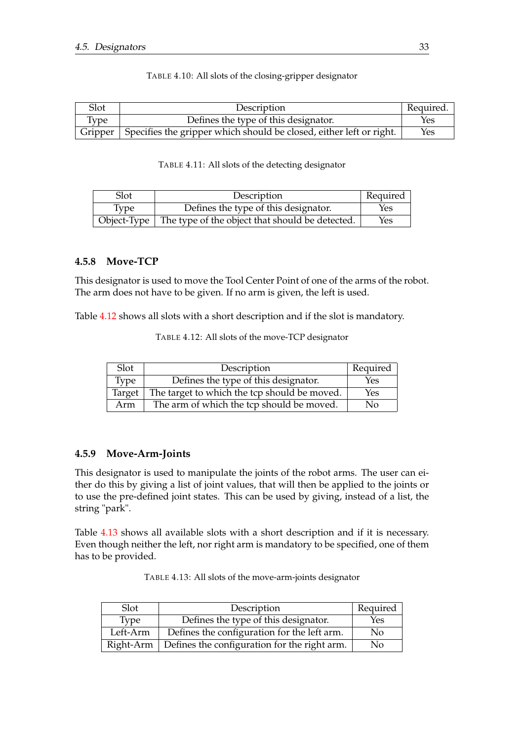TABLE 4.10: All slots of the closing-gripper designator

| Slot | Description | Required. |
|---|---|---|
| Type | Defines the type of this designator. | Yes |
| Gripper | Specifies the gripper which should be closed, either left or right. | Yes |

TABLE 4.11: All slots of the detecting designator

| Slot | Description | Required |
|---|---|---|
| Type | Defines the type of this designator. | Yes |
| Object-Type | The type of the object that should be detected. | Yes |

### 4.5.8 Move-TCP

This designator is used to move the Tool Center Point of one of the arms of the robot. The arm does not have to be given. If no arm is given, the left is used.

Table 4.12 shows all slots with a short description and if the slot is mandatory.

TABLE 4.12: All slots of the move-TCP designator

| Slot | Description | Required |
|---|---|---|
| Type | Defines the type of this designator. | Yes |
| Target | The target to which the tcp should be moved. | Yes |
| Arm | The arm of which the tcp should be moved. | No |

### 4.5.9 Move-Arm-Joints

This designator is used to manipulate the joints of the robot arms. The user can either do this by giving a list of joint values, that will then be applied to the joints or to use the pre-defined joint states. This can be used by giving, instead of a list, the string "park".

Table 4.13 shows all available slots with a short description and if it is necessary. Even though neither the left, nor right arm is mandatory to be specified, one of them has to be provided.

TABLE 4.13: All slots of the move-arm-joints designator

| Slot | Description | Required |
|---|---|---|
| Type | Defines the type of this designator. | Yes |
| Left-Arm | Defines the configuration for the left arm. | No |
| Right-Arm | Defines the configuration for the right arm. | No |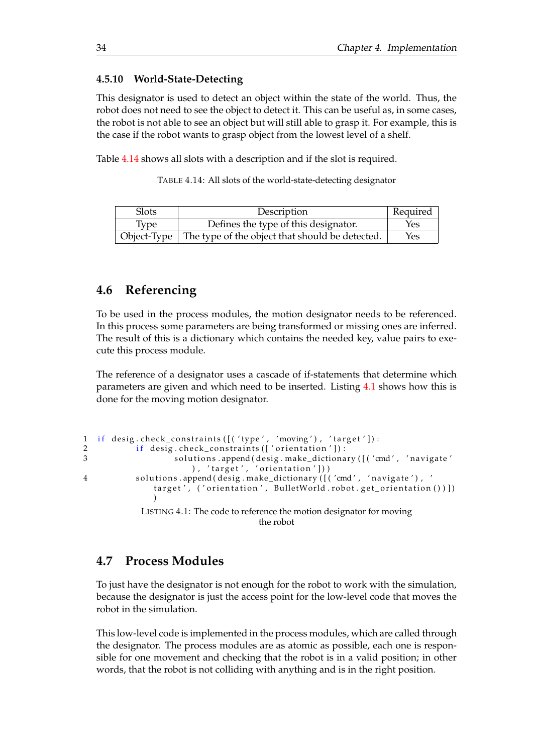### 4.5.10 World-State-Detecting

This designator is used to detect an object within the state of the world. Thus, the robot does not need to see the object to detect it. This can be useful as, in some cases, the robot is not able to see an object but will still able to grasp it. For example, this is the case if the robot wants to grasp object from the lowest level of a shelf.

Table 4.14 shows all slots with a description and if the slot is required.

TABLE 4.14: All slots of the world-state-detecting designator

| Slots | Description | Required |
|---|---|---|
| Type | Defines the type of this designator. | Yes |
| Object-Type | The type of the object that should be detected. | Yes |

## 4.6 Referencing

To be used in the process modules, the motion designator needs to be referenced. In this process some parameters are being transformed or missing ones are inferred. The result of this is a dictionary which contains the needed key, value pairs to execute this process module.

The reference of a designator uses a cascade of if-statements that determine which parameters are given and which need to be inserted. Listing 4.1 shows how this is done for the moving motion designator.

```
1 if desig.check_constraints([('type', 'moving'), 'target']):
2         if desig.check_constraints(['orientation']):
3                 solutions.append(desig.make_dictionary([('cmd', 'navigate'), 'target', 'orientation']))
4         solutions.append(desig.make_dictionary([('cmd', 'navigate'), 'target', ('orientation', BulletWorld.robot.get_orientation())]))
```

LISTING 4.1: The code to reference the motion designator for moving the robot

## 4.7 Process Modules

To just have the designator is not enough for the robot to work with the simulation, because the designator is just the access point for the low-level code that moves the robot in the simulation.

This low-level code is implemented in the process modules, which are called through the designator. The process modules are as atomic as possible, each one is responsible for one movement and checking that the robot is in a valid position; in other words, that the robot is not colliding with anything and is in the right position.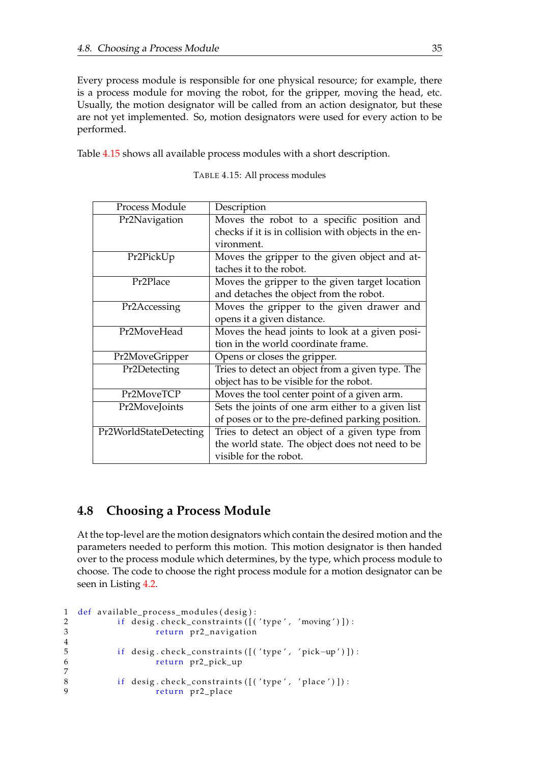Every process module is responsible for one physical resource; for example, there is a process module for moving the robot, for the gripper, moving the head, etc. Usually, the motion designator will be called from an action designator, but these are not yet implemented. So, motion designators were used for every action to be performed.

Table 4.15 shows all available process modules with a short description.

TABLE 4.15: All process modules

| Process Module | Description |
|---|---|
| Pr2Navigation | Moves the robot to a specific position and checks if it is in collision with objects in the environment. |
| Pr2PickUp | Moves the gripper to the given object and attaches it to the robot. |
| Pr2Place | Moves the gripper to the given target location and detaches the object from the robot. |
| Pr2Accessing | Moves the gripper to the given drawer and opens it a given distance. |
| Pr2MoveHead | Moves the head joints to look at a given position in the world coordinate frame. |
| Pr2MoveGripper | Opens or closes the gripper. |
| Pr2Detecting | Tries to detect an object from a given type. The object has to be visible for the robot. |
| Pr2MoveTCP | Moves the tool center point of a given arm. |
| Pr2MoveJoints | Sets the joints of one arm either to a given list of poses or to the pre-defined parking position. |
| Pr2WorldStateDetecting | Tries to detect an object of a given type from the world state. The object does not need to be visible for the robot. |

## 4.8 Choosing a Process Module

At the top-level are the motion designators which contain the desired motion and the parameters needed to perform this motion. This motion designator is then handed over to the process module which determines, by the type, which process module to choose. The code to choose the right process module for a motion designator can be seen in Listing 4.2.

```
1  def available_process_modules(desig):
2          if desig.check_constraints([('type', 'moving')]):
3                  return pr2_navigation
4
5          if desig.check_constraints([('type', 'pick-up')]):
6                  return pr2_pick_up
7
8          if desig.check_constraints([('type', 'place')]):
9                  return pr2_place
```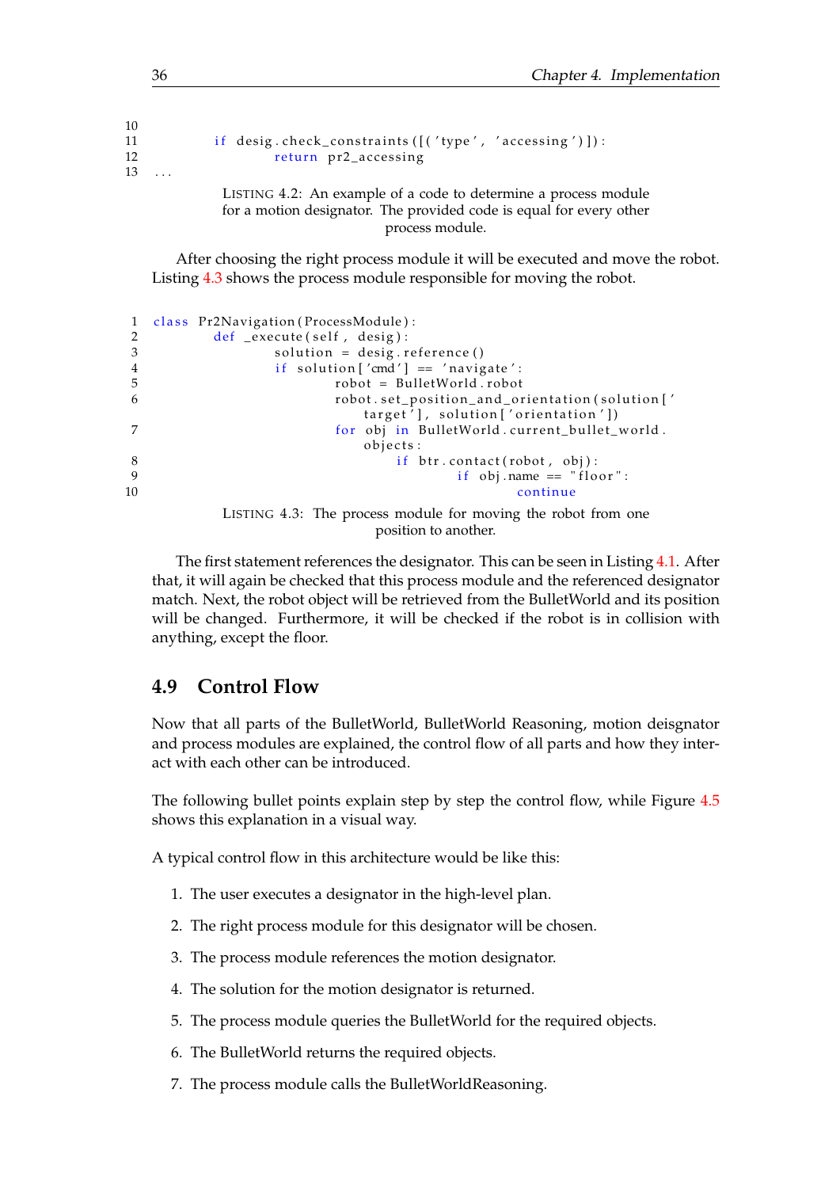```
            if desig.check_constraints([('type', 'accessing')]):
                return pr2_accessing
...
```

LISTING 4.2: An example of a code to determine a process module for a motion designator. The provided code is equal for every other process module.

After choosing the right process module it will be executed and move the robot. Listing 4.3 shows the process module responsible for moving the robot.

```
class Pr2Navigation(ProcessModule):
    def _execute(self, desig):
        solution = desig.reference()
        if solution['cmd'] == 'navigate':
            robot = BulletWorld.robot
            robot.set_position_and_orientation(solution['target'], solution['orientation'])
            for obj in BulletWorld.current_bullet_world.objects:
                if btr.contact(robot, obj):
                    if obj.name == "floor":
                        continue
```

LISTING 4.3: The process module for moving the robot from one position to another.

The first statement references the designator. This can be seen in Listing 4.1. After that, it will again be checked that this process module and the referenced designator match. Next, the robot object will be retrieved from the BulletWorld and its position will be changed. Furthermore, it will be checked if the robot is in collision with anything, except the floor.

## 4.9 Control Flow

Now that all parts of the BulletWorld, BulletWorld Reasoning, motion deisgnator and process modules are explained, the control flow of all parts and how they interact with each other can be introduced.

The following bullet points explain step by step the control flow, while Figure 4.5 shows this explanation in a visual way.

A typical control flow in this architecture would be like this:

1. The user executes a designator in the high-level plan.
2. The right process module for this designator will be chosen.
3. The process module references the motion designator.
4. The solution for the motion designator is returned.
5. The process module queries the BulletWorld for the required objects.
6. The BulletWorld returns the required objects.
7. The process module calls the BulletWorldReasoning.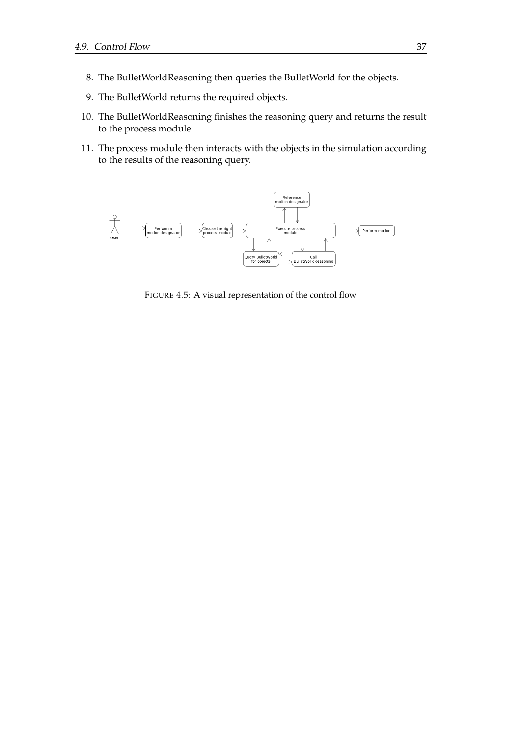8. The BulletWorldReasoning then queries the BulletWorld for the objects.
9. The BulletWorld returns the required objects.
10. The BulletWorldReasoning finishes the reasoning query and returns the result to the process module.
11. The process module then interacts with the objects in the simulation according to the results of the reasoning query.

FIGURE 4.5: A visual representation of the control flow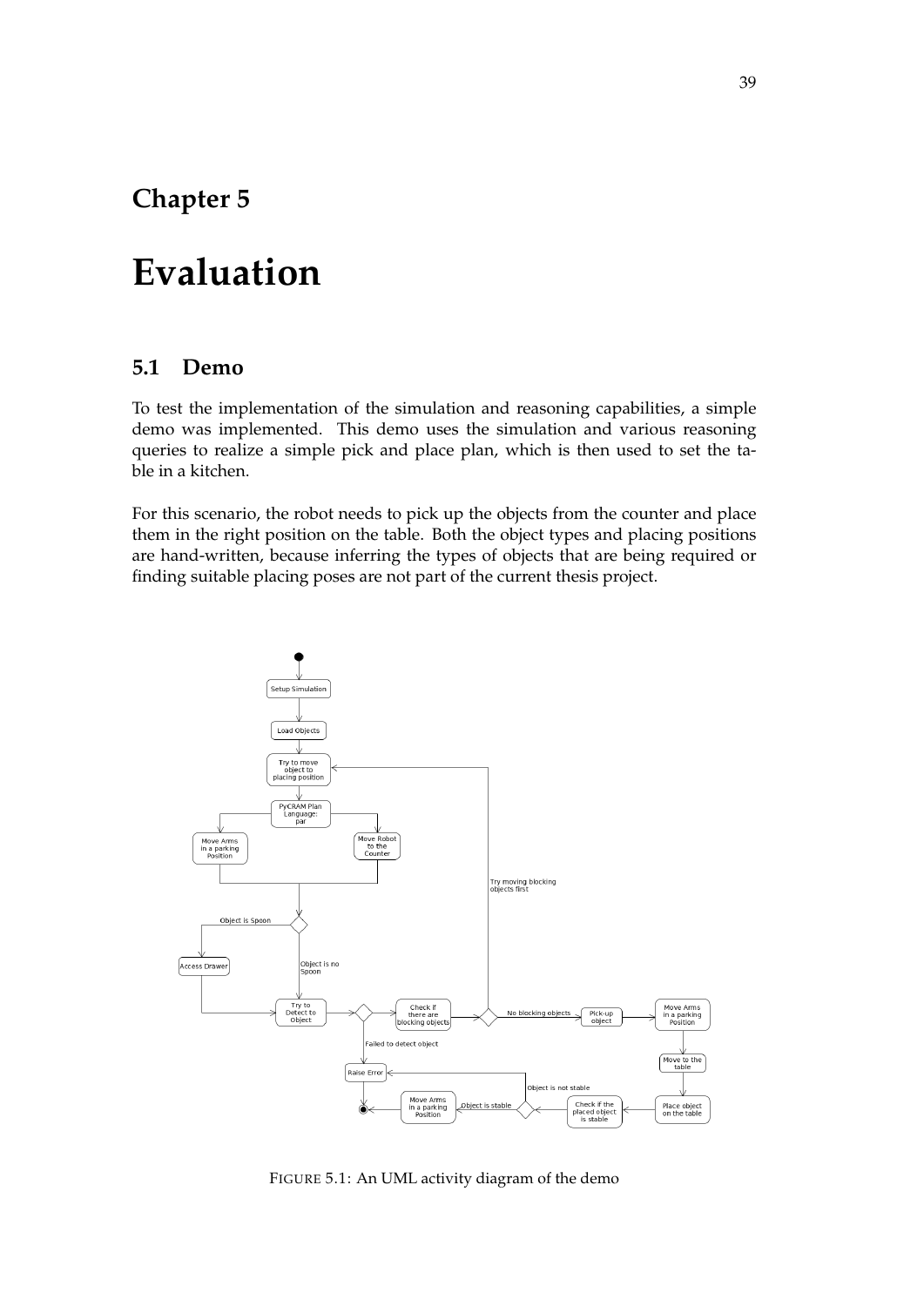# Chapter 5

# Evaluation

## 5.1 Demo

To test the implementation of the simulation and reasoning capabilities, a simple demo was implemented. This demo uses the simulation and various reasoning queries to realize a simple pick and place plan, which is then used to set the table in a kitchen.

For this scenario, the robot needs to pick up the objects from the counter and place them in the right position on the table. Both the object types and placing positions are hand-written, because inferring the types of objects that are being required or finding suitable placing poses are not part of the current thesis project.

FIGURE 5.1: An UML activity diagram of the demo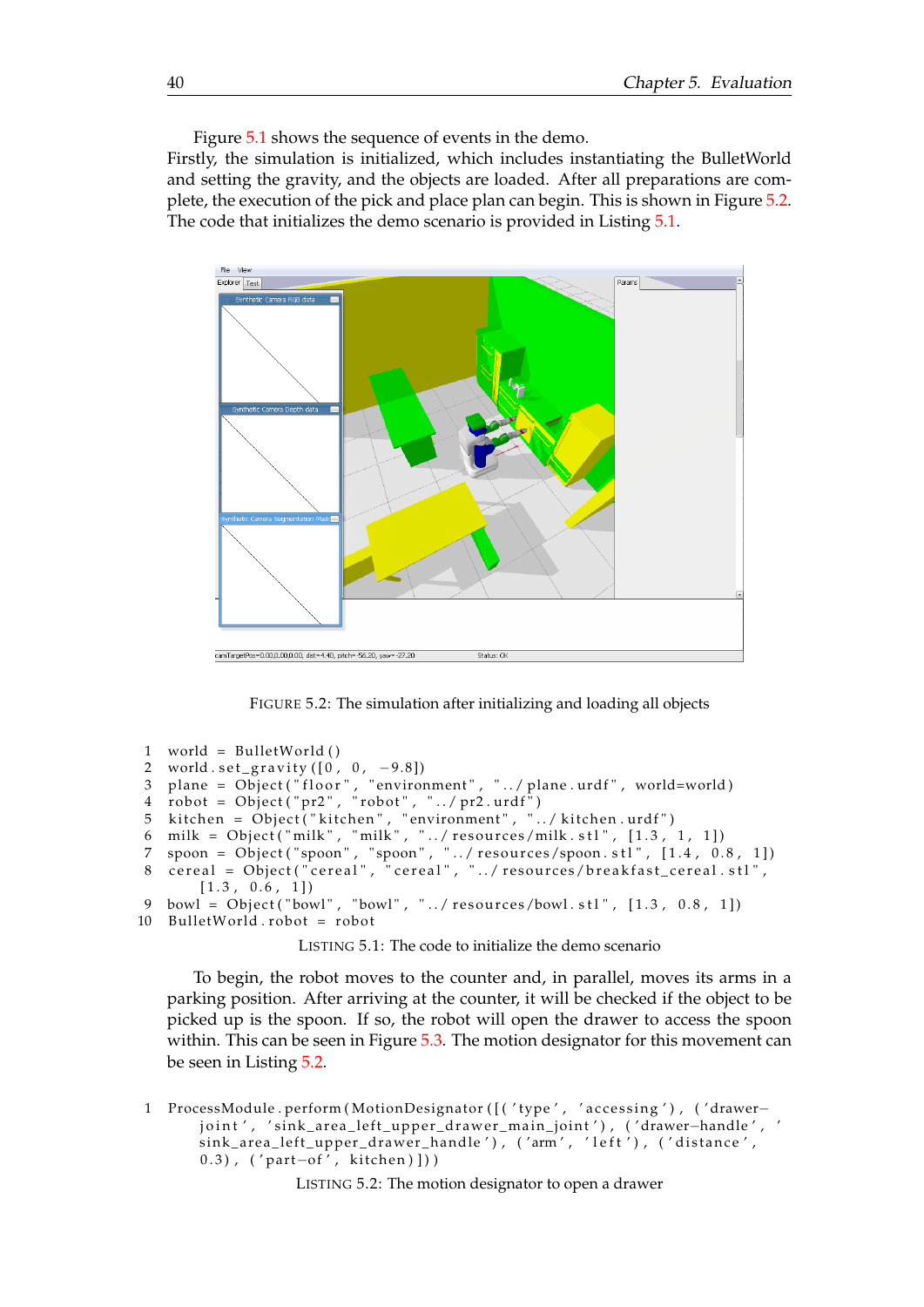Figure 5.1 shows the sequence of events in the demo.
Firstly, the simulation is initialized, which includes instantiating the BulletWorld and setting the gravity, and the objects are loaded. After all preparations are complete, the execution of the pick and place plan can begin. This is shown in Figure 5.2. The code that initializes the demo scenario is provided in Listing 5.1.

FIGURE 5.2: The simulation after initializing and loading all objects

```
1  world = BulletWorld()
2  world.set_gravity([0, 0, -9.8])
3  plane = Object("floor", "environment", "../plane.urdf", world=world)
4  robot = Object("pr2", "robot", "../pr2.urdf")
5  kitchen = Object("kitchen", "environment", "../kitchen.urdf")
6  milk = Object("milk", "milk", "../resources/milk.stl", [1.3, 1, 1])
7  spoon = Object("spoon", "spoon", "../resources/spoon.stl", [1.4, 0.8, 1])
8  cereal = Object("cereal", "cereal", "../resources/breakfast_cereal.stl",
       [1.3, 0.6, 1])
9  bowl = Object("bowl", "bowl", "../resources/bowl.stl", [1.3, 0.8, 1])
10 BulletWorld.robot = robot
```

LISTING 5.1: The code to initialize the demo scenario

To begin, the robot moves to the counter and, in parallel, moves its arms in a parking position. After arriving at the counter, it will be checked if the object to be picked up is the spoon. If so, the robot will open the drawer to access the spoon within. This can be seen in Figure 5.3. The motion designator for this movement can be seen in Listing 5.2.

```
1  ProcessModule.perform(MotionDesignator([('type', 'accessing'), ('drawer-
       joint', 'sink_area_left_upper_drawer_main_joint'), ('drawer-handle', '
       sink_area_left_upper_drawer_handle'), ('arm', 'left'), ('distance',
       0.3), ('part-of', kitchen)]))
```

LISTING 5.2: The motion designator to open a drawer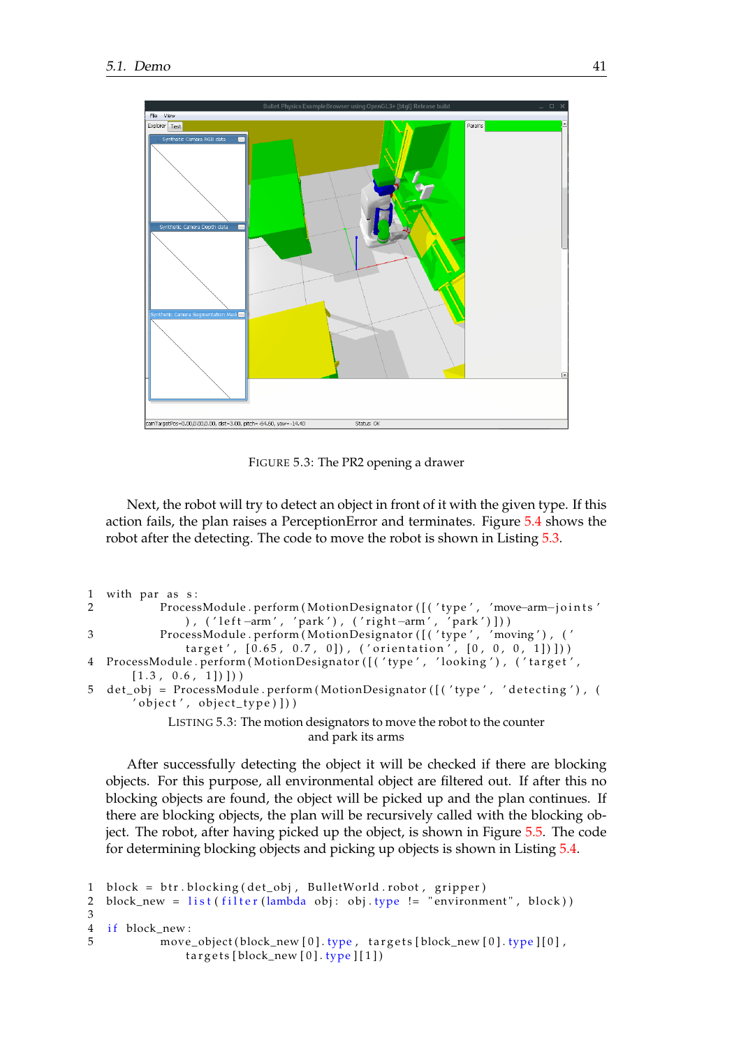FIGURE 5.3: The PR2 opening a drawer

Next, the robot will try to detect an object in front of it with the given type. If this action fails, the plan raises a PerceptionError and terminates. Figure 5.4 shows the robot after the detecting. The code to move the robot is shown in Listing 5.3.

```
1 with par as s:
2         ProcessModule.perform(MotionDesignator([('type', 'move-arm-joints'), ('left-arm', 'park'), ('right-arm', 'park')]))
3         ProcessModule.perform(MotionDesignator([('type', 'moving'), ('target', [0.65, 0.7, 0]), ('orientation', [0, 0, 0, 1])]))
4 ProcessModule.perform(MotionDesignator([('type', 'looking'), ('target', [1.3, 0.6, 1])]))
5 det_obj = ProcessModule.perform(MotionDesignator([('type', 'detecting'), ('object', object_type)]))
```

LISTING 5.3: The motion designators to move the robot to the counter and park its arms

After successfully detecting the object it will be checked if there are blocking objects. For this purpose, all environmental object are filtered out. If after this no blocking objects are found, the object will be picked up and the plan continues. If there are blocking objects, the plan will be recursively called with the blocking object. The robot, after having picked up the object, is shown in Figure 5.5. The code for determining blocking objects and picking up objects is shown in Listing 5.4.

```
1 block = btr.blocking(det_obj, BulletWorld.robot, gripper)
2 block_new = list(filter(lambda obj: obj.type != "environment", block))
3
4 if block_new:
5         move_object(block_new[0].type, targets[block_new[0].type][0],
              targets[block_new[0].type][1])
```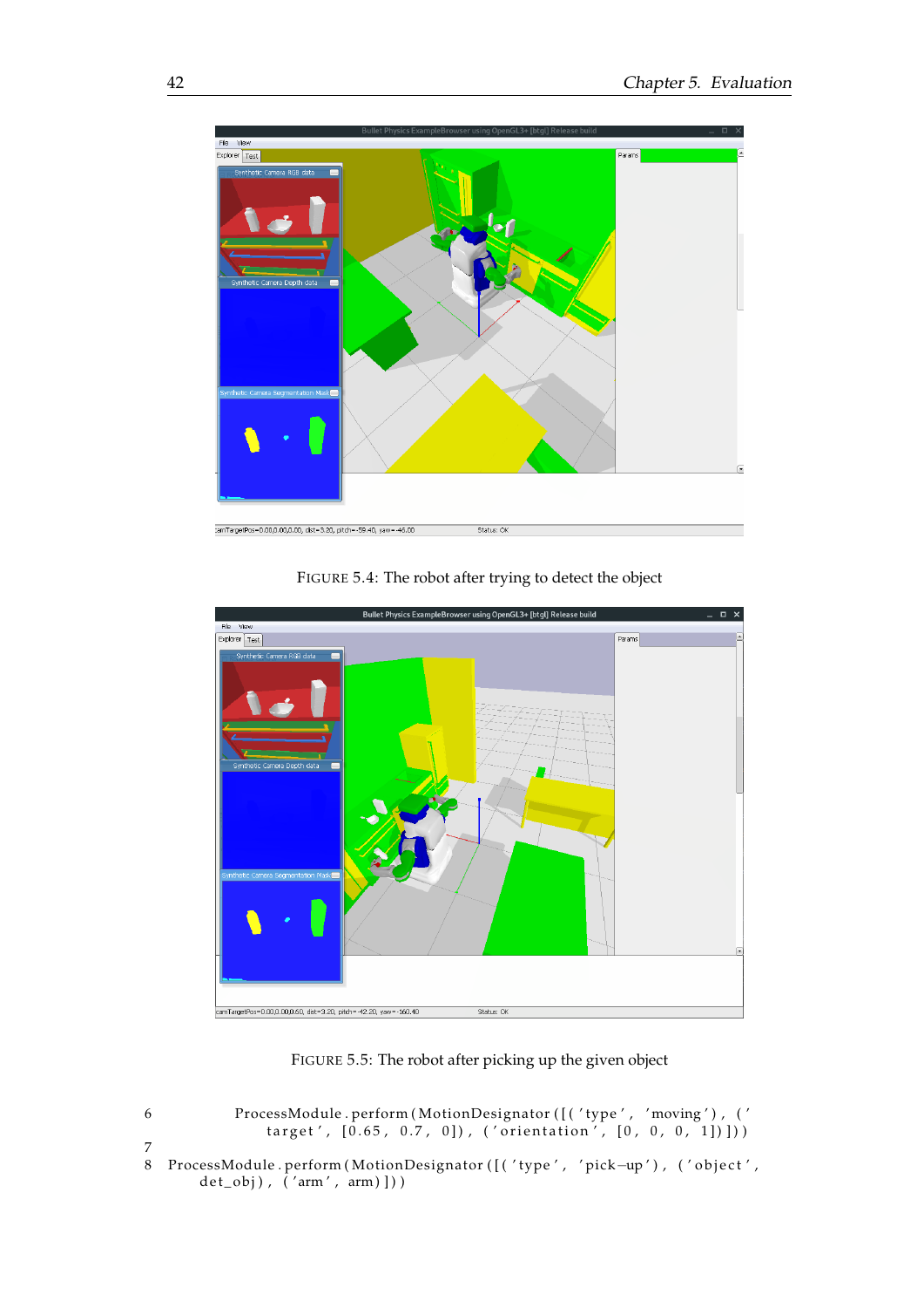FIGURE 5.4: The robot after trying to detect the object

FIGURE 5.5: The robot after picking up the given object

```
6           ProcessModule.perform(MotionDesignator([('type', 'moving'), ('
                target', [0.65, 0.7, 0]), ('orientation', [0, 0, 0, 1])]))
7
8   ProcessModule.perform(MotionDesignator([('type', 'pick-up'), ('object',
        det_obj), ('arm', arm)]))
```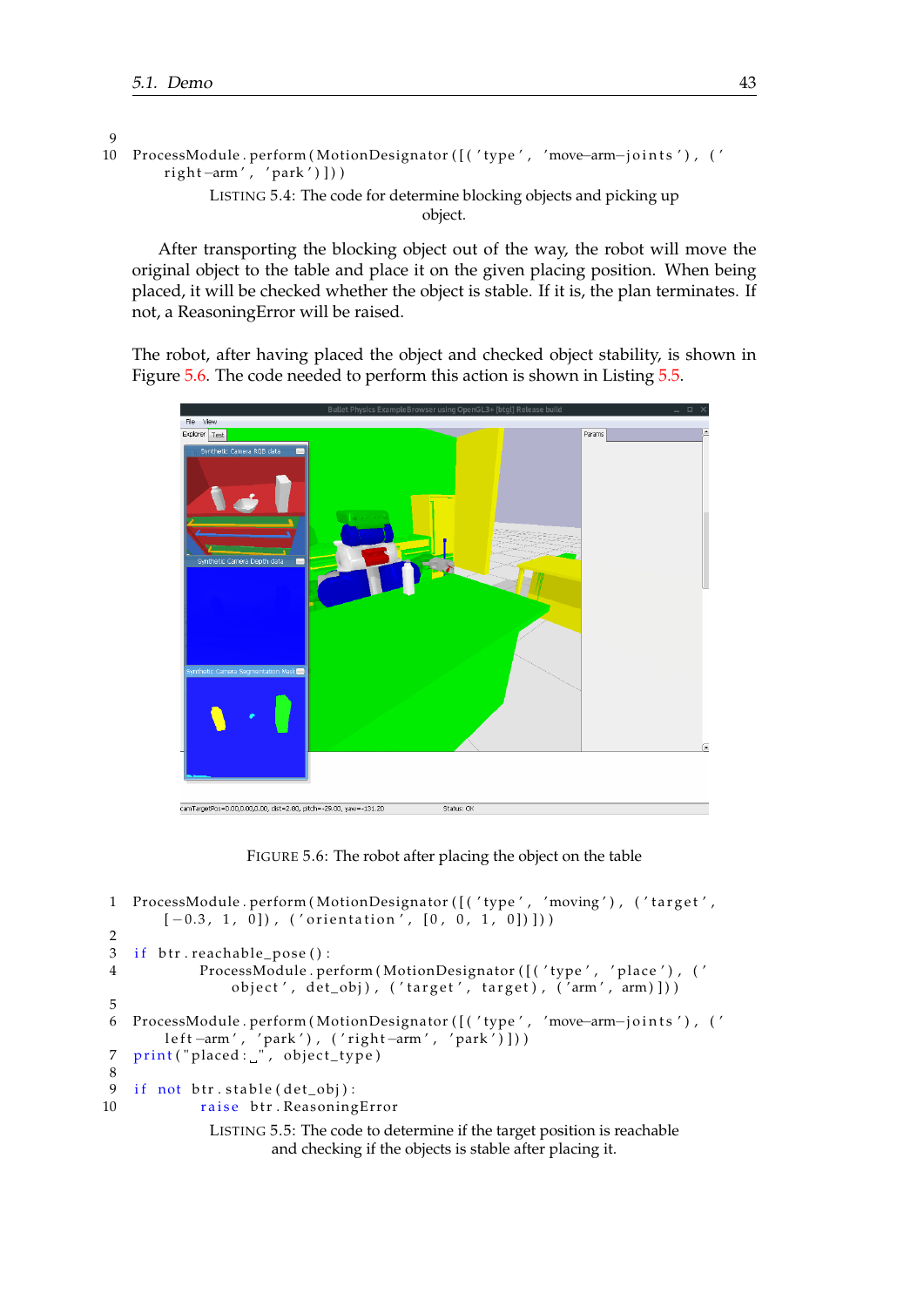```
ProcessModule.perform(MotionDesignator([('type', 'move-arm-joints'), ('right-arm', 'park')]))
```

LISTING 5.4: The code for determine blocking objects and picking up object.

After transporting the blocking object out of the way, the robot will move the original object to the table and place it on the given placing position. When being placed, it will be checked whether the object is stable. If it is, the plan terminates. If not, a ReasoningError will be raised.

The robot, after having placed the object and checked object stability, is shown in Figure 5.6. The code needed to perform this action is shown in Listing 5.5.

FIGURE 5.6: The robot after placing the object on the table

```
ProcessModule.perform(MotionDesignator([('type', 'moving'), ('target', [-0.3, 1, 0]), ('orientation', [0, 0, 1, 0])]))

if btr.reachable_pose():
        ProcessModule.perform(MotionDesignator([('type', 'place'), ('object', det_obj), ('target', target), ('arm', arm)]))

ProcessModule.perform(MotionDesignator([('type', 'move-arm-joints'), ('left-arm', 'park'), ('right-arm', 'park')]))
print("placed: ", object_type)

if not btr.stable(det_obj):
        raise btr.ReasoningError
```

LISTING 5.5: The code to determine if the target position is reachable and checking if the objects is stable after placing it.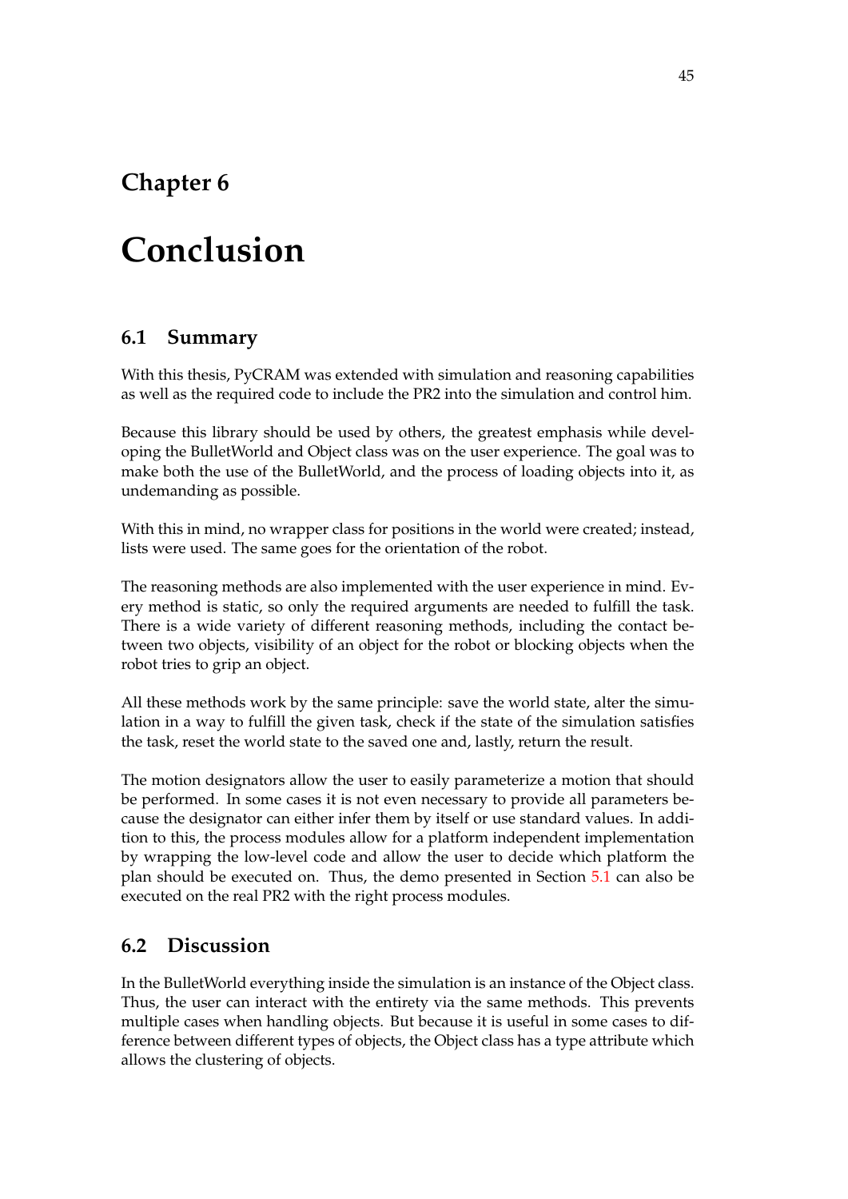# Chapter 6

# Conclusion

## 6.1 Summary

With this thesis, PyCRAM was extended with simulation and reasoning capabilities as well as the required code to include the PR2 into the simulation and control him.

Because this library should be used by others, the greatest emphasis while developing the BulletWorld and Object class was on the user experience. The goal was to make both the use of the BulletWorld, and the process of loading objects into it, as undemanding as possible.

With this in mind, no wrapper class for positions in the world were created; instead, lists were used. The same goes for the orientation of the robot.

The reasoning methods are also implemented with the user experience in mind. Every method is static, so only the required arguments are needed to fulfill the task. There is a wide variety of different reasoning methods, including the contact between two objects, visibility of an object for the robot or blocking objects when the robot tries to grip an object.

All these methods work by the same principle: save the world state, alter the simulation in a way to fulfill the given task, check if the state of the simulation satisfies the task, reset the world state to the saved one and, lastly, return the result.

The motion designators allow the user to easily parameterize a motion that should be performed. In some cases it is not even necessary to provide all parameters because the designator can either infer them by itself or use standard values. In addition to this, the process modules allow for a platform independent implementation by wrapping the low-level code and allow the user to decide which platform the plan should be executed on. Thus, the demo presented in Section 5.1 can also be executed on the real PR2 with the right process modules.

## 6.2 Discussion

In the BulletWorld everything inside the simulation is an instance of the Object class. Thus, the user can interact with the entirety via the same methods. This prevents multiple cases when handling objects. But because it is useful in some cases to difference between different types of objects, the Object class has a type attribute which allows the clustering of objects.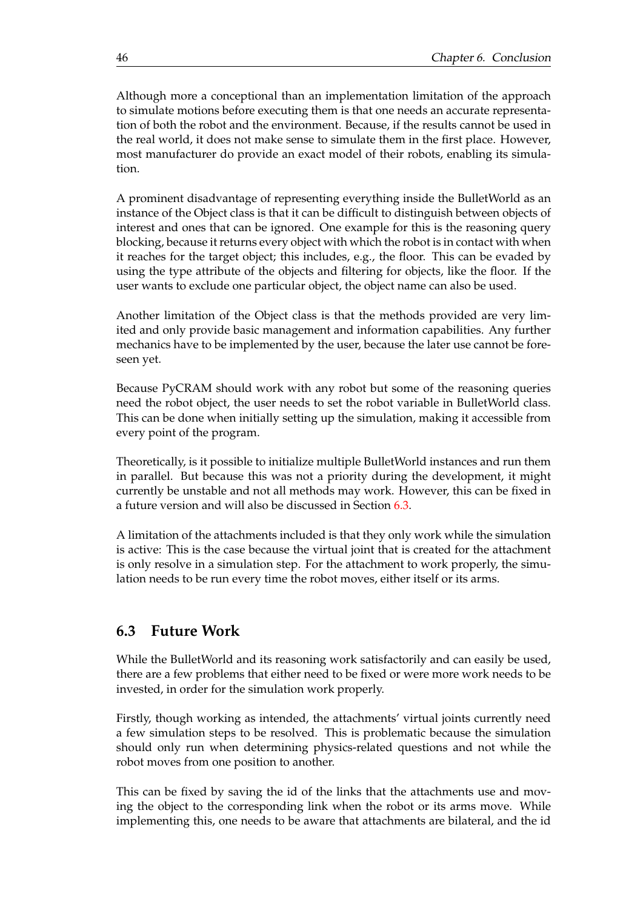Although more a conceptional than an implementation limitation of the approach to simulate motions before executing them is that one needs an accurate representation of both the robot and the environment. Because, if the results cannot be used in the real world, it does not make sense to simulate them in the first place. However, most manufacturer do provide an exact model of their robots, enabling its simulation.

A prominent disadvantage of representing everything inside the BulletWorld as an instance of the Object class is that it can be difficult to distinguish between objects of interest and ones that can be ignored. One example for this is the reasoning query blocking, because it returns every object with which the robot is in contact with when it reaches for the target object; this includes, e.g., the floor. This can be evaded by using the type attribute of the objects and filtering for objects, like the floor. If the user wants to exclude one particular object, the object name can also be used.

Another limitation of the Object class is that the methods provided are very limited and only provide basic management and information capabilities. Any further mechanics have to be implemented by the user, because the later use cannot be foreseen yet.

Because PyCRAM should work with any robot but some of the reasoning queries need the robot object, the user needs to set the robot variable in BulletWorld class. This can be done when initially setting up the simulation, making it accessible from every point of the program.

Theoretically, is it possible to initialize multiple BulletWorld instances and run them in parallel. But because this was not a priority during the development, it might currently be unstable and not all methods may work. However, this can be fixed in a future version and will also be discussed in Section 6.3.

A limitation of the attachments included is that they only work while the simulation is active: This is the case because the virtual joint that is created for the attachment is only resolve in a simulation step. For the attachment to work properly, the simulation needs to be run every time the robot moves, either itself or its arms.

## 6.3 Future Work

While the BulletWorld and its reasoning work satisfactorily and can easily be used, there are a few problems that either need to be fixed or were more work needs to be invested, in order for the simulation work properly.

Firstly, though working as intended, the attachments' virtual joints currently need a few simulation steps to be resolved. This is problematic because the simulation should only run when determining physics-related questions and not while the robot moves from one position to another.

This can be fixed by saving the id of the links that the attachments use and moving the object to the corresponding link when the robot or its arms move. While implementing this, one needs to be aware that attachments are bilateral, and the id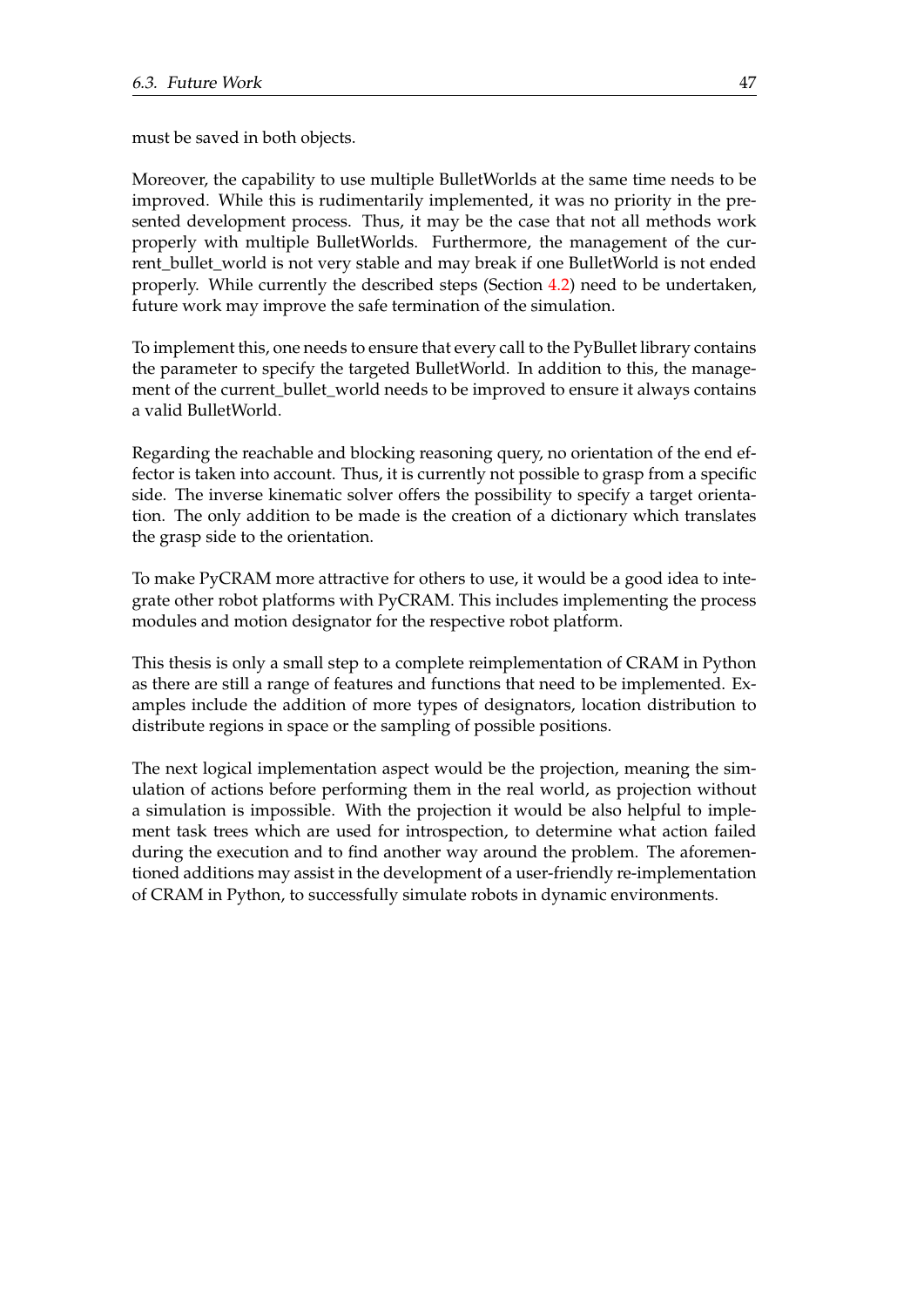must be saved in both objects.

Moreover, the capability to use multiple BulletWorlds at the same time needs to be improved. While this is rudimentarily implemented, it was no priority in the presented development process. Thus, it may be the case that not all methods work properly with multiple BulletWorlds. Furthermore, the management of the current_bullet_world is not very stable and may break if one BulletWorld is not ended properly. While currently the described steps (Section 4.2) need to be undertaken, future work may improve the safe termination of the simulation.

To implement this, one needs to ensure that every call to the PyBullet library contains the parameter to specify the targeted BulletWorld. In addition to this, the management of the current_bullet_world needs to be improved to ensure it always contains a valid BulletWorld.

Regarding the reachable and blocking reasoning query, no orientation of the end effector is taken into account. Thus, it is currently not possible to grasp from a specific side. The inverse kinematic solver offers the possibility to specify a target orientation. The only addition to be made is the creation of a dictionary which translates the grasp side to the orientation.

To make PyCRAM more attractive for others to use, it would be a good idea to integrate other robot platforms with PyCRAM. This includes implementing the process modules and motion designator for the respective robot platform.

This thesis is only a small step to a complete reimplementation of CRAM in Python as there are still a range of features and functions that need to be implemented. Examples include the addition of more types of designators, location distribution to distribute regions in space or the sampling of possible positions.

The next logical implementation aspect would be the projection, meaning the simulation of actions before performing them in the real world, as projection without a simulation is impossible. With the projection it would be also helpful to implement task trees which are used for introspection, to determine what action failed during the execution and to find another way around the problem. The aforementioned additions may assist in the development of a user-friendly re-implementation of CRAM in Python, to successfully simulate robots in dynamic environments.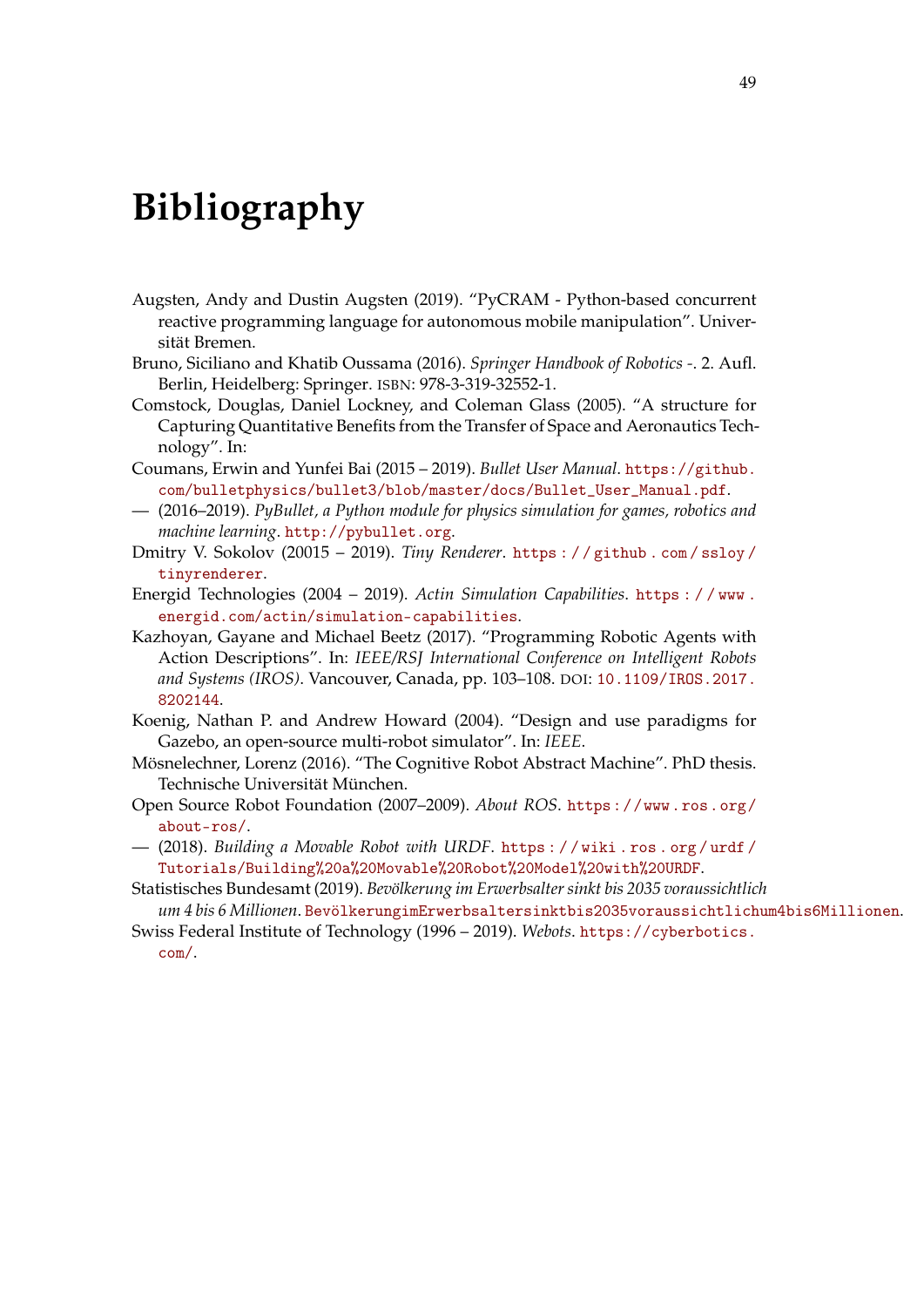# Bibliography

Augsten, Andy and Dustin Augsten (2019). "PyCRAM - Python-based concurrent reactive programming language for autonomous mobile manipulation". Universität Bremen.

Bruno, Siciliano and Khatib Oussama (2016). *Springer Handbook of Robotics -*. 2. Aufl. Berlin, Heidelberg: Springer. ISBN: 978-3-319-32552-1.

Comstock, Douglas, Daniel Lockney, and Coleman Glass (2005). "A structure for Capturing Quantitative Benefits from the Transfer of Space and Aeronautics Technology". In:

Coumans, Erwin and Yunfei Bai (2015 – 2019). *Bullet User Manual*. https://github.com/bulletphysics/bullet3/blob/master/docs/Bullet_User_Manual.pdf.

— (2016–2019). *PyBullet, a Python module for physics simulation for games, robotics and machine learning*. http://pybullet.org.

Dmitry V. Sokolov (20015 – 2019). *Tiny Renderer*. https://github.com/ssloy/tinyrenderer.

Energid Technologies (2004 – 2019). *Actin Simulation Capabilities*. https://www.energid.com/actin/simulation-capabilities.

Kazhoyan, Gayane and Michael Beetz (2017). "Programming Robotic Agents with Action Descriptions". In: *IEEE/RSJ International Conference on Intelligent Robots and Systems (IROS)*. Vancouver, Canada, pp. 103–108. DOI: 10.1109/IROS.2017.8202144.

Koenig, Nathan P. and Andrew Howard (2004). "Design and use paradigms for Gazebo, an open-source multi-robot simulator". In: *IEEE*.

Mösnelechner, Lorenz (2016). "The Cognitive Robot Abstract Machine". PhD thesis. Technische Universität München.

Open Source Robot Foundation (2007–2009). *About ROS*. https://www.ros.org/about-ros/.

— (2018). *Building a Movable Robot with URDF*. https://wiki.ros.org/urdf/Tutorials/Building%20a%20Movable%20Robot%20Model%20with%20URDF.

Statistisches Bundesamt (2019). *Bevölkerung im Erwerbsalter sinkt bis 2035 voraussichtlich um 4 bis 6 Millionen*. BevölkerungimErwerbsaltersinktbis2035voraussichtlichum4bis6Millionen.

Swiss Federal Institute of Technology (1996 – 2019). *Webots*. https://cyberbotics.com/.